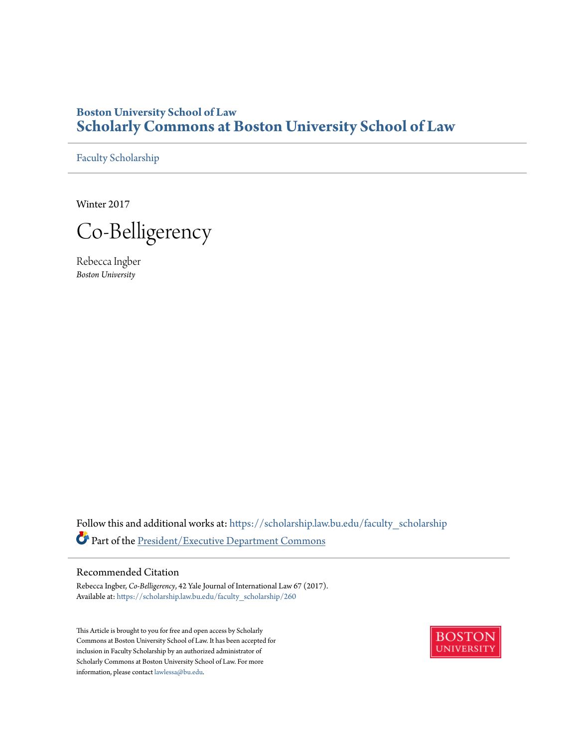Boston University School of Law

# Scholarly Commons at Boston University School of Law

Faculty Scholarship

Winter 2017

# Co-Belligerency

Rebecca Ingber

*Boston University*

Follow this and additional works at: https://scholarship.law.bu.edu/faculty_scholarship

Part of the President/Executive Department Commons

## Recommended Citation

Rebecca Ingber, *Co-Belligerency*, 42 Yale Journal of International Law 67 (2017).
Available at: https://scholarship.law.bu.edu/faculty_scholarship/260

This Article is brought to you for free and open access by Scholarly Commons at Boston University School of Law. It has been accepted for inclusion in Faculty Scholarship by an authorized administrator of Scholarly Commons at Boston University School of Law. For more information, please contact lawlessa@bu.edu.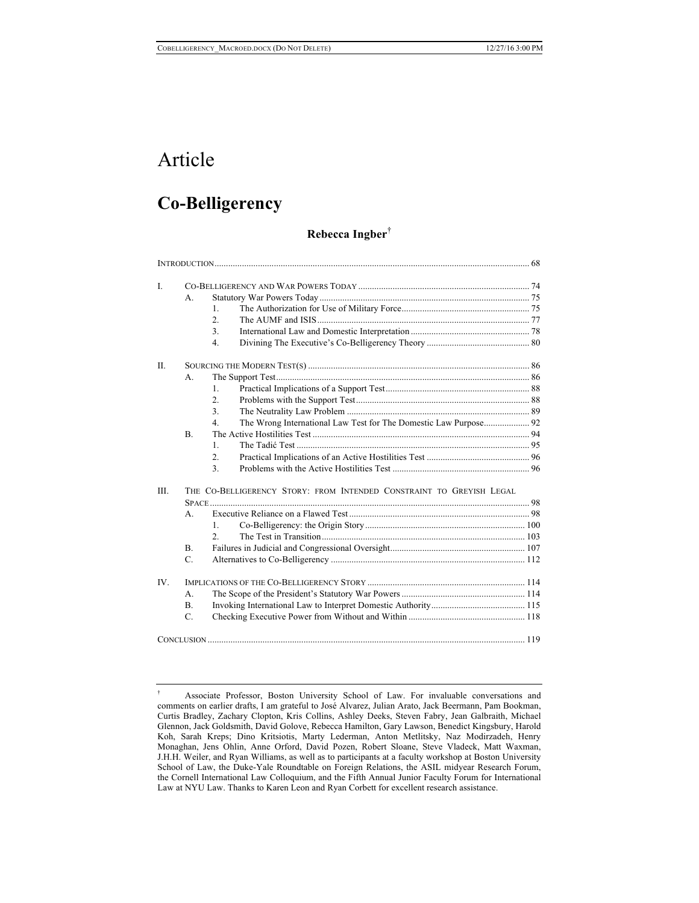# Article

## Co-Belligerency

**Rebecca Ingber**[†]

INTRODUCTION ........ 68

I. CO-BELLIGERENCY AND WAR POWERS TODAY ........ 74
  - A. Statutory War Powers Today ........ 75
    1. The Authorization for Use of Military Force ........ 75
    2. The AUMF and ISIS ........ 77
    3. International Law and Domestic Interpretation ........ 78
    4. Divining The Executive's Co-Belligerency Theory ........ 80

II. SOURCING THE MODERN TEST(S) ........ 86
  - A. The Support Test ........ 86
    1. Practical Implications of a Support Test ........ 88
    2. Problems with the Support Test ........ 88
    3. The Neutrality Law Problem ........ 89
    4. The Wrong International Law Test for The Domestic Law Purpose ........ 92
  - B. The Active Hostilities Test ........ 94
    1. The Tadić Test ........ 95
    2. Practical Implications of an Active Hostilities Test ........ 96
    3. Problems with the Active Hostilities Test ........ 96

III. THE CO-BELLIGERENCY STORY: FROM INTENDED CONSTRAINT TO GREYISH LEGAL SPACE ........ 98
  - A. Executive Reliance on a Flawed Test ........ 98
    1. Co-Belligerency: the Origin Story ........ 100
    2. The Test in Transition ........ 103
  - B. Failures in Judicial and Congressional Oversight ........ 107
  - C. Alternatives to Co-Belligerency ........ 112

IV. IMPLICATIONS OF THE CO-BELLIGERENCY STORY ........ 114
  - A. The Scope of the President's Statutory War Powers ........ 114
  - B. Invoking International Law to Interpret Domestic Authority ........ 115
  - C. Checking Executive Power from Without and Within ........ 118

CONCLUSION ........ 119

---

† Associate Professor, Boston University School of Law. For invaluable conversations and comments on earlier drafts, I am grateful to José Alvarez, Julian Arato, Jack Beermann, Pam Bookman, Curtis Bradley, Zachary Clopton, Kris Collins, Ashley Deeks, Steven Fabry, Jean Galbraith, Michael Glennon, Jack Goldsmith, David Golove, Rebecca Hamilton, Gary Lawson, Benedict Kingsbury, Harold Koh, Sarah Kreps; Dino Kritsiotis, Marty Lederman, Anton Metlitsky, Naz Modirzadeh, Henry Monaghan, Jens Ohlin, Anne Orford, David Pozen, Robert Sloane, Steve Vladeck, Matt Waxman, J.H.H. Weiler, and Ryan Williams, as well as to participants at a faculty workshop at Boston University School of Law, the Duke-Yale Roundtable on Foreign Relations, the ASIL midyear Research Forum, the Cornell International Law Colloquium, and the Fifth Annual Junior Faculty Forum for International Law at NYU Law. Thanks to Karen Leon and Ryan Corbett for excellent research assistance.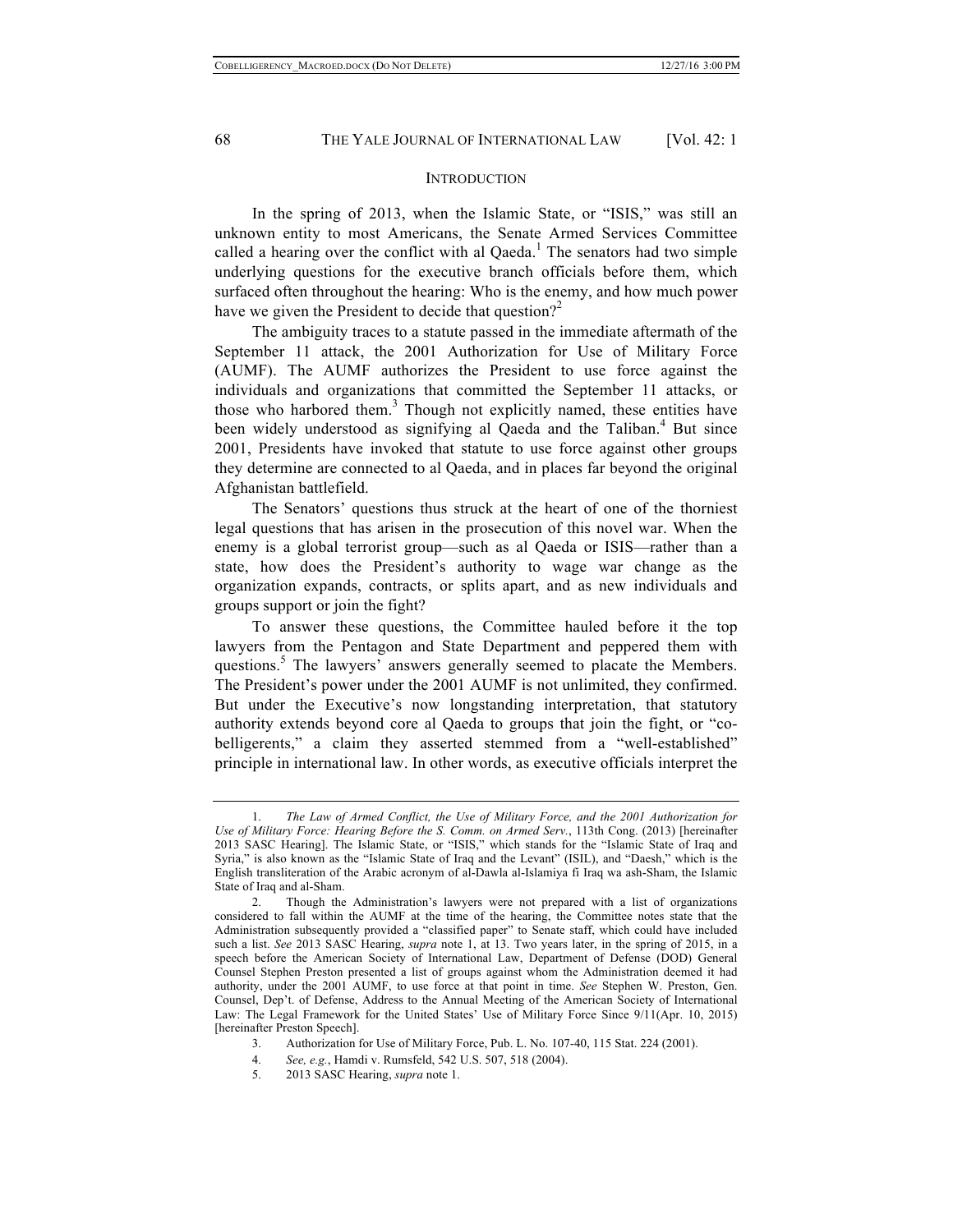## INTRODUCTION

In the spring of 2013, when the Islamic State, or "ISIS," was still an unknown entity to most Americans, the Senate Armed Services Committee called a hearing over the conflict with al Qaeda.[1] The senators had two simple underlying questions for the executive branch officials before them, which surfaced often throughout the hearing: Who is the enemy, and how much power have we given the President to decide that question?[2]

The ambiguity traces to a statute passed in the immediate aftermath of the September 11 attack, the 2001 Authorization for Use of Military Force (AUMF). The AUMF authorizes the President to use force against the individuals and organizations that committed the September 11 attacks, or those who harbored them.[3] Though not explicitly named, these entities have been widely understood as signifying al Qaeda and the Taliban.[4] But since 2001, Presidents have invoked that statute to use force against other groups they determine are connected to al Qaeda, and in places far beyond the original Afghanistan battlefield.

The Senators' questions thus struck at the heart of one of the thorniest legal questions that has arisen in the prosecution of this novel war. When the enemy is a global terrorist group—such as al Qaeda or ISIS—rather than a state, how does the President's authority to wage war change as the organization expands, contracts, or splits apart, and as new individuals and groups support or join the fight?

To answer these questions, the Committee hauled before it the top lawyers from the Pentagon and State Department and peppered them with questions.[5] The lawyers' answers generally seemed to placate the Members. The President's power under the 2001 AUMF is not unlimited, they confirmed. But under the Executive's now longstanding interpretation, that statutory authority extends beyond core al Qaeda to groups that join the fight, or "co-belligerents," a claim they asserted stemmed from a "well-established" principle in international law. In other words, as executive officials interpret the

---

1. *The Law of Armed Conflict, the Use of Military Force, and the 2001 Authorization for Use of Military Force: Hearing Before the S. Comm. on Armed Serv.*, 113th Cong. (2013) [hereinafter 2013 SASC Hearing]. The Islamic State, or "ISIS," which stands for the "Islamic State of Iraq and Syria," is also known as the "Islamic State of Iraq and the Levant" (ISIL), and "Daesh," which is the English transliteration of the Arabic acronym of al-Dawla al-Islamiya fi Iraq wa ash-Sham, the Islamic State of Iraq and al-Sham.

2. Though the Administration's lawyers were not prepared with a list of organizations considered to fall within the AUMF at the time of the hearing, the Committee notes state that the Administration subsequently provided a "classified paper" to Senate staff, which could have included such a list. *See* 2013 SASC Hearing, *supra* note 1, at 13. Two years later, in the spring of 2015, in a speech before the American Society of International Law, Department of Defense (DOD) General Counsel Stephen Preston presented a list of groups against whom the Administration deemed it had authority, under the 2001 AUMF, to use force at that point in time. *See* Stephen W. Preston, Gen. Counsel, Dep't. of Defense, Address to the Annual Meeting of the American Society of International Law: The Legal Framework for the United States' Use of Military Force Since 9/11(Apr. 10, 2015) [hereinafter Preston Speech].

3. Authorization for Use of Military Force, Pub. L. No. 107-40, 115 Stat. 224 (2001).

4. *See, e.g.*, Hamdi v. Rumsfeld, 542 U.S. 507, 518 (2004).

5. 2013 SASC Hearing, *supra* note 1.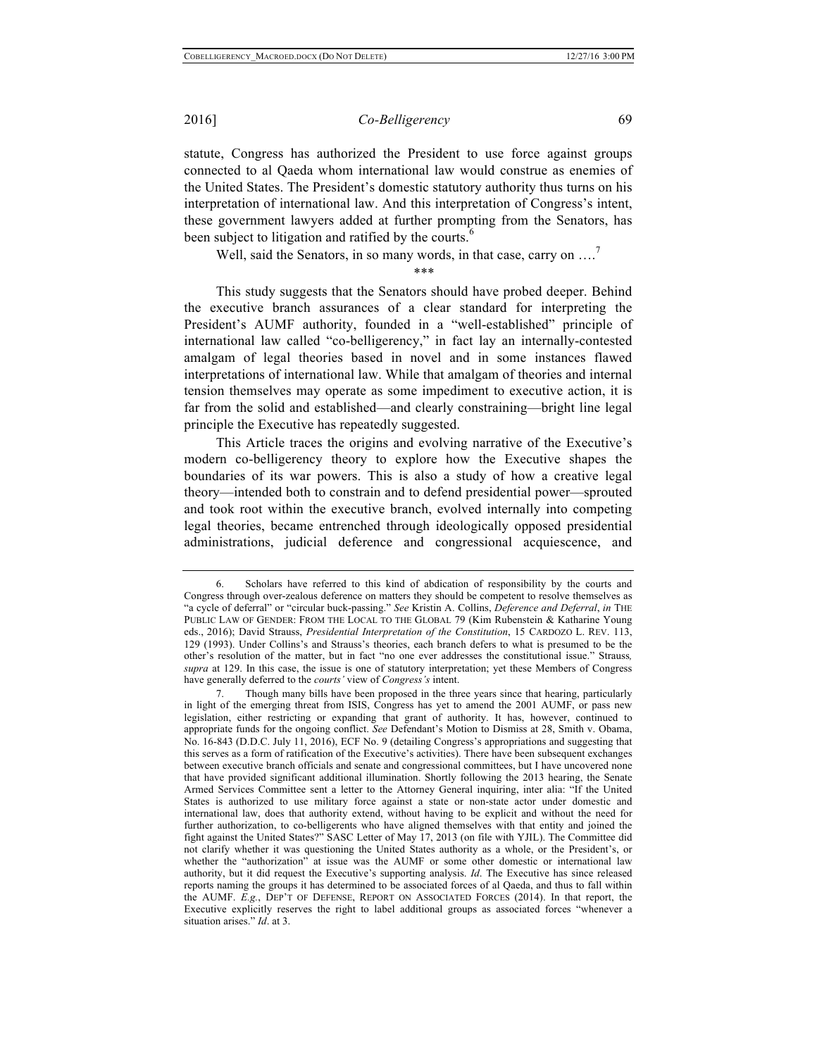statute, Congress has authorized the President to use force against groups connected to al Qaeda whom international law would construe as enemies of the United States. The President's domestic statutory authority thus turns on his interpretation of international law. And this interpretation of Congress's intent, these government lawyers added at further prompting from the Senators, has been subject to litigation and ratified by the courts.[6]

Well, said the Senators, in so many words, in that case, carry on ….[7]

\*\*\*

This study suggests that the Senators should have probed deeper. Behind the executive branch assurances of a clear standard for interpreting the President's AUMF authority, founded in a "well-established" principle of international law called "co-belligerency," in fact lay an internally-contested amalgam of legal theories based in novel and in some instances flawed interpretations of international law. While that amalgam of theories and internal tension themselves may operate as some impediment to executive action, it is far from the solid and established—and clearly constraining—bright line legal principle the Executive has repeatedly suggested.

This Article traces the origins and evolving narrative of the Executive's modern co-belligerency theory to explore how the Executive shapes the boundaries of its war powers. This is also a study of how a creative legal theory—intended both to constrain and to defend presidential power—sprouted and took root within the executive branch, evolved internally into competing legal theories, became entrenched through ideologically opposed presidential administrations, judicial deference and congressional acquiescence, and

---

6. Scholars have referred to this kind of abdication of responsibility by the courts and Congress through over-zealous deference on matters they should be competent to resolve themselves as "a cycle of deferral" or "circular buck-passing." *See* Kristin A. Collins, *Deference and Deferral*, *in* THE PUBLIC LAW OF GENDER: FROM THE LOCAL TO THE GLOBAL 79 (Kim Rubenstein & Katharine Young eds., 2016); David Strauss, *Presidential Interpretation of the Constitution*, 15 CARDOZO L. REV. 113, 129 (1993). Under Collins's and Strauss's theories, each branch defers to what is presumed to be the other's resolution of the matter, but in fact "no one ever addresses the constitutional issue." Strauss*, supra* at 129. In this case, the issue is one of statutory interpretation; yet these Members of Congress have generally deferred to the *courts'* view of *Congress's* intent.

7. Though many bills have been proposed in the three years since that hearing, particularly in light of the emerging threat from ISIS, Congress has yet to amend the 2001 AUMF, or pass new legislation, either restricting or expanding that grant of authority. It has, however, continued to appropriate funds for the ongoing conflict. *See* Defendant's Motion to Dismiss at 28, Smith v. Obama, No. 16-843 (D.D.C. July 11, 2016), ECF No. 9 (detailing Congress's appropriations and suggesting that this serves as a form of ratification of the Executive's activities). There have been subsequent exchanges between executive branch officials and senate and congressional committees, but I have uncovered none that have provided significant additional illumination. Shortly following the 2013 hearing, the Senate Armed Services Committee sent a letter to the Attorney General inquiring, inter alia: "If the United States is authorized to use military force against a state or non-state actor under domestic and international law, does that authority extend, without having to be explicit and without the need for further authorization, to co-belligerents who have aligned themselves with that entity and joined the fight against the United States?" SASC Letter of May 17, 2013 (on file with YJIL). The Committee did not clarify whether it was questioning the United States authority as a whole, or the President's, or whether the "authorization" at issue was the AUMF or some other domestic or international law authority, but it did request the Executive's supporting analysis. *Id*. The Executive has since released reports naming the groups it has determined to be associated forces of al Qaeda, and thus to fall within the AUMF. *E.g.*, DEP'T OF DEFENSE, REPORT ON ASSOCIATED FORCES (2014). In that report, the Executive explicitly reserves the right to label additional groups as associated forces "whenever a situation arises." *Id*. at 3.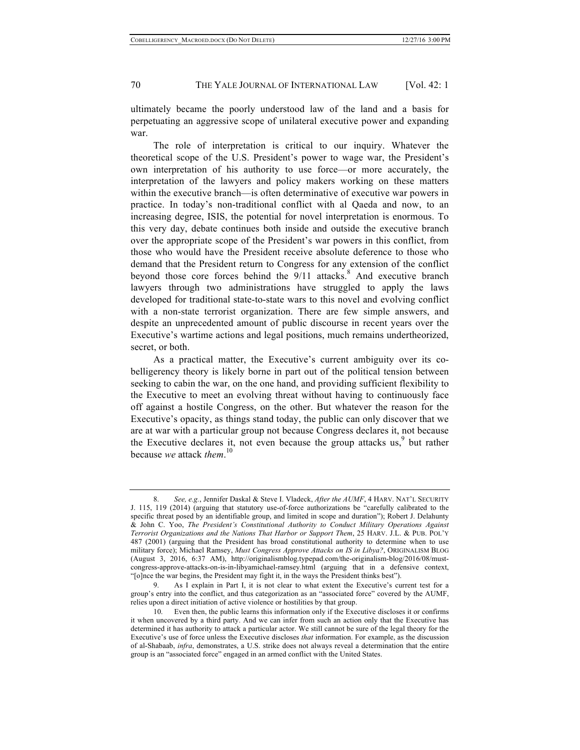ultimately became the poorly understood law of the land and a basis for perpetuating an aggressive scope of unilateral executive power and expanding war.

The role of interpretation is critical to our inquiry. Whatever the theoretical scope of the U.S. President's power to wage war, the President's own interpretation of his authority to use force—or more accurately, the interpretation of the lawyers and policy makers working on these matters within the executive branch—is often determinative of executive war powers in practice. In today's non-traditional conflict with al Qaeda and now, to an increasing degree, ISIS, the potential for novel interpretation is enormous. To this very day, debate continues both inside and outside the executive branch over the appropriate scope of the President's war powers in this conflict, from those who would have the President receive absolute deference to those who demand that the President return to Congress for any extension of the conflict beyond those core forces behind the 9/11 attacks.[8] And executive branch lawyers through two administrations have struggled to apply the laws developed for traditional state-to-state wars to this novel and evolving conflict with a non-state terrorist organization. There are few simple answers, and despite an unprecedented amount of public discourse in recent years over the Executive's wartime actions and legal positions, much remains undertheorized, secret, or both.

As a practical matter, the Executive's current ambiguity over its co-belligerency theory is likely borne in part out of the political tension between seeking to cabin the war, on the one hand, and providing sufficient flexibility to the Executive to meet an evolving threat without having to continuously face off against a hostile Congress, on the other. But whatever the reason for the Executive's opacity, as things stand today, the public can only discover that we are at war with a particular group not because Congress declares it, not because the Executive declares it, not even because the group attacks us,[9] but rather because *we* attack *them*.[10]

---

8. *See, e.g.*, Jennifer Daskal & Steve I. Vladeck, *After the AUMF*, 4 HARV. NAT'L SECURITY J. 115, 119 (2014) (arguing that statutory use-of-force authorizations be "carefully calibrated to the specific threat posed by an identifiable group, and limited in scope and duration"); Robert J. Delahunty & John C. Yoo, *The President's Constitutional Authority to Conduct Military Operations Against Terrorist Organizations and the Nations That Harbor or Support Them*, 25 HARV. J.L. & PUB. POL'Y 487 (2001) (arguing that the President has broad constitutional authority to determine when to use military force); Michael Ramsey, *Must Congress Approve Attacks on IS in Libya?*, ORIGINALISM BLOG (August 3, 2016, 6:37 AM), http://originalismblog.typepad.com/the-originalism-blog/2016/08/must-congress-approve-attacks-on-is-in-libyamichael-ramsey.html (arguing that in a defensive context, "[o]nce the war begins, the President may fight it, in the ways the President thinks best").

9. As I explain in Part I, it is not clear to what extent the Executive's current test for a group's entry into the conflict, and thus categorization as an "associated force" covered by the AUMF, relies upon a direct initiation of active violence or hostilities by that group.

10. Even then, the public learns this information only if the Executive discloses it or confirms it when uncovered by a third party. And we can infer from such an action only that the Executive has determined it has authority to attack a particular actor. We still cannot be sure of the legal theory for the Executive's use of force unless the Executive discloses *that* information. For example, as the discussion of al-Shabaab, *infra*, demonstrates, a U.S. strike does not always reveal a determination that the entire group is an "associated force" engaged in an armed conflict with the United States.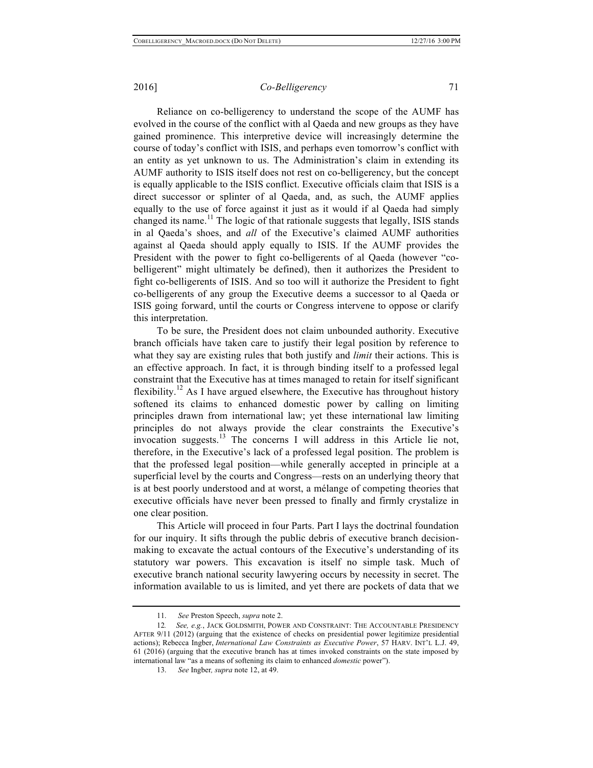Reliance on co-belligerency to understand the scope of the AUMF has evolved in the course of the conflict with al Qaeda and new groups as they have gained prominence. This interpretive device will increasingly determine the course of today's conflict with ISIS, and perhaps even tomorrow's conflict with an entity as yet unknown to us. The Administration's claim in extending its AUMF authority to ISIS itself does not rest on co-belligerency, but the concept is equally applicable to the ISIS conflict. Executive officials claim that ISIS is a direct successor or splinter of al Qaeda, and, as such, the AUMF applies equally to the use of force against it just as it would if al Qaeda had simply changed its name.[11] The logic of that rationale suggests that legally, ISIS stands in al Qaeda's shoes, and *all* of the Executive's claimed AUMF authorities against al Qaeda should apply equally to ISIS. If the AUMF provides the President with the power to fight co-belligerents of al Qaeda (however "co-belligerent" might ultimately be defined), then it authorizes the President to fight co-belligerents of ISIS. And so too will it authorize the President to fight co-belligerents of any group the Executive deems a successor to al Qaeda or ISIS going forward, until the courts or Congress intervene to oppose or clarify this interpretation.

To be sure, the President does not claim unbounded authority. Executive branch officials have taken care to justify their legal position by reference to what they say are existing rules that both justify and *limit* their actions. This is an effective approach. In fact, it is through binding itself to a professed legal constraint that the Executive has at times managed to retain for itself significant flexibility.[12] As I have argued elsewhere, the Executive has throughout history softened its claims to enhanced domestic power by calling on limiting principles drawn from international law; yet these international law limiting principles do not always provide the clear constraints the Executive's invocation suggests.[13] The concerns I will address in this Article lie not, therefore, in the Executive's lack of a professed legal position. The problem is that the professed legal position—while generally accepted in principle at a superficial level by the courts and Congress—rests on an underlying theory that is at best poorly understood and at worst, a mélange of competing theories that executive officials have never been pressed to finally and firmly crystalize in one clear position.

This Article will proceed in four Parts. Part I lays the doctrinal foundation for our inquiry. It sifts through the public debris of executive branch decision-making to excavate the actual contours of the Executive's understanding of its statutory war powers. This excavation is itself no simple task. Much of executive branch national security lawyering occurs by necessity in secret. The information available to us is limited, and yet there are pockets of data that we

---

11. *See* Preston Speech, *supra* note 2.

12. *See, e.g.*, JACK GOLDSMITH, POWER AND CONSTRAINT: THE ACCOUNTABLE PRESIDENCY AFTER 9/11 (2012) (arguing that the existence of checks on presidential power legitimize presidential actions); Rebecca Ingber, *International Law Constraints as Executive Power*, 57 HARV. INT'L L.J. 49, 61 (2016) (arguing that the executive branch has at times invoked constraints on the state imposed by international law "as a means of softening its claim to enhanced *domestic* power").

13. *See* Ingber, *supra* note 12, at 49.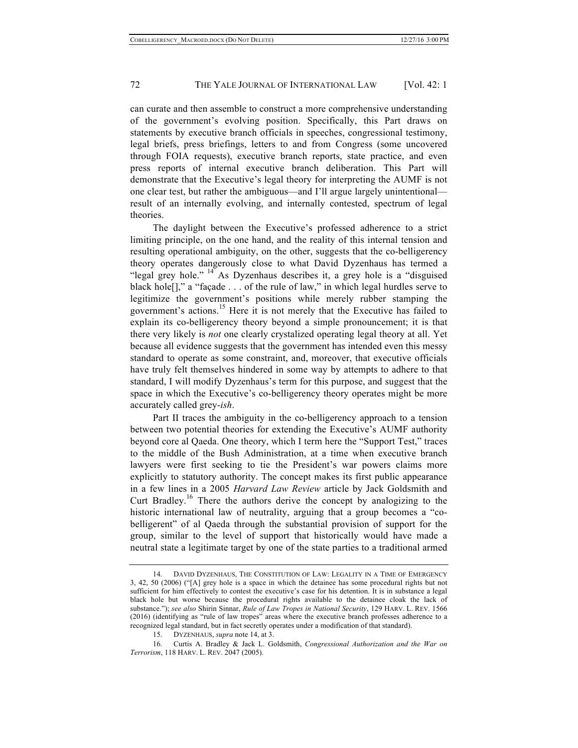can curate and then assemble to construct a more comprehensive understanding of the government's evolving position. Specifically, this Part draws on statements by executive branch officials in speeches, congressional testimony, legal briefs, press briefings, letters to and from Congress (some uncovered through FOIA requests), executive branch reports, state practice, and even press reports of internal executive branch deliberation. This Part will demonstrate that the Executive's legal theory for interpreting the AUMF is not one clear test, but rather the ambiguous—and I'll argue largely unintentional—result of an internally evolving, and internally contested, spectrum of legal theories.

The daylight between the Executive's professed adherence to a strict limiting principle, on the one hand, and the reality of this internal tension and resulting operational ambiguity, on the other, suggests that the co-belligerency theory operates dangerously close to what David Dyzenhaus has termed a "legal grey hole."[14] As Dyzenhaus describes it, a grey hole is a "disguised black hole[]," a "façade . . . of the rule of law," in which legal hurdles serve to legitimize the government's positions while merely rubber stamping the government's actions.[15] Here it is not merely that the Executive has failed to explain its co-belligerency theory beyond a simple pronouncement; it is that there very likely is *not* one clearly crystalized operating legal theory at all. Yet because all evidence suggests that the government has intended even this messy standard to operate as some constraint, and, moreover, that executive officials have truly felt themselves hindered in some way by attempts to adhere to that standard, I will modify Dyzenhaus's term for this purpose, and suggest that the space in which the Executive's co-belligerency theory operates might be more accurately called grey-*ish*.

Part II traces the ambiguity in the co-belligerency approach to a tension between two potential theories for extending the Executive's AUMF authority beyond core al Qaeda. One theory, which I term here the "Support Test," traces to the middle of the Bush Administration, at a time when executive branch lawyers were first seeking to tie the President's war powers claims more explicitly to statutory authority. The concept makes its first public appearance in a few lines in a 2005 *Harvard Law Review* article by Jack Goldsmith and Curt Bradley.[16] There the authors derive the concept by analogizing to the historic international law of neutrality, arguing that a group becomes a "co-belligerent" of al Qaeda through the substantial provision of support for the group, similar to the level of support that historically would have made a neutral state a legitimate target by one of the state parties to a traditional armed

---

14. DAVID DYZENHAUS, THE CONSTITUTION OF LAW: LEGALITY IN A TIME OF EMERGENCY 3, 42, 50 (2006) ("[A] grey hole is a space in which the detainee has some procedural rights but not sufficient for him effectively to contest the executive's case for his detention. It is in substance a legal black hole but worse because the procedural rights available to the detainee cloak the lack of substance."); *see also* Shirin Sinnar, *Rule of Law Tropes in National Security*, 129 HARV. L. REV. 1566 (2016) (identifying as "rule of law tropes" areas where the executive branch professes adherence to a recognized legal standard, but in fact secretly operates under a modification of that standard).

15. DYZENHAUS, *supra* note 14, at 3.

16. Curtis A. Bradley & Jack L. Goldsmith, *Congressional Authorization and the War on Terrorism*, 118 HARV. L. REV. 2047 (2005).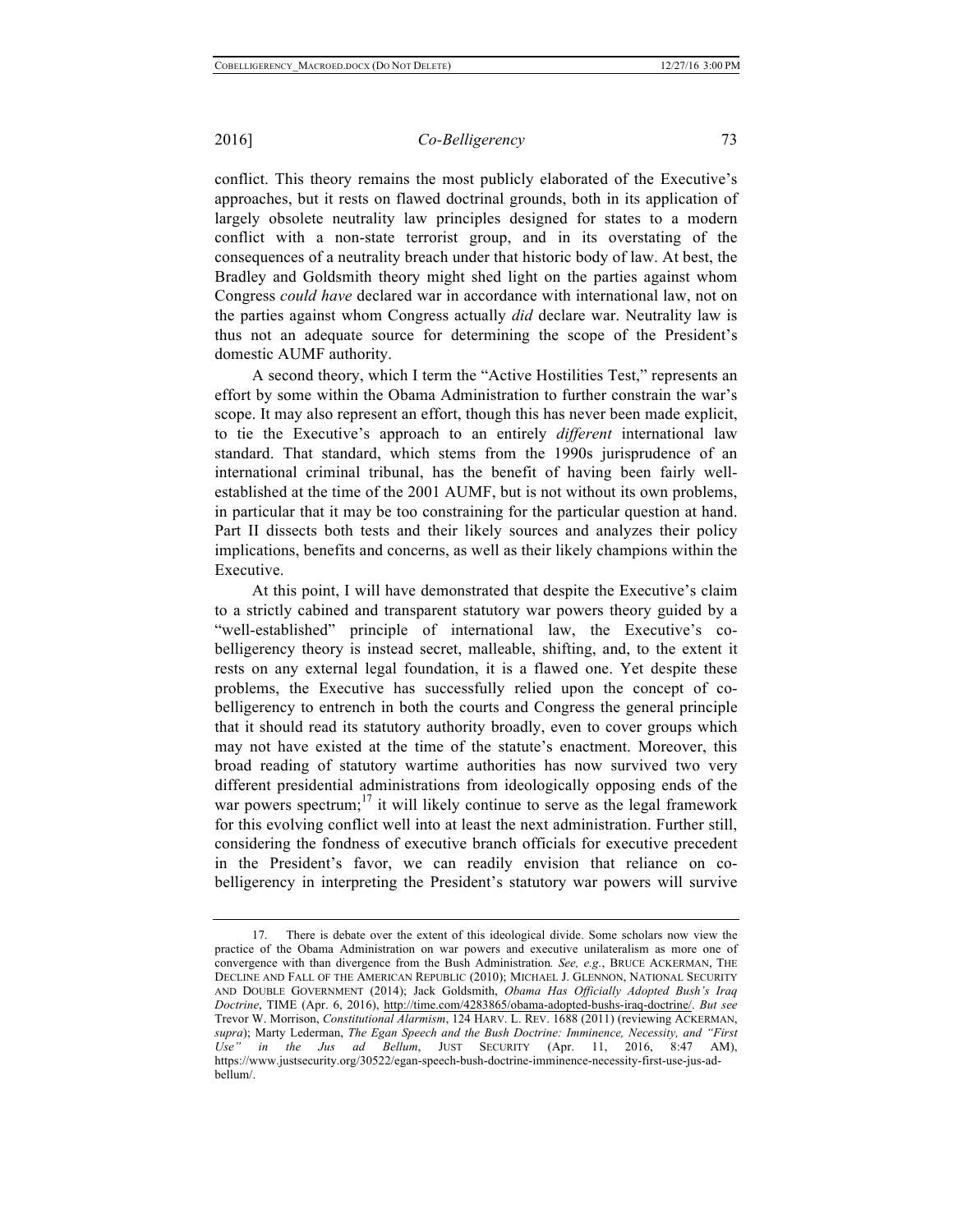conflict. This theory remains the most publicly elaborated of the Executive's approaches, but it rests on flawed doctrinal grounds, both in its application of largely obsolete neutrality law principles designed for states to a modern conflict with a non-state terrorist group, and in its overstating of the consequences of a neutrality breach under that historic body of law. At best, the Bradley and Goldsmith theory might shed light on the parties against whom Congress *could have* declared war in accordance with international law, not on the parties against whom Congress actually *did* declare war. Neutrality law is thus not an adequate source for determining the scope of the President's domestic AUMF authority.

A second theory, which I term the "Active Hostilities Test," represents an effort by some within the Obama Administration to further constrain the war's scope. It may also represent an effort, though this has never been made explicit, to tie the Executive's approach to an entirely *different* international law standard. That standard, which stems from the 1990s jurisprudence of an international criminal tribunal, has the benefit of having been fairly well-established at the time of the 2001 AUMF, but is not without its own problems, in particular that it may be too constraining for the particular question at hand. Part II dissects both tests and their likely sources and analyzes their policy implications, benefits and concerns, as well as their likely champions within the Executive.

At this point, I will have demonstrated that despite the Executive's claim to a strictly cabined and transparent statutory war powers theory guided by a "well-established" principle of international law, the Executive's co-belligerency theory is instead secret, malleable, shifting, and, to the extent it rests on any external legal foundation, it is a flawed one. Yet despite these problems, the Executive has successfully relied upon the concept of co-belligerency to entrench in both the courts and Congress the general principle that it should read its statutory authority broadly, even to cover groups which may not have existed at the time of the statute's enactment. Moreover, this broad reading of statutory wartime authorities has now survived two very different presidential administrations from ideologically opposing ends of the war powers spectrum;[17] it will likely continue to serve as the legal framework for this evolving conflict well into at least the next administration. Further still, considering the fondness of executive branch officials for executive precedent in the President's favor, we can readily envision that reliance on co-belligerency in interpreting the President's statutory war powers will survive

---

17. There is debate over the extent of this ideological divide. Some scholars now view the practice of the Obama Administration on war powers and executive unilateralism as more one of convergence with than divergence from the Bush Administration. *See, e.g.*, BRUCE ACKERMAN, THE DECLINE AND FALL OF THE AMERICAN REPUBLIC (2010); MICHAEL J. GLENNON, NATIONAL SECURITY AND DOUBLE GOVERNMENT (2014); Jack Goldsmith, *Obama Has Officially Adopted Bush's Iraq Doctrine*, TIME (Apr. 6, 2016), http://time.com/4283865/obama-adopted-bushs-iraq-doctrine/. *But see* Trevor W. Morrison, *Constitutional Alarmism*, 124 HARV. L. REV. 1688 (2011) (reviewing ACKERMAN, *supra*); Marty Lederman, *The Egan Speech and the Bush Doctrine: Imminence, Necessity, and "First Use" in the Jus ad Bellum*, JUST SECURITY (Apr. 11, 2016, 8:47 AM), https://www.justsecurity.org/30522/egan-speech-bush-doctrine-imminence-necessity-first-use-jus-ad-bellum/.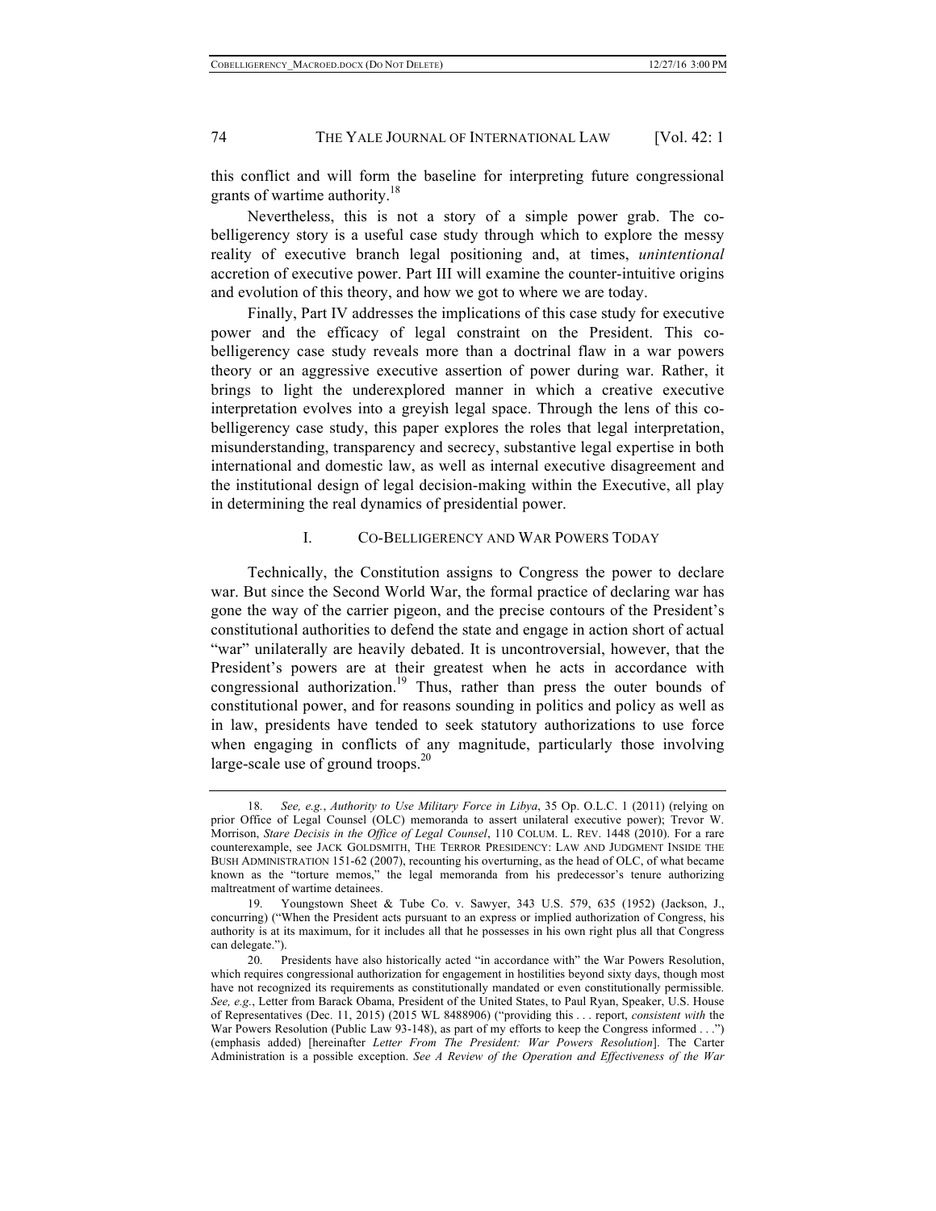this conflict and will form the baseline for interpreting future congressional grants of wartime authority.[18]

Nevertheless, this is not a story of a simple power grab. The co-belligerency story is a useful case study through which to explore the messy reality of executive branch legal positioning and, at times, *unintentional* accretion of executive power. Part III will examine the counter-intuitive origins and evolution of this theory, and how we got to where we are today.

Finally, Part IV addresses the implications of this case study for executive power and the efficacy of legal constraint on the President. This co-belligerency case study reveals more than a doctrinal flaw in a war powers theory or an aggressive executive assertion of power during war. Rather, it brings to light the underexplored manner in which a creative executive interpretation evolves into a greyish legal space. Through the lens of this co-belligerency case study, this paper explores the roles that legal interpretation, misunderstanding, transparency and secrecy, substantive legal expertise in both international and domestic law, as well as internal executive disagreement and the institutional design of legal decision-making within the Executive, all play in determining the real dynamics of presidential power.

## I. CO-BELLIGERENCY AND WAR POWERS TODAY

Technically, the Constitution assigns to Congress the power to declare war. But since the Second World War, the formal practice of declaring war has gone the way of the carrier pigeon, and the precise contours of the President's constitutional authorities to defend the state and engage in action short of actual "war" unilaterally are heavily debated. It is uncontroversial, however, that the President's powers are at their greatest when he acts in accordance with congressional authorization.[19] Thus, rather than press the outer bounds of constitutional power, and for reasons sounding in politics and policy as well as in law, presidents have tended to seek statutory authorizations to use force when engaging in conflicts of any magnitude, particularly those involving large-scale use of ground troops.[20]

---

18. *See, e.g.*, *Authority to Use Military Force in Libya*, 35 Op. O.L.C. 1 (2011) (relying on prior Office of Legal Counsel (OLC) memoranda to assert unilateral executive power); Trevor W. Morrison, *Stare Decisis in the Office of Legal Counsel*, 110 COLUM. L. REV. 1448 (2010). For a rare counterexample, see JACK GOLDSMITH, THE TERROR PRESIDENCY: LAW AND JUDGMENT INSIDE THE BUSH ADMINISTRATION 151-62 (2007), recounting his overturning, as the head of OLC, of what became known as the "torture memos," the legal memoranda from his predecessor's tenure authorizing maltreatment of wartime detainees.

19. Youngstown Sheet & Tube Co. v. Sawyer, 343 U.S. 579, 635 (1952) (Jackson, J., concurring) ("When the President acts pursuant to an express or implied authorization of Congress, his authority is at its maximum, for it includes all that he possesses in his own right plus all that Congress can delegate.").

20. Presidents have also historically acted "in accordance with" the War Powers Resolution, which requires congressional authorization for engagement in hostilities beyond sixty days, though most have not recognized its requirements as constitutionally mandated or even constitutionally permissible. *See, e.g.*, Letter from Barack Obama, President of the United States, to Paul Ryan, Speaker, U.S. House of Representatives (Dec. 11, 2015) (2015 WL 8488906) ("providing this . . . report, *consistent with* the War Powers Resolution (Public Law 93-148), as part of my efforts to keep the Congress informed . . .") (emphasis added) [hereinafter *Letter From The President: War Powers Resolution*]. The Carter Administration is a possible exception. *See A Review of the Operation and Effectiveness of the War*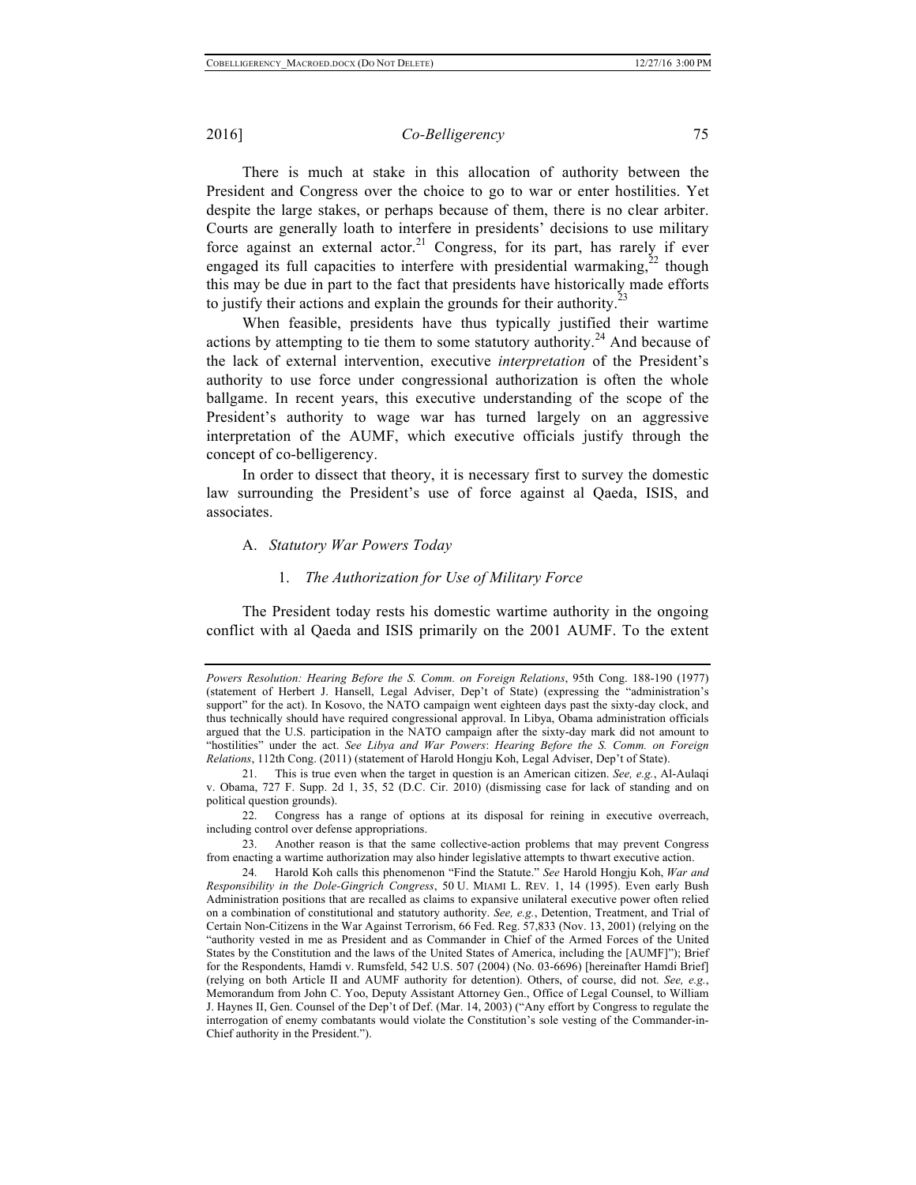There is much at stake in this allocation of authority between the President and Congress over the choice to go to war or enter hostilities. Yet despite the large stakes, or perhaps because of them, there is no clear arbiter. Courts are generally loath to interfere in presidents' decisions to use military force against an external actor.[21] Congress, for its part, has rarely if ever engaged its full capacities to interfere with presidential warmaking,[22] though this may be due in part to the fact that presidents have historically made efforts to justify their actions and explain the grounds for their authority.[23]

When feasible, presidents have thus typically justified their wartime actions by attempting to tie them to some statutory authority.[24] And because of the lack of external intervention, executive *interpretation* of the President's authority to use force under congressional authorization is often the whole ballgame. In recent years, this executive understanding of the scope of the President's authority to wage war has turned largely on an aggressive interpretation of the AUMF, which executive officials justify through the concept of co-belligerency.

In order to dissect that theory, it is necessary first to survey the domestic law surrounding the President's use of force against al Qaeda, ISIS, and associates.

## A. *Statutory War Powers Today*

### 1. *The Authorization for Use of Military Force*

The President today rests his domestic wartime authority in the ongoing conflict with al Qaeda and ISIS primarily on the 2001 AUMF. To the extent

---

*Powers Resolution: Hearing Before the S. Comm. on Foreign Relations*, 95th Cong. 188-190 (1977) (statement of Herbert J. Hansell, Legal Adviser, Dep't of State) (expressing the "administration's support" for the act). In Kosovo, the NATO campaign went eighteen days past the sixty-day clock, and thus technically should have required congressional approval. In Libya, Obama administration officials argued that the U.S. participation in the NATO campaign after the sixty-day mark did not amount to "hostilities" under the act. *See Libya and War Powers*: *Hearing Before the S. Comm. on Foreign Relations*, 112th Cong. (2011) (statement of Harold Hongju Koh, Legal Adviser, Dep't of State).

21. This is true even when the target in question is an American citizen. *See, e.g.*, Al-Aulaqi v. Obama, 727 F. Supp. 2d 1, 35, 52 (D.C. Cir. 2010) (dismissing case for lack of standing and on political question grounds).

22. Congress has a range of options at its disposal for reining in executive overreach, including control over defense appropriations.

23. Another reason is that the same collective-action problems that may prevent Congress from enacting a wartime authorization may also hinder legislative attempts to thwart executive action.

24. Harold Koh calls this phenomenon "Find the Statute." *See* Harold Hongju Koh, *War and Responsibility in the Dole-Gingrich Congress*, 50 U. MIAMI L. REV. 1, 14 (1995). Even early Bush Administration positions that are recalled as claims to expansive unilateral executive power often relied on a combination of constitutional and statutory authority. *See, e.g.*, Detention, Treatment, and Trial of Certain Non-Citizens in the War Against Terrorism, 66 Fed. Reg. 57,833 (Nov. 13, 2001) (relying on the "authority vested in me as President and as Commander in Chief of the Armed Forces of the United States by the Constitution and the laws of the United States of America, including the [AUMF]"); Brief for the Respondents, Hamdi v. Rumsfeld, 542 U.S. 507 (2004) (No. 03-6696) [hereinafter Hamdi Brief] (relying on both Article II and AUMF authority for detention). Others, of course, did not. *See, e.g.*, Memorandum from John C. Yoo, Deputy Assistant Attorney Gen., Office of Legal Counsel, to William J. Haynes II, Gen. Counsel of the Dep't of Def. (Mar. 14, 2003) ("Any effort by Congress to regulate the interrogation of enemy combatants would violate the Constitution's sole vesting of the Commander-in-Chief authority in the President.").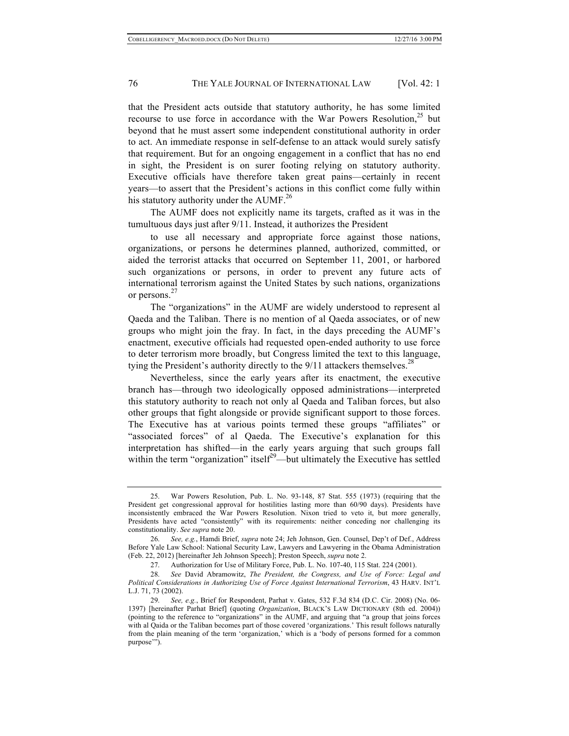that the President acts outside that statutory authority, he has some limited recourse to use force in accordance with the War Powers Resolution,[25] but beyond that he must assert some independent constitutional authority in order to act. An immediate response in self-defense to an attack would surely satisfy that requirement. But for an ongoing engagement in a conflict that has no end in sight, the President is on surer footing relying on statutory authority. Executive officials have therefore taken great pains—certainly in recent years—to assert that the President's actions in this conflict come fully within his statutory authority under the AUMF.[26]

The AUMF does not explicitly name its targets, crafted as it was in the tumultuous days just after 9/11. Instead, it authorizes the President

> to use all necessary and appropriate force against those nations, organizations, or persons he determines planned, authorized, committed, or aided the terrorist attacks that occurred on September 11, 2001, or harbored such organizations or persons, in order to prevent any future acts of international terrorism against the United States by such nations, organizations or persons.[27]

The "organizations" in the AUMF are widely understood to represent al Qaeda and the Taliban. There is no mention of al Qaeda associates, or of new groups who might join the fray. In fact, in the days preceding the AUMF's enactment, executive officials had requested open-ended authority to use force to deter terrorism more broadly, but Congress limited the text to this language, tying the President's authority directly to the 9/11 attackers themselves.[28]

Nevertheless, since the early years after its enactment, the executive branch has—through two ideologically opposed administrations—interpreted this statutory authority to reach not only al Qaeda and Taliban forces, but also other groups that fight alongside or provide significant support to those forces. The Executive has at various points termed these groups "affiliates" or "associated forces" of al Qaeda. The Executive's explanation for this interpretation has shifted—in the early years arguing that such groups fall within the term "organization" itself[29]—but ultimately the Executive has settled

---

25. War Powers Resolution, Pub. L. No. 93-148, 87 Stat. 555 (1973) (requiring that the President get congressional approval for hostilities lasting more than 60/90 days). Presidents have inconsistently embraced the War Powers Resolution. Nixon tried to veto it, but more generally, Presidents have acted "consistently" with its requirements: neither conceding nor challenging its constitutionality. *See supra* note 20.

26. *See, e.g.*, Hamdi Brief, *supra* note 24; Jeh Johnson, Gen. Counsel, Dep't of Def., Address Before Yale Law School: National Security Law, Lawyers and Lawyering in the Obama Administration (Feb. 22, 2012) [hereinafter Jeh Johnson Speech]; Preston Speech, *supra* note 2.

27. Authorization for Use of Military Force, Pub. L. No. 107-40, 115 Stat. 224 (2001).

28. *See* David Abramowitz, *The President, the Congress, and Use of Force: Legal and Political Considerations in Authorizing Use of Force Against International Terrorism*, 43 HARV. INT'L L.J. 71, 73 (2002).

29. *See, e.g.*, Brief for Respondent, Parhat v. Gates, 532 F.3d 834 (D.C. Cir. 2008) (No. 06-1397) [hereinafter Parhat Brief] (quoting *Organization*, BLACK'S LAW DICTIONARY (8th ed. 2004)) (pointing to the reference to "organizations" in the AUMF, and arguing that "a group that joins forces with al Qaida or the Taliban becomes part of those covered 'organizations.' This result follows naturally from the plain meaning of the term 'organization,' which is a 'body of persons formed for a common purpose'").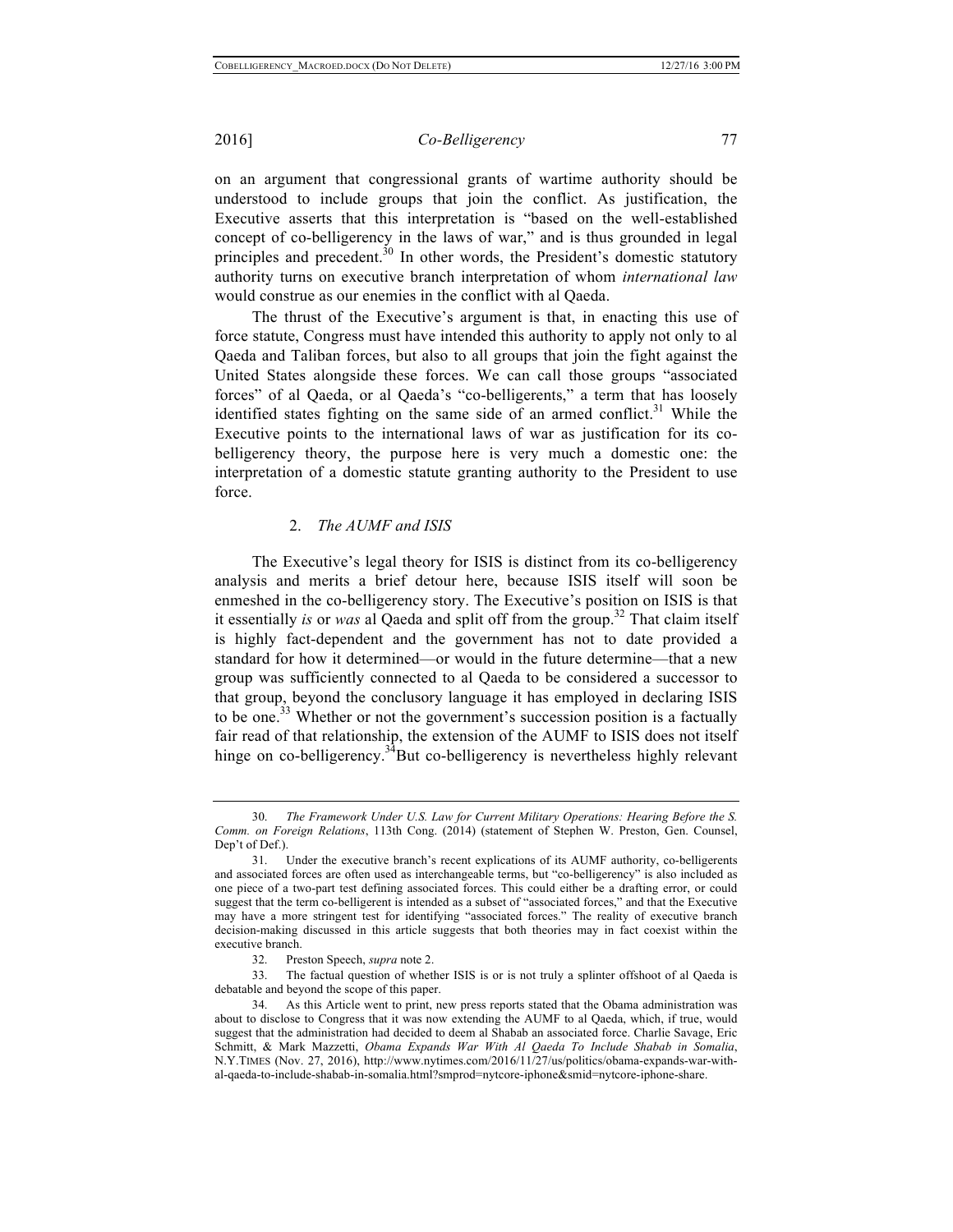on an argument that congressional grants of wartime authority should be understood to include groups that join the conflict. As justification, the Executive asserts that this interpretation is "based on the well-established concept of co-belligerency in the laws of war," and is thus grounded in legal principles and precedent.[30] In other words, the President's domestic statutory authority turns on executive branch interpretation of whom *international law* would construe as our enemies in the conflict with al Qaeda.

The thrust of the Executive's argument is that, in enacting this use of force statute, Congress must have intended this authority to apply not only to al Qaeda and Taliban forces, but also to all groups that join the fight against the United States alongside these forces. We can call those groups "associated forces" of al Qaeda, or al Qaeda's "co-belligerents," a term that has loosely identified states fighting on the same side of an armed conflict.[31] While the Executive points to the international laws of war as justification for its co-belligerency theory, the purpose here is very much a domestic one: the interpretation of a domestic statute granting authority to the President to use force.

### 2. *The AUMF and ISIS*

The Executive's legal theory for ISIS is distinct from its co-belligerency analysis and merits a brief detour here, because ISIS itself will soon be enmeshed in the co-belligerency story. The Executive's position on ISIS is that it essentially *is* or *was* al Qaeda and split off from the group.[32] That claim itself is highly fact-dependent and the government has not to date provided a standard for how it determined—or would in the future determine—that a new group was sufficiently connected to al Qaeda to be considered a successor to that group, beyond the conclusory language it has employed in declaring ISIS to be one.[33] Whether or not the government's succession position is a factually fair read of that relationship, the extension of the AUMF to ISIS does not itself hinge on co-belligerency.[34] But co-belligerency is nevertheless highly relevant

---

30. *The Framework Under U.S. Law for Current Military Operations: Hearing Before the S. Comm. on Foreign Relations*, 113th Cong. (2014) (statement of Stephen W. Preston, Gen. Counsel, Dep't of Def.).

31. Under the executive branch's recent explications of its AUMF authority, co-belligerents and associated forces are often used as interchangeable terms, but "co-belligerency" is also included as one piece of a two-part test defining associated forces. This could either be a drafting error, or could suggest that the term co-belligerent is intended as a subset of "associated forces," and that the Executive may have a more stringent test for identifying "associated forces." The reality of executive branch decision-making discussed in this article suggests that both theories may in fact coexist within the executive branch.

32. Preston Speech, *supra* note 2.

33. The factual question of whether ISIS is or is not truly a splinter offshoot of al Qaeda is debatable and beyond the scope of this paper.

34. As this Article went to print, new press reports stated that the Obama administration was about to disclose to Congress that it was now extending the AUMF to al Qaeda, which, if true, would suggest that the administration had decided to deem al Shabab an associated force. Charlie Savage, Eric Schmitt, & Mark Mazzetti, *Obama Expands War With Al Qaeda To Include Shabab in Somalia*, N.Y.TIMES (Nov. 27, 2016), http://www.nytimes.com/2016/11/27/us/politics/obama-expands-war-with-al-qaeda-to-include-shabab-in-somalia.html?smprod=nytcore-iphone&smid=nytcore-iphone-share.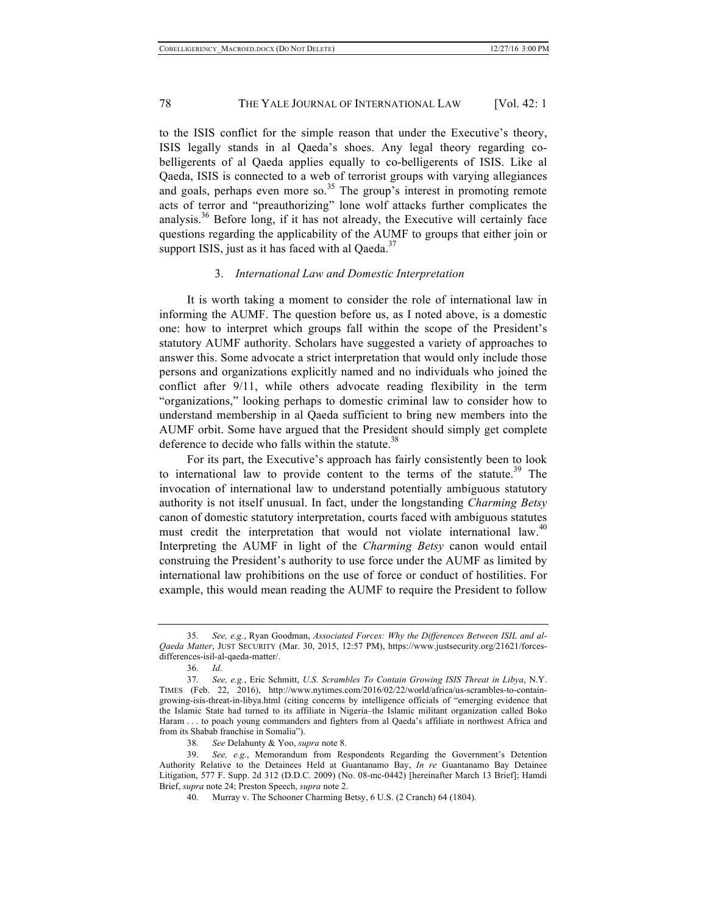to the ISIS conflict for the simple reason that under the Executive's theory, ISIS legally stands in al Qaeda's shoes. Any legal theory regarding co-belligerents of al Qaeda applies equally to co-belligerents of ISIS. Like al Qaeda, ISIS is connected to a web of terrorist groups with varying allegiances and goals, perhaps even more so.[35] The group's interest in promoting remote acts of terror and "preauthorizing" lone wolf attacks further complicates the analysis.[36] Before long, if it has not already, the Executive will certainly face questions regarding the applicability of the AUMF to groups that either join or support ISIS, just as it has faced with al Qaeda.[37]

### 3. *International Law and Domestic Interpretation*

It is worth taking a moment to consider the role of international law in informing the AUMF. The question before us, as I noted above, is a domestic one: how to interpret which groups fall within the scope of the President's statutory AUMF authority. Scholars have suggested a variety of approaches to answer this. Some advocate a strict interpretation that would only include those persons and organizations explicitly named and no individuals who joined the conflict after 9/11, while others advocate reading flexibility in the term "organizations," looking perhaps to domestic criminal law to consider how to understand membership in al Qaeda sufficient to bring new members into the AUMF orbit. Some have argued that the President should simply get complete deference to decide who falls within the statute.[38]

For its part, the Executive's approach has fairly consistently been to look to international law to provide content to the terms of the statute.[39] The invocation of international law to understand potentially ambiguous statutory authority is not itself unusual. In fact, under the longstanding *Charming Betsy* canon of domestic statutory interpretation, courts faced with ambiguous statutes must credit the interpretation that would not violate international law.[40] Interpreting the AUMF in light of the *Charming Betsy* canon would entail construing the President's authority to use force under the AUMF as limited by international law prohibitions on the use of force or conduct of hostilities. For example, this would mean reading the AUMF to require the President to follow

---

35. *See, e.g.*, Ryan Goodman, *Associated Forces: Why the Differences Between ISIL and al-Qaeda Matter*, JUST SECURITY (Mar. 30, 2015, 12:57 PM), https://www.justsecurity.org/21621/forces-differences-isil-al-qaeda-matter/.

36. *Id*.

37. *See, e.g.*, Eric Schmitt, *U.S. Scrambles To Contain Growing ISIS Threat in Libya*, N.Y. TIMES (Feb. 22, 2016), http://www.nytimes.com/2016/02/22/world/africa/us-scrambles-to-contain-growing-isis-threat-in-libya.html (citing concerns by intelligence officials of "emerging evidence that the Islamic State had turned to its affiliate in Nigeria–the Islamic militant organization called Boko Haram . . . to poach young commanders and fighters from al Qaeda's affiliate in northwest Africa and from its Shabab franchise in Somalia").

38. *See* Delahunty & Yoo, *supra* note 8.

39. *See, e.g.*, Memorandum from Respondents Regarding the Government's Detention Authority Relative to the Detainees Held at Guantanamo Bay, *In re* Guantanamo Bay Detainee Litigation, 577 F. Supp. 2d 312 (D.D.C. 2009) (No. 08-mc-0442) [hereinafter March 13 Brief]; Hamdi Brief, *supra* note 24; Preston Speech, *supra* note 2.

40. Murray v. The Schooner Charming Betsy, 6 U.S. (2 Cranch) 64 (1804).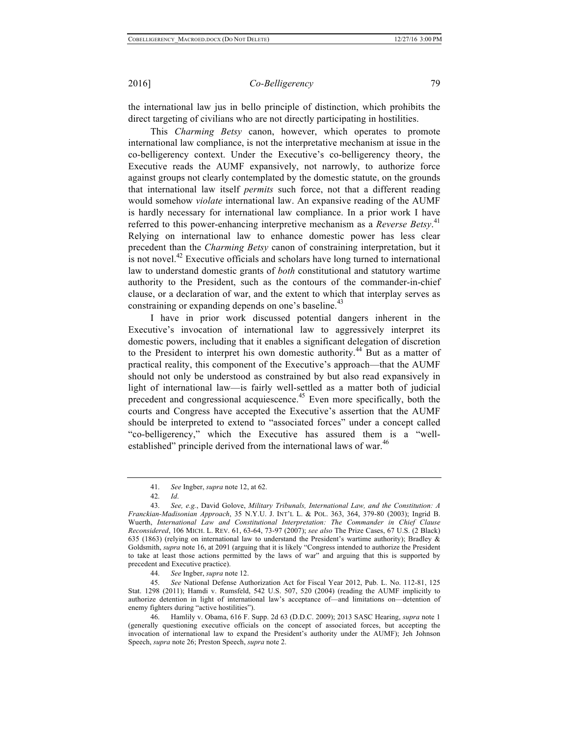the international law jus in bello principle of distinction, which prohibits the direct targeting of civilians who are not directly participating in hostilities.

This *Charming Betsy* canon, however, which operates to promote international law compliance, is not the interpretative mechanism at issue in the co-belligerency context. Under the Executive's co-belligerency theory, the Executive reads the AUMF expansively, not narrowly, to authorize force against groups not clearly contemplated by the domestic statute, on the grounds that international law itself *permits* such force, not that a different reading would somehow *violate* international law. An expansive reading of the AUMF is hardly necessary for international law compliance. In a prior work I have referred to this power-enhancing interpretive mechanism as a *Reverse Betsy*.[41] Relying on international law to enhance domestic power has less clear precedent than the *Charming Betsy* canon of constraining interpretation, but it is not novel.[42] Executive officials and scholars have long turned to international law to understand domestic grants of *both* constitutional and statutory wartime authority to the President, such as the contours of the commander-in-chief clause, or a declaration of war, and the extent to which that interplay serves as constraining or expanding depends on one's baseline.[43]

I have in prior work discussed potential dangers inherent in the Executive's invocation of international law to aggressively interpret its domestic powers, including that it enables a significant delegation of discretion to the President to interpret his own domestic authority.[44] But as a matter of practical reality, this component of the Executive's approach—that the AUMF should not only be understood as constrained by but also read expansively in light of international law—is fairly well-settled as a matter both of judicial precedent and congressional acquiescence.[45] Even more specifically, both the courts and Congress have accepted the Executive's assertion that the AUMF should be interpreted to extend to "associated forces" under a concept called "co-belligerency," which the Executive has assured them is a "well-established" principle derived from the international laws of war.[46]

---

41. *See* Ingber, *supra* note 12, at 62.

42. *Id*.

43. *See, e.g.*, David Golove, *Military Tribunals, International Law, and the Constitution: A Franckian-Madisonian Approach*, 35 N.Y.U. J. INT'L L. & POL. 363, 364, 379-80 (2003); Ingrid B. Wuerth, *International Law and Constitutional Interpretation: The Commander in Chief Clause Reconsidered*, 106 MICH. L. REV. 61, 63-64, 73-97 (2007); *see also* The Prize Cases, 67 U.S. (2 Black) 635 (1863) (relying on international law to understand the President's wartime authority); Bradley & Goldsmith, *supra* note 16, at 2091 (arguing that it is likely "Congress intended to authorize the President to take at least those actions permitted by the laws of war" and arguing that this is supported by precedent and Executive practice).

44. *See* Ingber, *supra* note 12.

45. *See* National Defense Authorization Act for Fiscal Year 2012, Pub. L. No. 112-81, 125 Stat. 1298 (2011); Hamdi v. Rumsfeld, 542 U.S. 507, 520 (2004) (reading the AUMF implicitly to authorize detention in light of international law's acceptance of—and limitations on—detention of enemy fighters during "active hostilities").

46. Hamlily v. Obama, 616 F. Supp. 2d 63 (D.D.C. 2009); 2013 SASC Hearing, *supra* note 1 (generally questioning executive officials on the concept of associated forces, but accepting the invocation of international law to expand the President's authority under the AUMF); Jeh Johnson Speech, *supra* note 26; Preston Speech, *supra* note 2.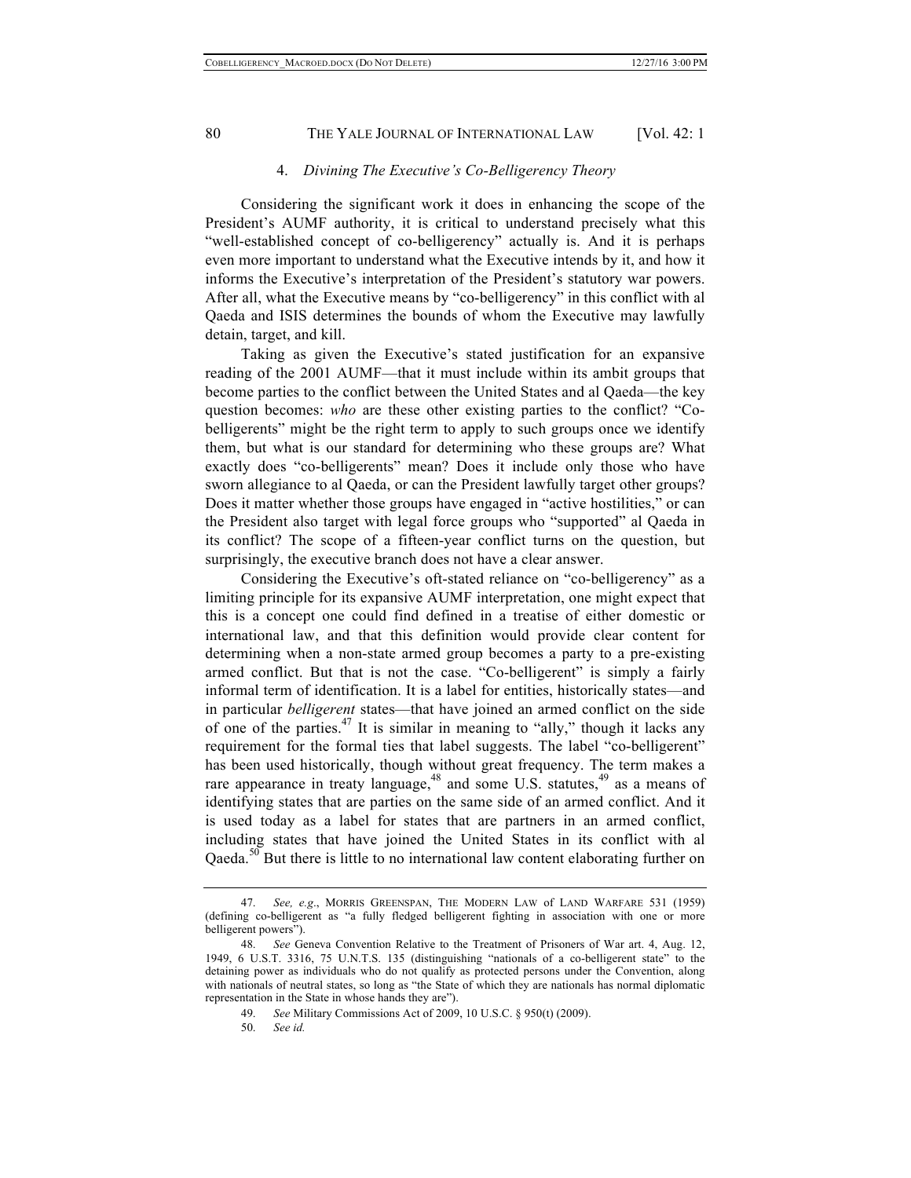#### 4. *Divining The Executive's Co-Belligerency Theory*

Considering the significant work it does in enhancing the scope of the President's AUMF authority, it is critical to understand precisely what this "well-established concept of co-belligerency" actually is. And it is perhaps even more important to understand what the Executive intends by it, and how it informs the Executive's interpretation of the President's statutory war powers. After all, what the Executive means by "co-belligerency" in this conflict with al Qaeda and ISIS determines the bounds of whom the Executive may lawfully detain, target, and kill.

Taking as given the Executive's stated justification for an expansive reading of the 2001 AUMF—that it must include within its ambit groups that become parties to the conflict between the United States and al Qaeda—the key question becomes: *who* are these other existing parties to the conflict? "Co-belligerents" might be the right term to apply to such groups once we identify them, but what is our standard for determining who these groups are? What exactly does "co-belligerents" mean? Does it include only those who have sworn allegiance to al Qaeda, or can the President lawfully target other groups? Does it matter whether those groups have engaged in "active hostilities," or can the President also target with legal force groups who "supported" al Qaeda in its conflict? The scope of a fifteen-year conflict turns on the question, but surprisingly, the executive branch does not have a clear answer.

Considering the Executive's oft-stated reliance on "co-belligerency" as a limiting principle for its expansive AUMF interpretation, one might expect that this is a concept one could find defined in a treatise of either domestic or international law, and that this definition would provide clear content for determining when a non-state armed group becomes a party to a pre-existing armed conflict. But that is not the case. "Co-belligerent" is simply a fairly informal term of identification. It is a label for entities, historically states—and in particular *belligerent* states—that have joined an armed conflict on the side of one of the parties.[47] It is similar in meaning to "ally," though it lacks any requirement for the formal ties that label suggests. The label "co-belligerent" has been used historically, though without great frequency. The term makes a rare appearance in treaty language,[48] and some U.S. statutes,[49] as a means of identifying states that are parties on the same side of an armed conflict. And it is used today as a label for states that are partners in an armed conflict, including states that have joined the United States in its conflict with al Qaeda.[50] But there is little to no international law content elaborating further on

---

47. *See, e.g.*, MORRIS GREENSPAN, THE MODERN LAW of LAND WARFARE 531 (1959) (defining co-belligerent as "a fully fledged belligerent fighting in association with one or more belligerent powers").

48. *See* Geneva Convention Relative to the Treatment of Prisoners of War art. 4, Aug. 12, 1949, 6 U.S.T. 3316, 75 U.N.T.S. 135 (distinguishing "nationals of a co-belligerent state" to the detaining power as individuals who do not qualify as protected persons under the Convention, along with nationals of neutral states, so long as "the State of which they are nationals has normal diplomatic representation in the State in whose hands they are").

49. *See* Military Commissions Act of 2009, 10 U.S.C. § 950(t) (2009).

50. *See id.*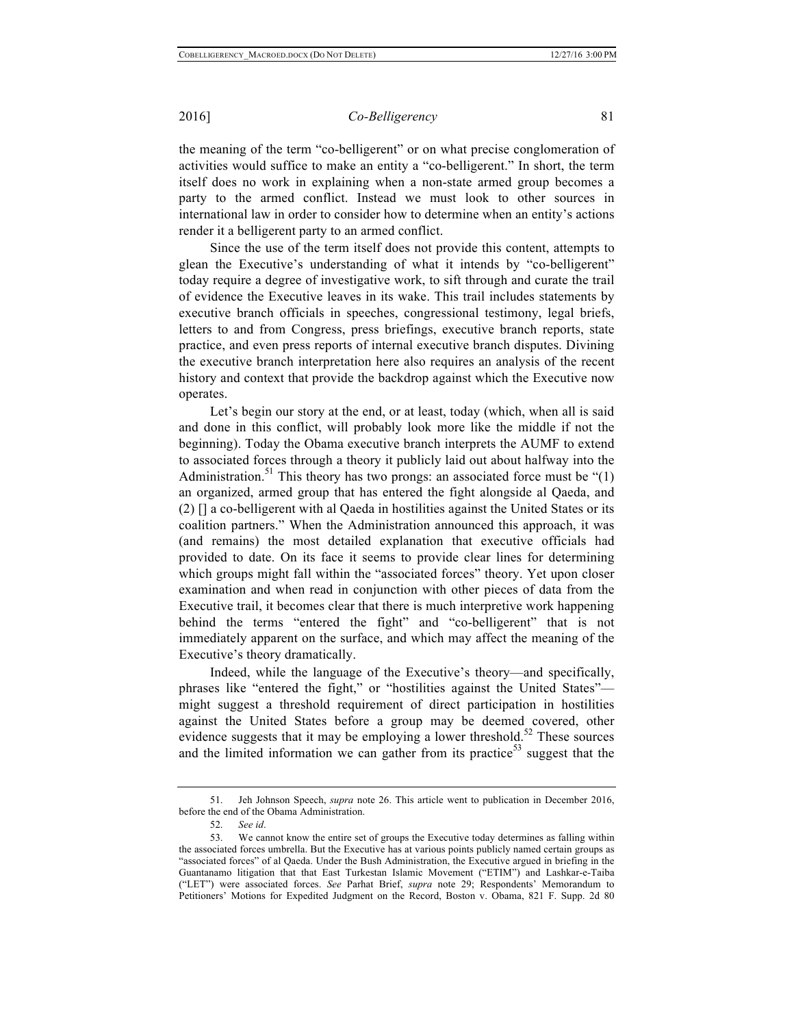the meaning of the term "co-belligerent" or on what precise conglomeration of activities would suffice to make an entity a "co-belligerent." In short, the term itself does no work in explaining when a non-state armed group becomes a party to the armed conflict. Instead we must look to other sources in international law in order to consider how to determine when an entity's actions render it a belligerent party to an armed conflict.

Since the use of the term itself does not provide this content, attempts to glean the Executive's understanding of what it intends by "co-belligerent" today require a degree of investigative work, to sift through and curate the trail of evidence the Executive leaves in its wake. This trail includes statements by executive branch officials in speeches, congressional testimony, legal briefs, letters to and from Congress, press briefings, executive branch reports, state practice, and even press reports of internal executive branch disputes. Divining the executive branch interpretation here also requires an analysis of the recent history and context that provide the backdrop against which the Executive now operates.

Let's begin our story at the end, or at least, today (which, when all is said and done in this conflict, will probably look more like the middle if not the beginning). Today the Obama executive branch interprets the AUMF to extend to associated forces through a theory it publicly laid out about halfway into the Administration.[51] This theory has two prongs: an associated force must be "(1) an organized, armed group that has entered the fight alongside al Qaeda, and (2) [] a co-belligerent with al Qaeda in hostilities against the United States or its coalition partners." When the Administration announced this approach, it was (and remains) the most detailed explanation that executive officials had provided to date. On its face it seems to provide clear lines for determining which groups might fall within the "associated forces" theory. Yet upon closer examination and when read in conjunction with other pieces of data from the Executive trail, it becomes clear that there is much interpretive work happening behind the terms "entered the fight" and "co-belligerent" that is not immediately apparent on the surface, and which may affect the meaning of the Executive's theory dramatically.

Indeed, while the language of the Executive's theory—and specifically, phrases like "entered the fight," or "hostilities against the United States"—might suggest a threshold requirement of direct participation in hostilities against the United States before a group may be deemed covered, other evidence suggests that it may be employing a lower threshold.[52] These sources and the limited information we can gather from its practice[53] suggest that the

---

51. Jeh Johnson Speech, *supra* note 26. This article went to publication in December 2016, before the end of the Obama Administration.

52. *See id*.

53. We cannot know the entire set of groups the Executive today determines as falling within the associated forces umbrella. But the Executive has at various points publicly named certain groups as "associated forces" of al Qaeda. Under the Bush Administration, the Executive argued in briefing in the Guantanamo litigation that that East Turkestan Islamic Movement ("ETIM") and Lashkar-e-Taiba ("LET") were associated forces. *See* Parhat Brief, *supra* note 29; Respondents' Memorandum to Petitioners' Motions for Expedited Judgment on the Record, Boston v. Obama, 821 F. Supp. 2d 80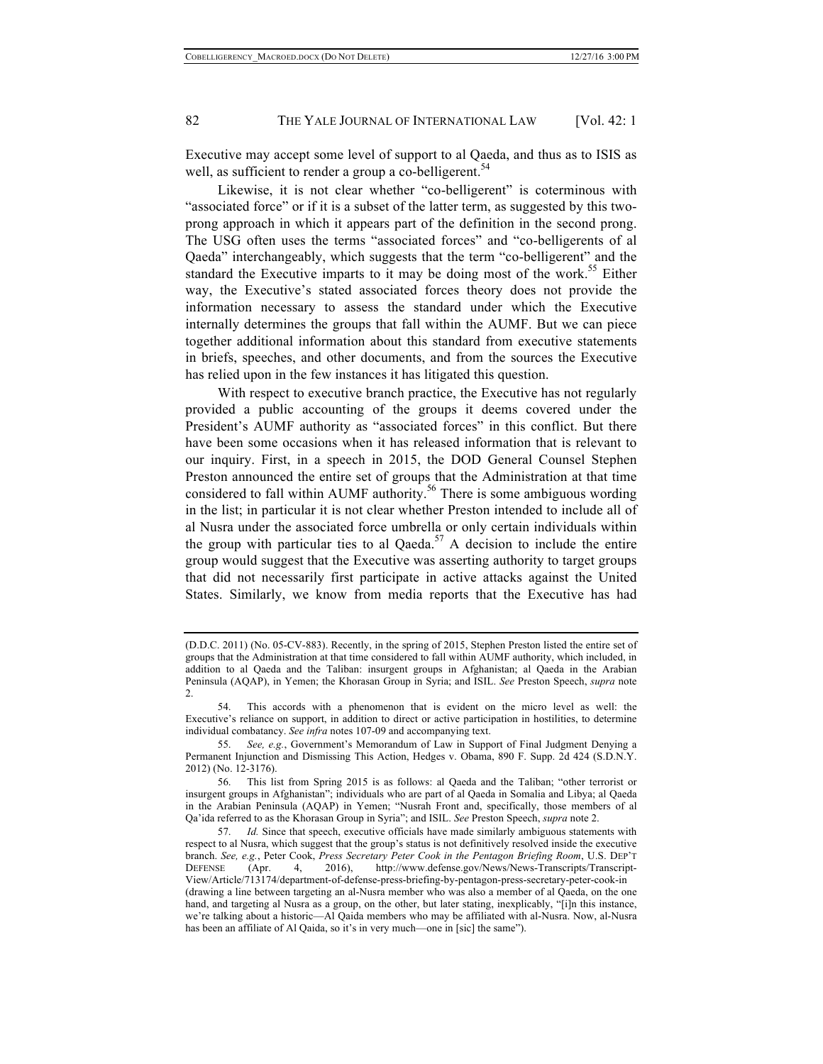Executive may accept some level of support to al Qaeda, and thus as to ISIS as well, as sufficient to render a group a co-belligerent.[54]

Likewise, it is not clear whether "co-belligerent" is coterminous with "associated force" or if it is a subset of the latter term, as suggested by this two-prong approach in which it appears part of the definition in the second prong. The USG often uses the terms "associated forces" and "co-belligerents of al Qaeda" interchangeably, which suggests that the term "co-belligerent" and the standard the Executive imparts to it may be doing most of the work.[55] Either way, the Executive's stated associated forces theory does not provide the information necessary to assess the standard under which the Executive internally determines the groups that fall within the AUMF. But we can piece together additional information about this standard from executive statements in briefs, speeches, and other documents, and from the sources the Executive has relied upon in the few instances it has litigated this question.

With respect to executive branch practice, the Executive has not regularly provided a public accounting of the groups it deems covered under the President's AUMF authority as "associated forces" in this conflict. But there have been some occasions when it has released information that is relevant to our inquiry. First, in a speech in 2015, the DOD General Counsel Stephen Preston announced the entire set of groups that the Administration at that time considered to fall within AUMF authority.[56] There is some ambiguous wording in the list; in particular it is not clear whether Preston intended to include all of al Nusra under the associated force umbrella or only certain individuals within the group with particular ties to al Qaeda.[57] A decision to include the entire group would suggest that the Executive was asserting authority to target groups that did not necessarily first participate in active attacks against the United States. Similarly, we know from media reports that the Executive has had

---

(D.D.C. 2011) (No. 05-CV-883). Recently, in the spring of 2015, Stephen Preston listed the entire set of groups that the Administration at that time considered to fall within AUMF authority, which included, in addition to al Qaeda and the Taliban: insurgent groups in Afghanistan; al Qaeda in the Arabian Peninsula (AQAP), in Yemen; the Khorasan Group in Syria; and ISIL. *See* Preston Speech, *supra* note 2.

54. This accords with a phenomenon that is evident on the micro level as well: the Executive's reliance on support, in addition to direct or active participation in hostilities, to determine individual combatancy. *See infra* notes 107-09 and accompanying text.

55. *See, e.g.*, Government's Memorandum of Law in Support of Final Judgment Denying a Permanent Injunction and Dismissing This Action, Hedges v. Obama, 890 F. Supp. 2d 424 (S.D.N.Y. 2012) (No. 12-3176).

56. This list from Spring 2015 is as follows: al Qaeda and the Taliban; "other terrorist or insurgent groups in Afghanistan"; individuals who are part of al Qaeda in Somalia and Libya; al Qaeda in the Arabian Peninsula (AQAP) in Yemen; "Nusrah Front and, specifically, those members of al Qa'ida referred to as the Khorasan Group in Syria"; and ISIL. *See* Preston Speech, *supra* note 2.

57. *Id.* Since that speech, executive officials have made similarly ambiguous statements with respect to al Nusra, which suggest that the group's status is not definitively resolved inside the executive branch. *See, e.g.*, Peter Cook, *Press Secretary Peter Cook in the Pentagon Briefing Room*, U.S. DEP'T DEFENSE (Apr. 4, 2016), http://www.defense.gov/News/News-Transcripts/Transcript-View/Article/713174/department-of-defense-press-briefing-by-pentagon-press-secretary-peter-cook-in (drawing a line between targeting an al-Nusra member who was also a member of al Qaeda, on the one hand, and targeting al Nusra as a group, on the other, but later stating, inexplicably, "[i]n this instance, we're talking about a historic—Al Qaida members who may be affiliated with al-Nusra. Now, al-Nusra has been an affiliate of Al Qaida, so it's in very much—one in [sic] the same").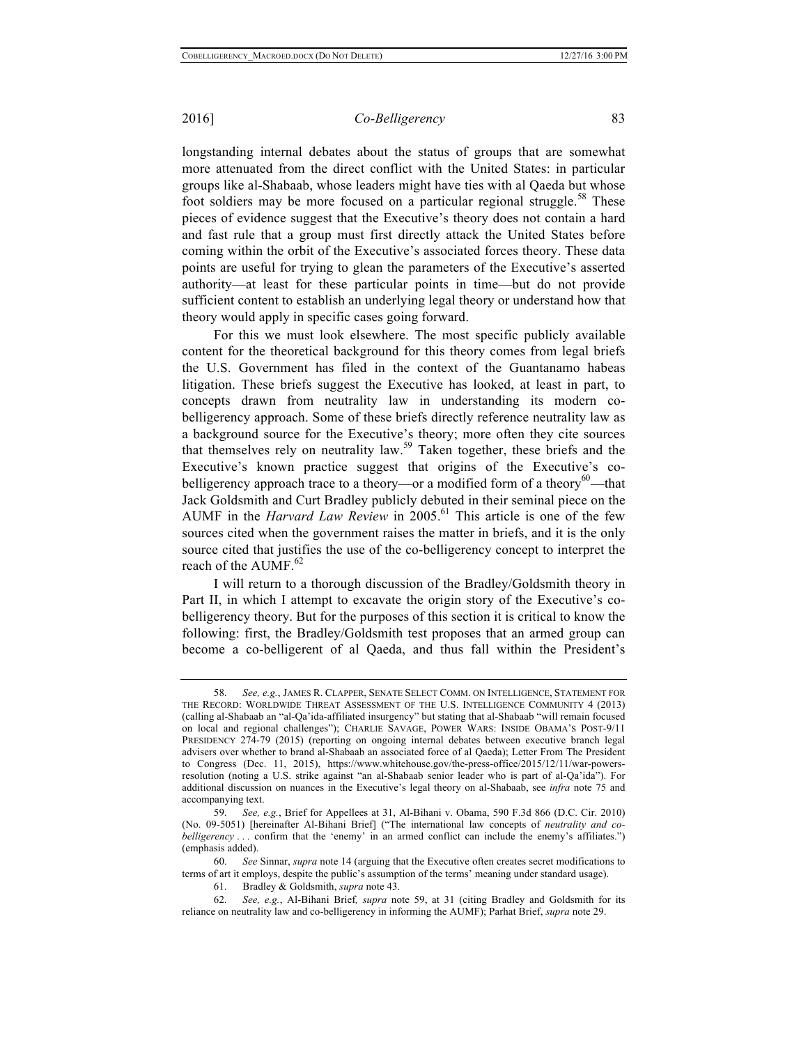longstanding internal debates about the status of groups that are somewhat more attenuated from the direct conflict with the United States: in particular groups like al-Shabaab, whose leaders might have ties with al Qaeda but whose foot soldiers may be more focused on a particular regional struggle.[58] These pieces of evidence suggest that the Executive's theory does not contain a hard and fast rule that a group must first directly attack the United States before coming within the orbit of the Executive's associated forces theory. These data points are useful for trying to glean the parameters of the Executive's asserted authority—at least for these particular points in time—but do not provide sufficient content to establish an underlying legal theory or understand how that theory would apply in specific cases going forward.

For this we must look elsewhere. The most specific publicly available content for the theoretical background for this theory comes from legal briefs the U.S. Government has filed in the context of the Guantanamo habeas litigation. These briefs suggest the Executive has looked, at least in part, to concepts drawn from neutrality law in understanding its modern co-belligerency approach. Some of these briefs directly reference neutrality law as a background source for the Executive's theory; more often they cite sources that themselves rely on neutrality law.[59] Taken together, these briefs and the Executive's known practice suggest that origins of the Executive's co-belligerency approach trace to a theory—or a modified form of a theory[60]—that Jack Goldsmith and Curt Bradley publicly debuted in their seminal piece on the AUMF in the *Harvard Law Review* in 2005.[61] This article is one of the few sources cited when the government raises the matter in briefs, and it is the only source cited that justifies the use of the co-belligerency concept to interpret the reach of the AUMF.[62]

I will return to a thorough discussion of the Bradley/Goldsmith theory in Part II, in which I attempt to excavate the origin story of the Executive's co-belligerency theory. But for the purposes of this section it is critical to know the following: first, the Bradley/Goldsmith test proposes that an armed group can become a co-belligerent of al Qaeda, and thus fall within the President's

---

58. *See, e.g.*, JAMES R. CLAPPER, SENATE SELECT COMM. ON INTELLIGENCE, STATEMENT FOR THE RECORD: WORLDWIDE THREAT ASSESSMENT OF THE U.S. INTELLIGENCE COMMUNITY 4 (2013) (calling al-Shabaab an "al-Qa'ida-affiliated insurgency" but stating that al-Shabaab "will remain focused on local and regional challenges"); CHARLIE SAVAGE, POWER WARS: INSIDE OBAMA'S POST-9/11 PRESIDENCY 274-79 (2015) (reporting on ongoing internal debates between executive branch legal advisers over whether to brand al-Shabaab an associated force of al Qaeda); Letter From The President to Congress (Dec. 11, 2015), https://www.whitehouse.gov/the-press-office/2015/12/11/war-powers-resolution (noting a U.S. strike against "an al-Shabaab senior leader who is part of al-Qa'ida"). For additional discussion on nuances in the Executive's legal theory on al-Shabaab, see *infra* note 75 and accompanying text.

59. *See, e.g.*, Brief for Appellees at 31, Al-Bihani v. Obama, 590 F.3d 866 (D.C. Cir. 2010) (No. 09-5051) [hereinafter Al-Bihani Brief] ("The international law concepts of *neutrality and co-belligerency* . . . confirm that the 'enemy' in an armed conflict can include the enemy's affiliates.") (emphasis added).

60. *See* Sinnar, *supra* note 14 (arguing that the Executive often creates secret modifications to terms of art it employs, despite the public's assumption of the terms' meaning under standard usage).

61. Bradley & Goldsmith, *supra* note 43.

62. *See, e.g.*, Al-Bihani Brief*, supra* note 59, at 31 (citing Bradley and Goldsmith for its reliance on neutrality law and co-belligerency in informing the AUMF); Parhat Brief, *supra* note 29.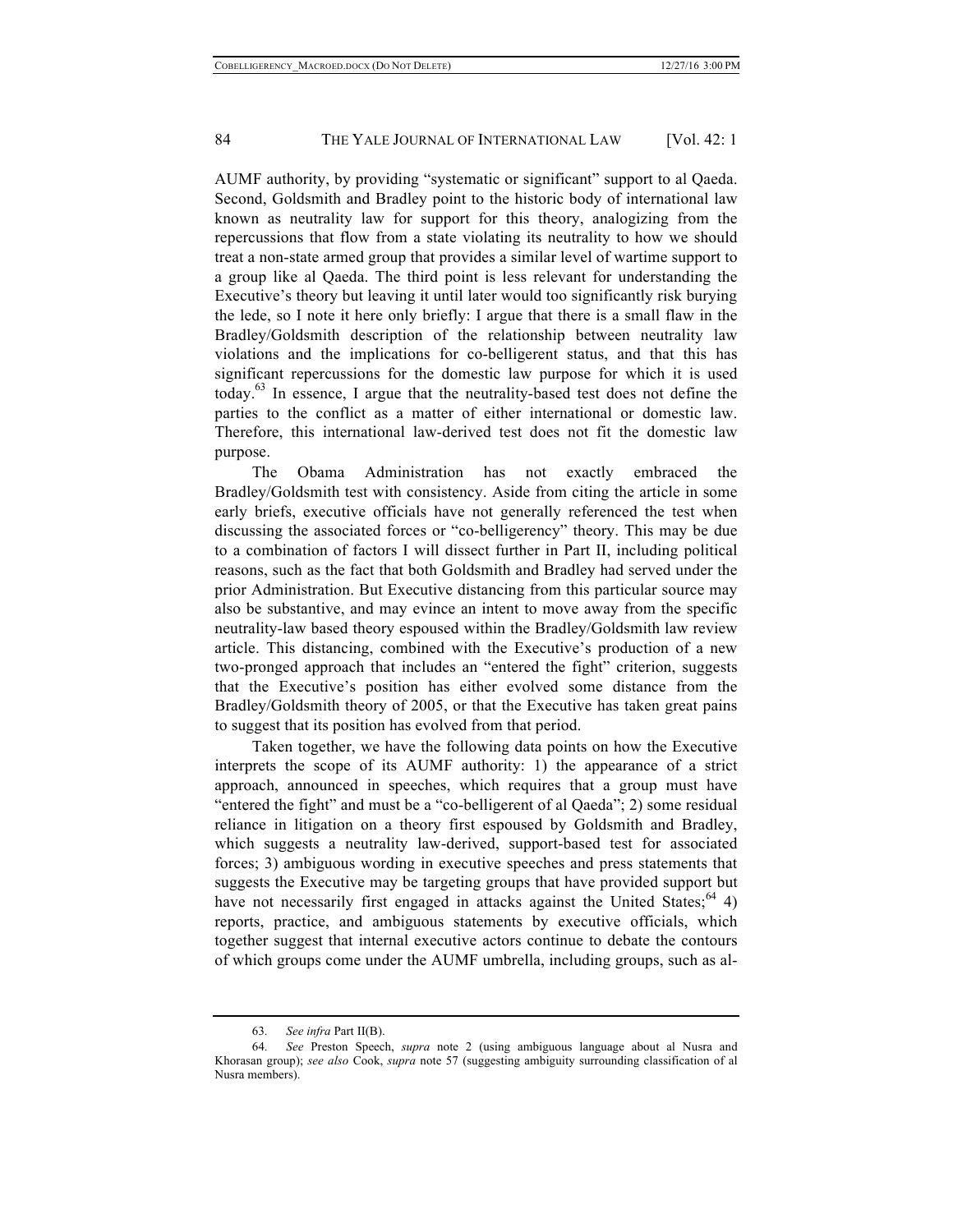AUMF authority, by providing "systematic or significant" support to al Qaeda. Second, Goldsmith and Bradley point to the historic body of international law known as neutrality law for support for this theory, analogizing from the repercussions that flow from a state violating its neutrality to how we should treat a non-state armed group that provides a similar level of wartime support to a group like al Qaeda. The third point is less relevant for understanding the Executive's theory but leaving it until later would too significantly risk burying the lede, so I note it here only briefly: I argue that there is a small flaw in the Bradley/Goldsmith description of the relationship between neutrality law violations and the implications for co-belligerent status, and that this has significant repercussions for the domestic law purpose for which it is used today.[63] In essence, I argue that the neutrality-based test does not define the parties to the conflict as a matter of either international or domestic law. Therefore, this international law-derived test does not fit the domestic law purpose.

The Obama Administration has not exactly embraced the Bradley/Goldsmith test with consistency. Aside from citing the article in some early briefs, executive officials have not generally referenced the test when discussing the associated forces or "co-belligerency" theory. This may be due to a combination of factors I will dissect further in Part II, including political reasons, such as the fact that both Goldsmith and Bradley had served under the prior Administration. But Executive distancing from this particular source may also be substantive, and may evince an intent to move away from the specific neutrality-law based theory espoused within the Bradley/Goldsmith law review article. This distancing, combined with the Executive's production of a new two-pronged approach that includes an "entered the fight" criterion, suggests that the Executive's position has either evolved some distance from the Bradley/Goldsmith theory of 2005, or that the Executive has taken great pains to suggest that its position has evolved from that period.

Taken together, we have the following data points on how the Executive interprets the scope of its AUMF authority: 1) the appearance of a strict approach, announced in speeches, which requires that a group must have "entered the fight" and must be a "co-belligerent of al Qaeda"; 2) some residual reliance in litigation on a theory first espoused by Goldsmith and Bradley, which suggests a neutrality law-derived, support-based test for associated forces; 3) ambiguous wording in executive speeches and press statements that suggests the Executive may be targeting groups that have provided support but have not necessarily first engaged in attacks against the United States;[64] 4) reports, practice, and ambiguous statements by executive officials, which together suggest that internal executive actors continue to debate the contours of which groups come under the AUMF umbrella, including groups, such as al-

---

63. *See infra* Part II(B).

64. *See* Preston Speech, *supra* note 2 (using ambiguous language about al Nusra and Khorasan group); *see also* Cook, *supra* note 57 (suggesting ambiguity surrounding classification of al Nusra members).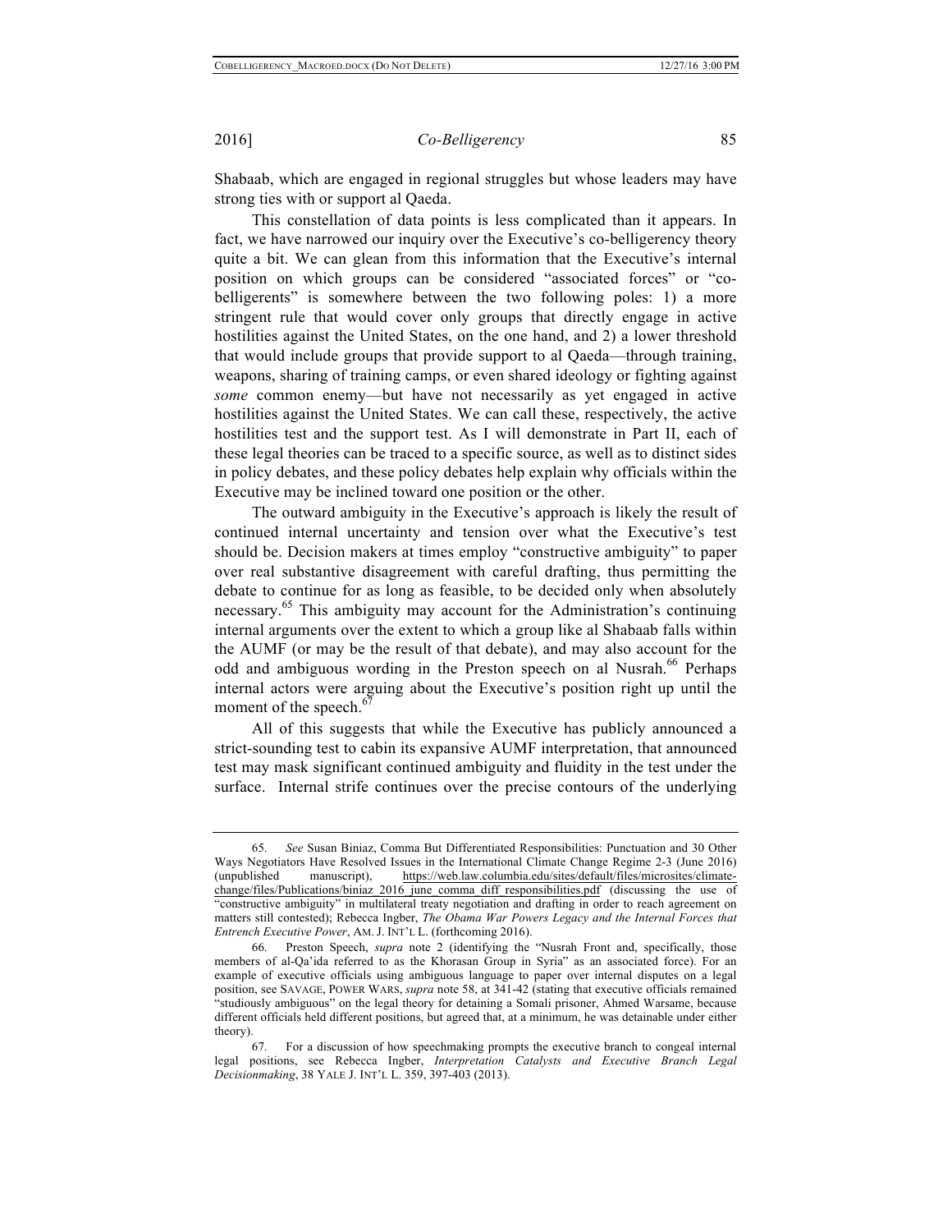Shabaab, which are engaged in regional struggles but whose leaders may have strong ties with or support al Qaeda.

This constellation of data points is less complicated than it appears. In fact, we have narrowed our inquiry over the Executive's co-belligerency theory quite a bit. We can glean from this information that the Executive's internal position on which groups can be considered "associated forces" or "co-belligerents" is somewhere between the two following poles: 1) a more stringent rule that would cover only groups that directly engage in active hostilities against the United States, on the one hand, and 2) a lower threshold that would include groups that provide support to al Qaeda—through training, weapons, sharing of training camps, or even shared ideology or fighting against *some* common enemy—but have not necessarily as yet engaged in active hostilities against the United States. We can call these, respectively, the active hostilities test and the support test. As I will demonstrate in Part II, each of these legal theories can be traced to a specific source, as well as to distinct sides in policy debates, and these policy debates help explain why officials within the Executive may be inclined toward one position or the other.

The outward ambiguity in the Executive's approach is likely the result of continued internal uncertainty and tension over what the Executive's test should be. Decision makers at times employ "constructive ambiguity" to paper over real substantive disagreement with careful drafting, thus permitting the debate to continue for as long as feasible, to be decided only when absolutely necessary.[65] This ambiguity may account for the Administration's continuing internal arguments over the extent to which a group like al Shabaab falls within the AUMF (or may be the result of that debate), and may also account for the odd and ambiguous wording in the Preston speech on al Nusrah.[66] Perhaps internal actors were arguing about the Executive's position right up until the moment of the speech.[67]

All of this suggests that while the Executive has publicly announced a strict-sounding test to cabin its expansive AUMF interpretation, that announced test may mask significant continued ambiguity and fluidity in the test under the surface. Internal strife continues over the precise contours of the underlying

---

65. *See* Susan Biniaz, Comma But Differentiated Responsibilities: Punctuation and 30 Other Ways Negotiators Have Resolved Issues in the International Climate Change Regime 2-3 (June 2016) (unpublished manuscript), https://web.law.columbia.edu/sites/default/files/microsites/climate-change/files/Publications/biniaz_2016_june_comma_diff_responsibilities.pdf (discussing the use of "constructive ambiguity" in multilateral treaty negotiation and drafting in order to reach agreement on matters still contested); Rebecca Ingber, *The Obama War Powers Legacy and the Internal Forces that Entrench Executive Power*, AM. J. INT'L L. (forthcoming 2016).

66. Preston Speech, *supra* note 2 (identifying the "Nusrah Front and, specifically, those members of al-Qa'ida referred to as the Khorasan Group in Syria" as an associated force). For an example of executive officials using ambiguous language to paper over internal disputes on a legal position, see SAVAGE, POWER WARS, *supra* note 58, at 341-42 (stating that executive officials remained "studiously ambiguous" on the legal theory for detaining a Somali prisoner, Ahmed Warsame, because different officials held different positions, but agreed that, at a minimum, he was detainable under either theory).

67. For a discussion of how speechmaking prompts the executive branch to congeal internal legal positions, see Rebecca Ingber, *Interpretation Catalysts and Executive Branch Legal Decisionmaking*, 38 YALE J. INT'L L. 359, 397-403 (2013).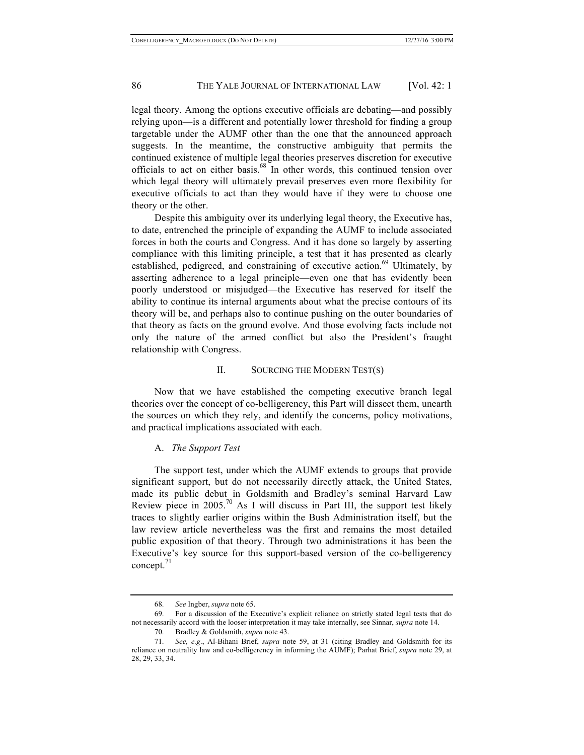legal theory. Among the options executive officials are debating—and possibly relying upon—is a different and potentially lower threshold for finding a group targetable under the AUMF other than the one that the announced approach suggests. In the meantime, the constructive ambiguity that permits the continued existence of multiple legal theories preserves discretion for executive officials to act on either basis.[68] In other words, this continued tension over which legal theory will ultimately prevail preserves even more flexibility for executive officials to act than they would have if they were to choose one theory or the other.

Despite this ambiguity over its underlying legal theory, the Executive has, to date, entrenched the principle of expanding the AUMF to include associated forces in both the courts and Congress. And it has done so largely by asserting compliance with this limiting principle, a test that it has presented as clearly established, pedigreed, and constraining of executive action.[69] Ultimately, by asserting adherence to a legal principle—even one that has evidently been poorly understood or misjudged—the Executive has reserved for itself the ability to continue its internal arguments about what the precise contours of its theory will be, and perhaps also to continue pushing on the outer boundaries of that theory as facts on the ground evolve. And those evolving facts include not only the nature of the armed conflict but also the President's fraught relationship with Congress.

## II. SOURCING THE MODERN TEST(S)

Now that we have established the competing executive branch legal theories over the concept of co-belligerency, this Part will dissect them, unearth the sources on which they rely, and identify the concerns, policy motivations, and practical implications associated with each.

### A. *The Support Test*

The support test, under which the AUMF extends to groups that provide significant support, but do not necessarily directly attack, the United States, made its public debut in Goldsmith and Bradley's seminal Harvard Law Review piece in 2005.[70] As I will discuss in Part III, the support test likely traces to slightly earlier origins within the Bush Administration itself, but the law review article nevertheless was the first and remains the most detailed public exposition of that theory. Through two administrations it has been the Executive's key source for this support-based version of the co-belligerency concept.[71]

---

68. *See* Ingber, *supra* note 65.

69. For a discussion of the Executive's explicit reliance on strictly stated legal tests that do not necessarily accord with the looser interpretation it may take internally, see Sinnar, *supra* note 14.

70. Bradley & Goldsmith, *supra* note 43.

71. *See, e.g.*, Al-Bihani Brief, *supra* note 59, at 31 (citing Bradley and Goldsmith for its reliance on neutrality law and co-belligerency in informing the AUMF); Parhat Brief, *supra* note 29, at 28, 29, 33, 34.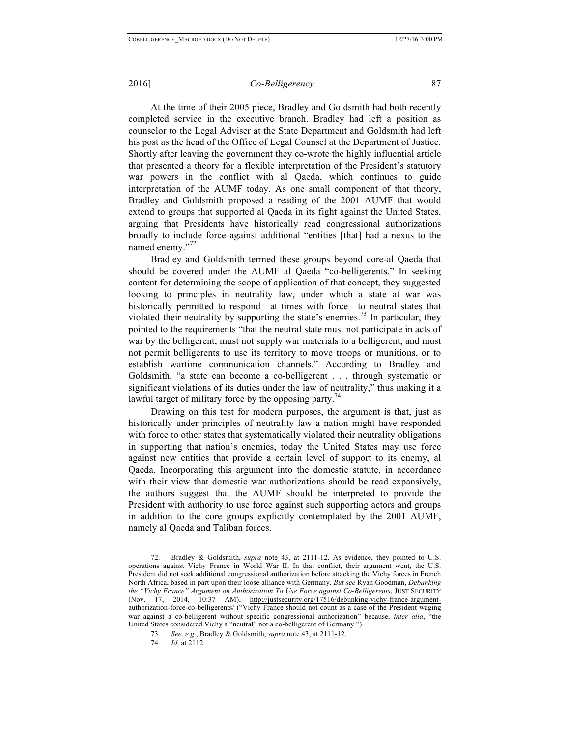At the time of their 2005 piece, Bradley and Goldsmith had both recently completed service in the executive branch. Bradley had left a position as counselor to the Legal Adviser at the State Department and Goldsmith had left his post as the head of the Office of Legal Counsel at the Department of Justice. Shortly after leaving the government they co-wrote the highly influential article that presented a theory for a flexible interpretation of the President's statutory war powers in the conflict with al Qaeda, which continues to guide interpretation of the AUMF today. As one small component of that theory, Bradley and Goldsmith proposed a reading of the 2001 AUMF that would extend to groups that supported al Qaeda in its fight against the United States, arguing that Presidents have historically read congressional authorizations broadly to include force against additional "entities [that] had a nexus to the named enemy."[72]

Bradley and Goldsmith termed these groups beyond core-al Qaeda that should be covered under the AUMF al Qaeda "co-belligerents." In seeking content for determining the scope of application of that concept, they suggested looking to principles in neutrality law, under which a state at war was historically permitted to respond—at times with force—to neutral states that violated their neutrality by supporting the state's enemies.[73] In particular, they pointed to the requirements "that the neutral state must not participate in acts of war by the belligerent, must not supply war materials to a belligerent, and must not permit belligerents to use its territory to move troops or munitions, or to establish wartime communication channels." According to Bradley and Goldsmith, "a state can become a co-belligerent . . . through systematic or significant violations of its duties under the law of neutrality," thus making it a lawful target of military force by the opposing party.[74]

Drawing on this test for modern purposes, the argument is that, just as historically under principles of neutrality law a nation might have responded with force to other states that systematically violated their neutrality obligations in supporting that nation's enemies, today the United States may use force against new entities that provide a certain level of support to its enemy, al Qaeda. Incorporating this argument into the domestic statute, in accordance with their view that domestic war authorizations should be read expansively, the authors suggest that the AUMF should be interpreted to provide the President with authority to use force against such supporting actors and groups in addition to the core groups explicitly contemplated by the 2001 AUMF, namely al Qaeda and Taliban forces.

---

72. Bradley & Goldsmith, *supra* note 43, at 2111-12. As evidence, they pointed to U.S. operations against Vichy France in World War II. In that conflict, their argument went, the U.S. President did not seek additional congressional authorization before attacking the Vichy forces in French North Africa, based in part upon their loose alliance with Germany. *But see* Ryan Goodman, *Debunking the "Vichy France" Argument on Authorization To Use Force against Co-Belligerents*, JUST SECURITY (Nov. 17, 2014, 10:37 AM), http://justsecurity.org/17516/debunking-vichy-france-argument-authorization-force-co-belligerents/ ("Vichy France should not count as a case of the President waging war against a co-belligerent without specific congressional authorization" because, *inter alia*, "the United States considered Vichy a "neutral" not a co-belligerent of Germany.").

73. *See, e.g.*, Bradley & Goldsmith, *supra* note 43, at 2111-12.

74. *Id*. at 2112.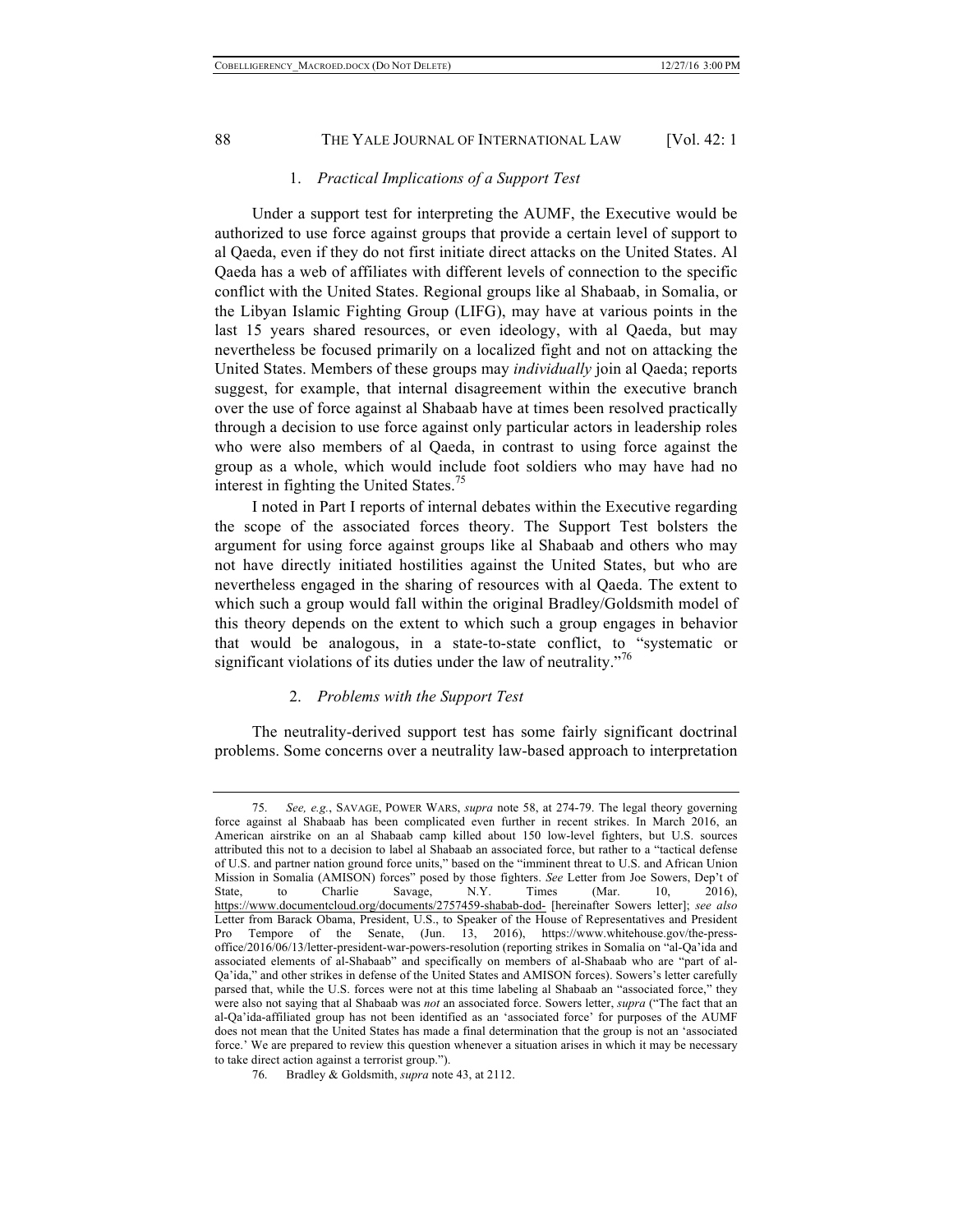### 1. *Practical Implications of a Support Test*

Under a support test for interpreting the AUMF, the Executive would be authorized to use force against groups that provide a certain level of support to al Qaeda, even if they do not first initiate direct attacks on the United States. Al Qaeda has a web of affiliates with different levels of connection to the specific conflict with the United States. Regional groups like al Shabaab, in Somalia, or the Libyan Islamic Fighting Group (LIFG), may have at various points in the last 15 years shared resources, or even ideology, with al Qaeda, but may nevertheless be focused primarily on a localized fight and not on attacking the United States. Members of these groups may *individually* join al Qaeda; reports suggest, for example, that internal disagreement within the executive branch over the use of force against al Shabaab have at times been resolved practically through a decision to use force against only particular actors in leadership roles who were also members of al Qaeda, in contrast to using force against the group as a whole, which would include foot soldiers who may have had no interest in fighting the United States.[75]

I noted in Part I reports of internal debates within the Executive regarding the scope of the associated forces theory. The Support Test bolsters the argument for using force against groups like al Shabaab and others who may not have directly initiated hostilities against the United States, but who are nevertheless engaged in the sharing of resources with al Qaeda. The extent to which such a group would fall within the original Bradley/Goldsmith model of this theory depends on the extent to which such a group engages in behavior that would be analogous, in a state-to-state conflict, to "systematic or significant violations of its duties under the law of neutrality."[76]

### 2. *Problems with the Support Test*

The neutrality-derived support test has some fairly significant doctrinal problems. Some concerns over a neutrality law-based approach to interpretation

---

75. *See, e.g.*, SAVAGE, POWER WARS, *supra* note 58, at 274-79. The legal theory governing force against al Shabaab has been complicated even further in recent strikes. In March 2016, an American airstrike on an al Shabaab camp killed about 150 low-level fighters, but U.S. sources attributed this not to a decision to label al Shabaab an associated force, but rather to a "tactical defense of U.S. and partner nation ground force units," based on the "imminent threat to U.S. and African Union Mission in Somalia (AMISON) forces" posed by those fighters. *See* Letter from Joe Sowers, Dep't of State, to Charlie Savage, N.Y. Times (Mar. 10, 2016), https://www.documentcloud.org/documents/2757459-shabab-dod- [hereinafter Sowers letter]; *see also* Letter from Barack Obama, President, U.S., to Speaker of the House of Representatives and President Pro Tempore of the Senate, (Jun. 13, 2016), https://www.whitehouse.gov/the-press-office/2016/06/13/letter-president-war-powers-resolution (reporting strikes in Somalia on "al-Qa'ida and associated elements of al-Shabaab" and specifically on members of al-Shabaab who are "part of al-Qa'ida," and other strikes in defense of the United States and AMISON forces). Sowers's letter carefully parsed that, while the U.S. forces were not at this time labeling al Shabaab an "associated force," they were also not saying that al Shabaab was *not* an associated force. Sowers letter, *supra* ("The fact that an al-Qa'ida-affiliated group has not been identified as an 'associated force' for purposes of the AUMF does not mean that the United States has made a final determination that the group is not an 'associated force.' We are prepared to review this question whenever a situation arises in which it may be necessary to take direct action against a terrorist group.").

76. Bradley & Goldsmith, *supra* note 43, at 2112.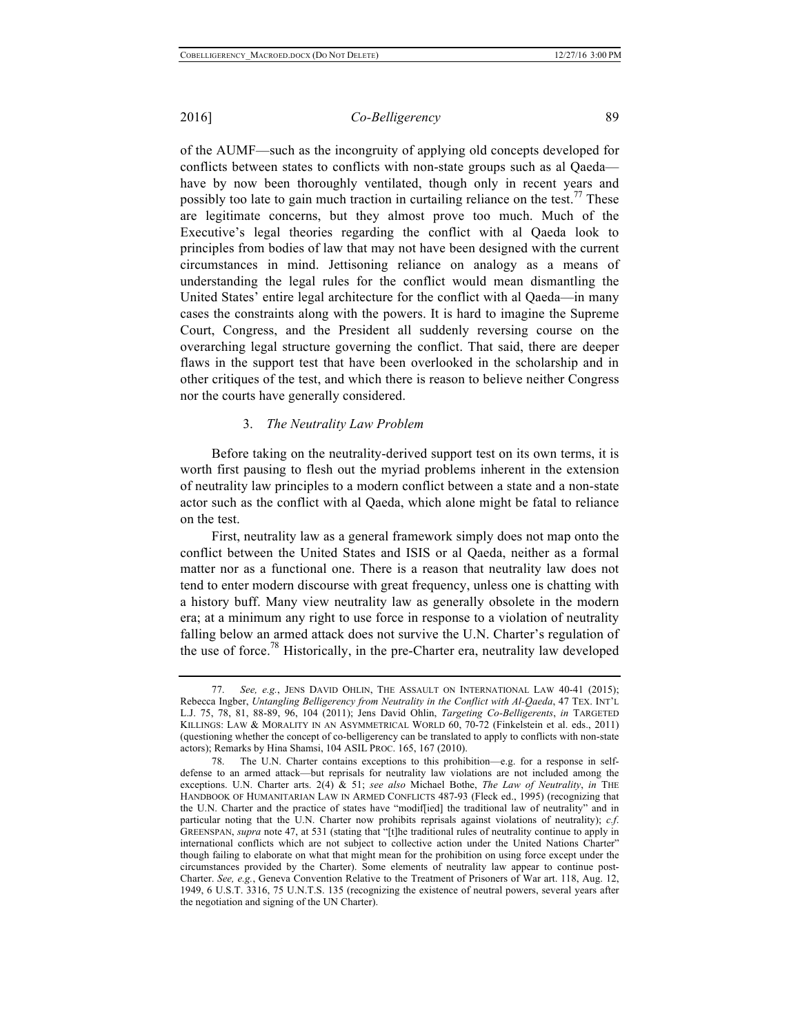of the AUMF—such as the incongruity of applying old concepts developed for conflicts between states to conflicts with non-state groups such as al Qaeda—have by now been thoroughly ventilated, though only in recent years and possibly too late to gain much traction in curtailing reliance on the test.[77] These are legitimate concerns, but they almost prove too much. Much of the Executive's legal theories regarding the conflict with al Qaeda look to principles from bodies of law that may not have been designed with the current circumstances in mind. Jettisoning reliance on analogy as a means of understanding the legal rules for the conflict would mean dismantling the United States' entire legal architecture for the conflict with al Qaeda—in many cases the constraints along with the powers. It is hard to imagine the Supreme Court, Congress, and the President all suddenly reversing course on the overarching legal structure governing the conflict. That said, there are deeper flaws in the support test that have been overlooked in the scholarship and in other critiques of the test, and which there is reason to believe neither Congress nor the courts have generally considered.

### 3. *The Neutrality Law Problem*

Before taking on the neutrality-derived support test on its own terms, it is worth first pausing to flesh out the myriad problems inherent in the extension of neutrality law principles to a modern conflict between a state and a non-state actor such as the conflict with al Qaeda, which alone might be fatal to reliance on the test.

First, neutrality law as a general framework simply does not map onto the conflict between the United States and ISIS or al Qaeda, neither as a formal matter nor as a functional one. There is a reason that neutrality law does not tend to enter modern discourse with great frequency, unless one is chatting with a history buff. Many view neutrality law as generally obsolete in the modern era; at a minimum any right to use force in response to a violation of neutrality falling below an armed attack does not survive the U.N. Charter's regulation of the use of force.[78] Historically, in the pre-Charter era, neutrality law developed

---

77. *See, e.g.*, JENS DAVID OHLIN, THE ASSAULT ON INTERNATIONAL LAW 40-41 (2015); Rebecca Ingber, *Untangling Belligerency from Neutrality in the Conflict with Al-Qaeda*, 47 TEX. INT'L L.J. 75, 78, 81, 88-89, 96, 104 (2011); Jens David Ohlin, *Targeting Co-Belligerents*, *in* TARGETED KILLINGS: LAW & MORALITY IN AN ASYMMETRICAL WORLD 60, 70-72 (Finkelstein et al. eds., 2011) (questioning whether the concept of co-belligerency can be translated to apply to conflicts with non-state actors); Remarks by Hina Shamsi, 104 ASIL PROC. 165, 167 (2010).

78. The U.N. Charter contains exceptions to this prohibition—e.g. for a response in self-defense to an armed attack—but reprisals for neutrality law violations are not included among the exceptions. U.N. Charter arts. 2(4) & 51; *see also* Michael Bothe, *The Law of Neutrality*, *in* THE HANDBOOK OF HUMANITARIAN LAW IN ARMED CONFLICTS 487-93 (Fleck ed., 1995) (recognizing that the U.N. Charter and the practice of states have "modif[ied] the traditional law of neutrality" and in particular noting that the U.N. Charter now prohibits reprisals against violations of neutrality); *c.f.* GREENSPAN, *supra* note 47, at 531 (stating that "[t]he traditional rules of neutrality continue to apply in international conflicts which are not subject to collective action under the United Nations Charter" though failing to elaborate on what that might mean for the prohibition on using force except under the circumstances provided by the Charter). Some elements of neutrality law appear to continue post-Charter. *See, e.g.*, Geneva Convention Relative to the Treatment of Prisoners of War art. 118, Aug. 12, 1949, 6 U.S.T. 3316, 75 U.N.T.S. 135 (recognizing the existence of neutral powers, several years after the negotiation and signing of the UN Charter).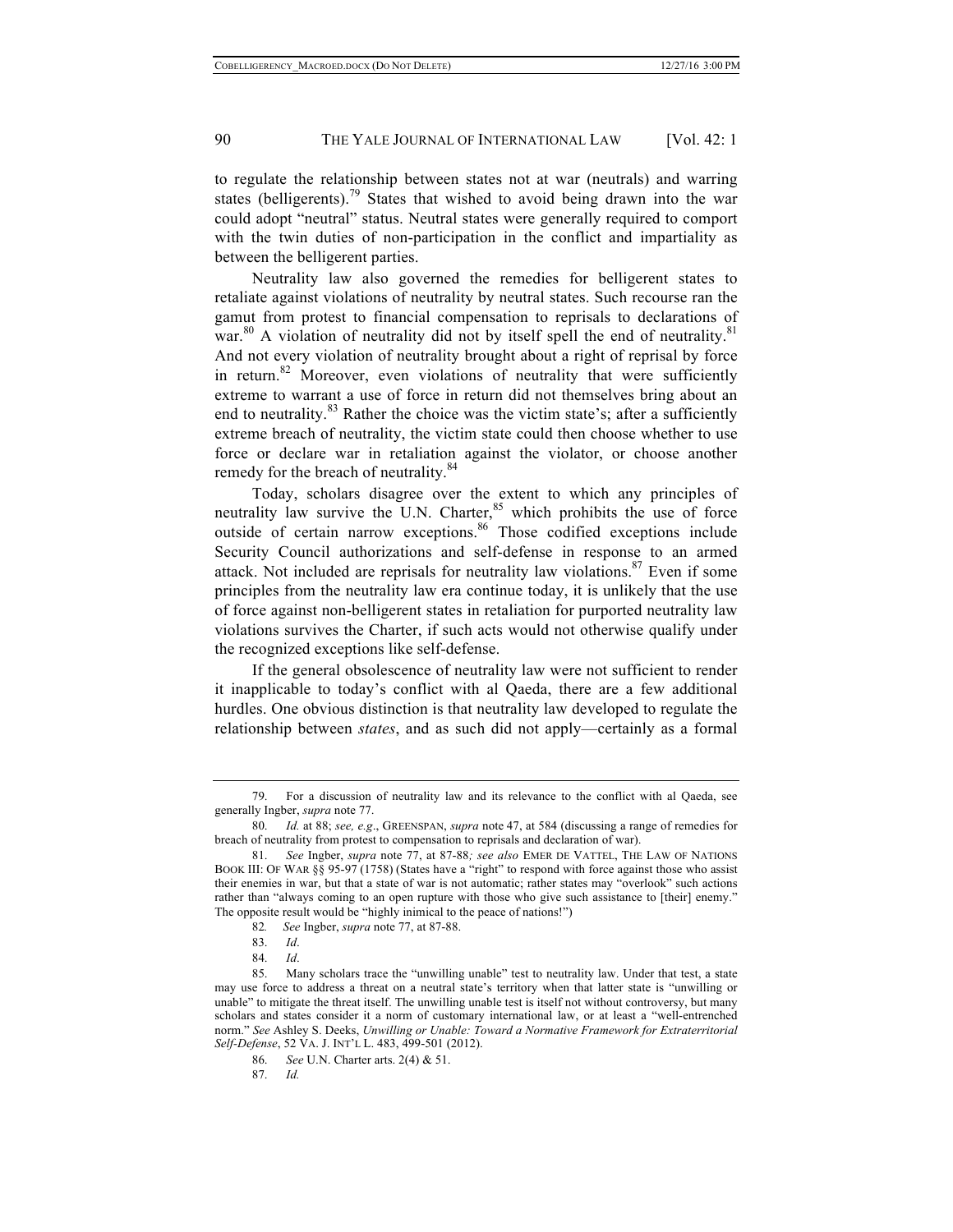to regulate the relationship between states not at war (neutrals) and warring states (belligerents).[79] States that wished to avoid being drawn into the war could adopt "neutral" status. Neutral states were generally required to comport with the twin duties of non-participation in the conflict and impartiality as between the belligerent parties.

Neutrality law also governed the remedies for belligerent states to retaliate against violations of neutrality by neutral states. Such recourse ran the gamut from protest to financial compensation to reprisals to declarations of war.[80] A violation of neutrality did not by itself spell the end of neutrality.[81] And not every violation of neutrality brought about a right of reprisal by force in return.[82] Moreover, even violations of neutrality that were sufficiently extreme to warrant a use of force in return did not themselves bring about an end to neutrality.[83] Rather the choice was the victim state's; after a sufficiently extreme breach of neutrality, the victim state could then choose whether to use force or declare war in retaliation against the violator, or choose another remedy for the breach of neutrality.[84]

Today, scholars disagree over the extent to which any principles of neutrality law survive the U.N. Charter,[85] which prohibits the use of force outside of certain narrow exceptions.[86] Those codified exceptions include Security Council authorizations and self-defense in response to an armed attack. Not included are reprisals for neutrality law violations.[87] Even if some principles from the neutrality law era continue today, it is unlikely that the use of force against non-belligerent states in retaliation for purported neutrality law violations survives the Charter, if such acts would not otherwise qualify under the recognized exceptions like self-defense.

If the general obsolescence of neutrality law were not sufficient to render it inapplicable to today's conflict with al Qaeda, there are a few additional hurdles. One obvious distinction is that neutrality law developed to regulate the relationship between *states*, and as such did not apply—certainly as a formal

---

79. For a discussion of neutrality law and its relevance to the conflict with al Qaeda, see generally Ingber, *supra* note 77.

80. *Id.* at 88; *see, e.g.*, GREENSPAN, *supra* note 47, at 584 (discussing a range of remedies for breach of neutrality from protest to compensation to reprisals and declaration of war).

81. *See* Ingber, *supra* note 77, at 87-88*; see also* EMER DE VATTEL, THE LAW OF NATIONS BOOK III: OF WAR §§ 95-97 (1758) (States have a "right" to respond with force against those who assist their enemies in war, but that a state of war is not automatic; rather states may "overlook" such actions rather than "always coming to an open rupture with those who give such assistance to [their] enemy." The opposite result would be "highly inimical to the peace of nations!")

82. *See* Ingber, *supra* note 77, at 87-88.

83. *Id*.

84. *Id*.

85. Many scholars trace the "unwilling unable" test to neutrality law. Under that test, a state may use force to address a threat on a neutral state's territory when that latter state is "unwilling or unable" to mitigate the threat itself. The unwilling unable test is itself not without controversy, but many scholars and states consider it a norm of customary international law, or at least a "well-entrenched norm." *See* Ashley S. Deeks, *Unwilling or Unable: Toward a Normative Framework for Extraterritorial Self-Defense*, 52 VA. J. INT'L L. 483, 499-501 (2012).

86. *See* U.N. Charter arts. 2(4) & 51.

87. *Id.*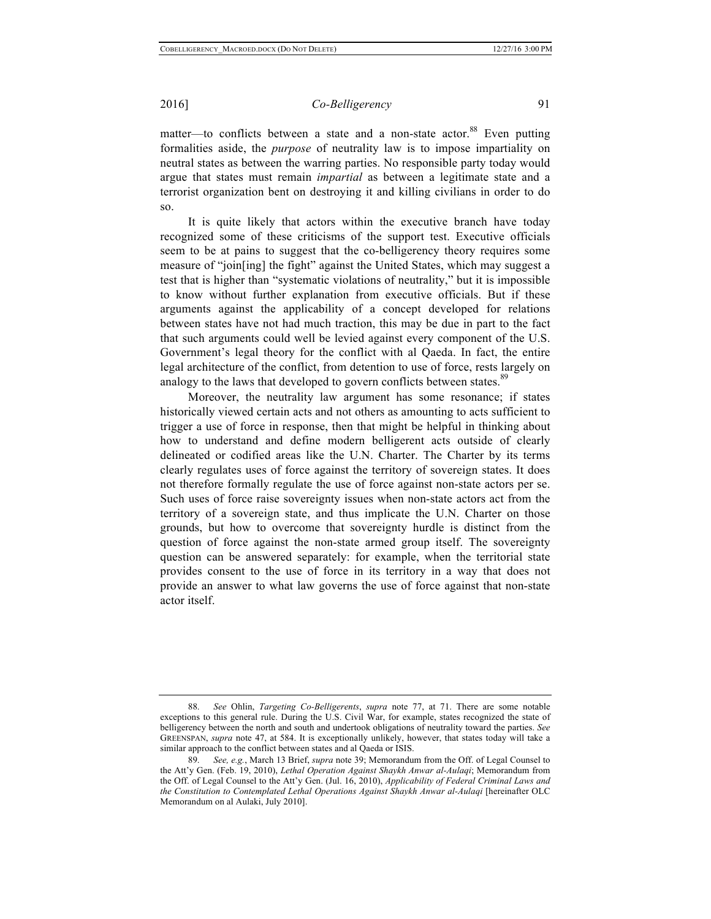matter—to conflicts between a state and a non-state actor.[88] Even putting formalities aside, the *purpose* of neutrality law is to impose impartiality on neutral states as between the warring parties. No responsible party today would argue that states must remain *impartial* as between a legitimate state and a terrorist organization bent on destroying it and killing civilians in order to do so.

It is quite likely that actors within the executive branch have today recognized some of these criticisms of the support test. Executive officials seem to be at pains to suggest that the co-belligerency theory requires some measure of "join[ing] the fight" against the United States, which may suggest a test that is higher than "systematic violations of neutrality," but it is impossible to know without further explanation from executive officials. But if these arguments against the applicability of a concept developed for relations between states have not had much traction, this may be due in part to the fact that such arguments could well be levied against every component of the U.S. Government's legal theory for the conflict with al Qaeda. In fact, the entire legal architecture of the conflict, from detention to use of force, rests largely on analogy to the laws that developed to govern conflicts between states.[89]

Moreover, the neutrality law argument has some resonance; if states historically viewed certain acts and not others as amounting to acts sufficient to trigger a use of force in response, then that might be helpful in thinking about how to understand and define modern belligerent acts outside of clearly delineated or codified areas like the U.N. Charter. The Charter by its terms clearly regulates uses of force against the territory of sovereign states. It does not therefore formally regulate the use of force against non-state actors per se. Such uses of force raise sovereignty issues when non-state actors act from the territory of a sovereign state, and thus implicate the U.N. Charter on those grounds, but how to overcome that sovereignty hurdle is distinct from the question of force against the non-state armed group itself. The sovereignty question can be answered separately: for example, when the territorial state provides consent to the use of force in its territory in a way that does not provide an answer to what law governs the use of force against that non-state actor itself.

---

88. *See* Ohlin, *Targeting Co-Belligerents*, *supra* note 77, at 71. There are some notable exceptions to this general rule. During the U.S. Civil War, for example, states recognized the state of belligerency between the north and south and undertook obligations of neutrality toward the parties. *See* GREENSPAN, *supra* note 47, at 584. It is exceptionally unlikely, however, that states today will take a similar approach to the conflict between states and al Qaeda or ISIS.

89. *See, e.g.*, March 13 Brief, *supra* note 39; Memorandum from the Off. of Legal Counsel to the Att'y Gen. (Feb. 19, 2010), *Lethal Operation Against Shaykh Anwar al-Aulaqi*; Memorandum from the Off. of Legal Counsel to the Att'y Gen. (Jul. 16, 2010), *Applicability of Federal Criminal Laws and the Constitution to Contemplated Lethal Operations Against Shaykh Anwar al-Aulaqi* [hereinafter OLC Memorandum on al Aulaki, July 2010].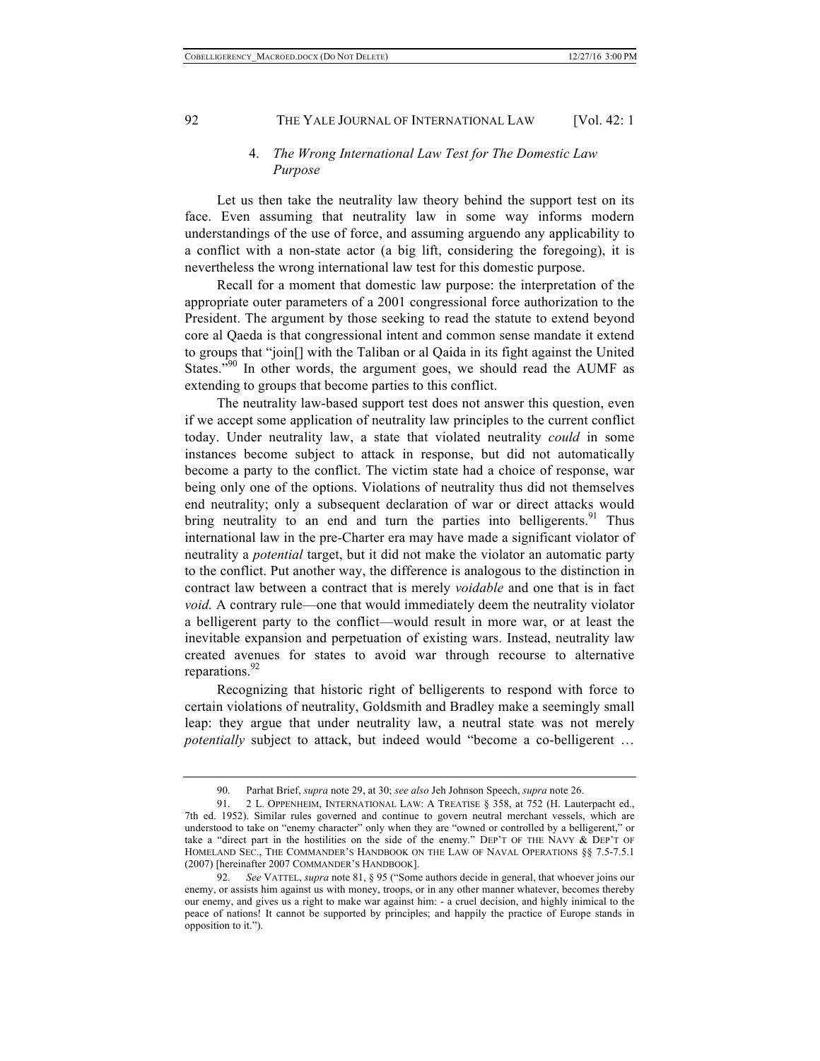#### 4. *The Wrong International Law Test for The Domestic Law Purpose*

Let us then take the neutrality law theory behind the support test on its face. Even assuming that neutrality law in some way informs modern understandings of the use of force, and assuming arguendo any applicability to a conflict with a non-state actor (a big lift, considering the foregoing), it is nevertheless the wrong international law test for this domestic purpose.

Recall for a moment that domestic law purpose: the interpretation of the appropriate outer parameters of a 2001 congressional force authorization to the President. The argument by those seeking to read the statute to extend beyond core al Qaeda is that congressional intent and common sense mandate it extend to groups that "join[] with the Taliban or al Qaida in its fight against the United States."[90] In other words, the argument goes, we should read the AUMF as extending to groups that become parties to this conflict.

The neutrality law-based support test does not answer this question, even if we accept some application of neutrality law principles to the current conflict today. Under neutrality law, a state that violated neutrality *could* in some instances become subject to attack in response, but did not automatically become a party to the conflict. The victim state had a choice of response, war being only one of the options. Violations of neutrality thus did not themselves end neutrality; only a subsequent declaration of war or direct attacks would bring neutrality to an end and turn the parties into belligerents.[91] Thus international law in the pre-Charter era may have made a significant violator of neutrality a *potential* target, but it did not make the violator an automatic party to the conflict. Put another way, the difference is analogous to the distinction in contract law between a contract that is merely *voidable* and one that is in fact *void.* A contrary rule—one that would immediately deem the neutrality violator a belligerent party to the conflict—would result in more war, or at least the inevitable expansion and perpetuation of existing wars. Instead, neutrality law created avenues for states to avoid war through recourse to alternative reparations.[92]

Recognizing that historic right of belligerents to respond with force to certain violations of neutrality, Goldsmith and Bradley make a seemingly small leap: they argue that under neutrality law, a neutral state was not merely *potentially* subject to attack, but indeed would "become a co-belligerent …

---

90. Parhat Brief, *supra* note 29, at 30; *see also* Jeh Johnson Speech, *supra* note 26.

91. 2 L. OPPENHEIM, INTERNATIONAL LAW: A TREATISE § 358, at 752 (H. Lauterpacht ed., 7th ed. 1952). Similar rules governed and continue to govern neutral merchant vessels, which are understood to take on "enemy character" only when they are "owned or controlled by a belligerent," or take a "direct part in the hostilities on the side of the enemy." DEP'T OF THE NAVY & DEP'T OF HOMELAND SEC., THE COMMANDER'S HANDBOOK ON THE LAW OF NAVAL OPERATIONS §§ 7.5-7.5.1 (2007) [hereinafter 2007 COMMANDER'S HANDBOOK].

92. *See* VATTEL, *supra* note 81, § 95 ("Some authors decide in general, that whoever joins our enemy, or assists him against us with money, troops, or in any other manner whatever, becomes thereby our enemy, and gives us a right to make war against him: - a cruel decision, and highly inimical to the peace of nations! It cannot be supported by principles; and happily the practice of Europe stands in opposition to it.").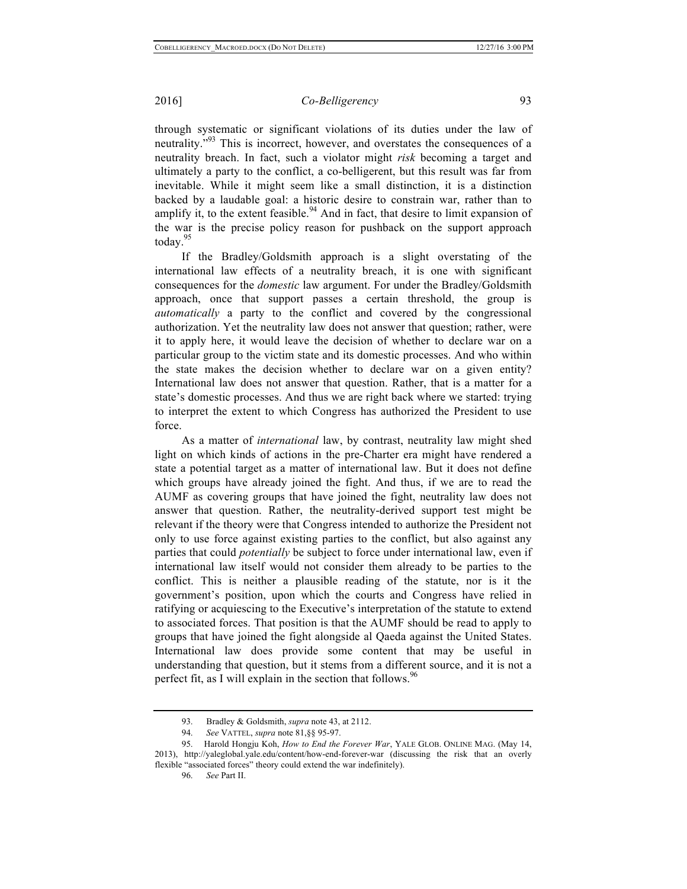through systematic or significant violations of its duties under the law of neutrality."[93] This is incorrect, however, and overstates the consequences of a neutrality breach. In fact, such a violator might *risk* becoming a target and ultimately a party to the conflict, a co-belligerent, but this result was far from inevitable. While it might seem like a small distinction, it is a distinction backed by a laudable goal: a historic desire to constrain war, rather than to amplify it, to the extent feasible.[94] And in fact, that desire to limit expansion of the war is the precise policy reason for pushback on the support approach today.[95]

If the Bradley/Goldsmith approach is a slight overstating of the international law effects of a neutrality breach, it is one with significant consequences for the *domestic* law argument. For under the Bradley/Goldsmith approach, once that support passes a certain threshold, the group is *automatically* a party to the conflict and covered by the congressional authorization. Yet the neutrality law does not answer that question; rather, were it to apply here, it would leave the decision of whether to declare war on a particular group to the victim state and its domestic processes. And who within the state makes the decision whether to declare war on a given entity? International law does not answer that question. Rather, that is a matter for a state's domestic processes. And thus we are right back where we started: trying to interpret the extent to which Congress has authorized the President to use force.

As a matter of *international* law, by contrast, neutrality law might shed light on which kinds of actions in the pre-Charter era might have rendered a state a potential target as a matter of international law. But it does not define which groups have already joined the fight. And thus, if we are to read the AUMF as covering groups that have joined the fight, neutrality law does not answer that question. Rather, the neutrality-derived support test might be relevant if the theory were that Congress intended to authorize the President not only to use force against existing parties to the conflict, but also against any parties that could *potentially* be subject to force under international law, even if international law itself would not consider them already to be parties to the conflict. This is neither a plausible reading of the statute, nor is it the government's position, upon which the courts and Congress have relied in ratifying or acquiescing to the Executive's interpretation of the statute to extend to associated forces. That position is that the AUMF should be read to apply to groups that have joined the fight alongside al Qaeda against the United States. International law does provide some content that may be useful in understanding that question, but it stems from a different source, and it is not a perfect fit, as I will explain in the section that follows.[96]

---

93. Bradley & Goldsmith, *supra* note 43, at 2112.

94. *See* VATTEL, *supra* note 81,§§ 95-97.

95. Harold Hongju Koh, *How to End the Forever War*, YALE GLOB. ONLINE MAG. (May 14, 2013), http://yaleglobal.yale.edu/content/how-end-forever-war (discussing the risk that an overly flexible "associated forces" theory could extend the war indefinitely).

96. *See* Part II.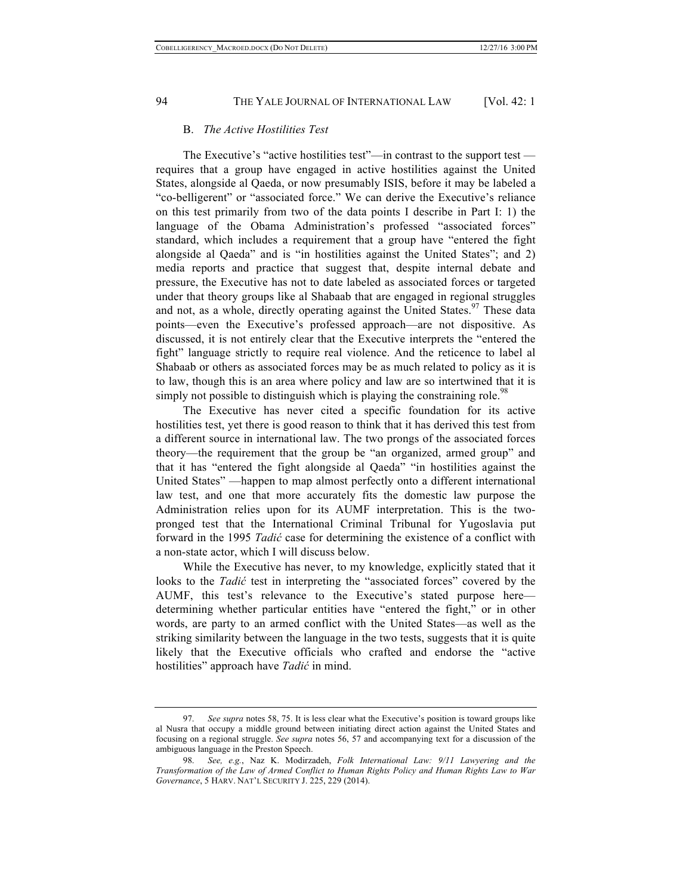### B. *The Active Hostilities Test*

The Executive's "active hostilities test"—in contrast to the support test —requires that a group have engaged in active hostilities against the United States, alongside al Qaeda, or now presumably ISIS, before it may be labeled a "co-belligerent" or "associated force." We can derive the Executive's reliance on this test primarily from two of the data points I describe in Part I: 1) the language of the Obama Administration's professed "associated forces" standard, which includes a requirement that a group have "entered the fight alongside al Qaeda" and is "in hostilities against the United States"; and 2) media reports and practice that suggest that, despite internal debate and pressure, the Executive has not to date labeled as associated forces or targeted under that theory groups like al Shabaab that are engaged in regional struggles and not, as a whole, directly operating against the United States.[97] These data points—even the Executive's professed approach—are not dispositive. As discussed, it is not entirely clear that the Executive interprets the "entered the fight" language strictly to require real violence. And the reticence to label al Shabaab or others as associated forces may be as much related to policy as it is to law, though this is an area where policy and law are so intertwined that it is simply not possible to distinguish which is playing the constraining role.[98]

The Executive has never cited a specific foundation for its active hostilities test, yet there is good reason to think that it has derived this test from a different source in international law. The two prongs of the associated forces theory—the requirement that the group be "an organized, armed group" and that it has "entered the fight alongside al Qaeda" "in hostilities against the United States" —happen to map almost perfectly onto a different international law test, and one that more accurately fits the domestic law purpose the Administration relies upon for its AUMF interpretation. This is the two-pronged test that the International Criminal Tribunal for Yugoslavia put forward in the 1995 *Tadić* case for determining the existence of a conflict with a non-state actor, which I will discuss below.

While the Executive has never, to my knowledge, explicitly stated that it looks to the *Tadić* test in interpreting the "associated forces" covered by the AUMF, this test's relevance to the Executive's stated purpose here—determining whether particular entities have "entered the fight," or in other words, are party to an armed conflict with the United States—as well as the striking similarity between the language in the two tests, suggests that it is quite likely that the Executive officials who crafted and endorse the "active hostilities" approach have *Tadić* in mind.

---

97. *See supra* notes 58, 75. It is less clear what the Executive's position is toward groups like al Nusra that occupy a middle ground between initiating direct action against the United States and focusing on a regional struggle. *See supra* notes 56, 57 and accompanying text for a discussion of the ambiguous language in the Preston Speech.

98. *See, e.g.*, Naz K. Modirzadeh, *Folk International Law: 9/11 Lawyering and the Transformation of the Law of Armed Conflict to Human Rights Policy and Human Rights Law to War Governance*, 5 HARV. NAT'L SECURITY J. 225, 229 (2014).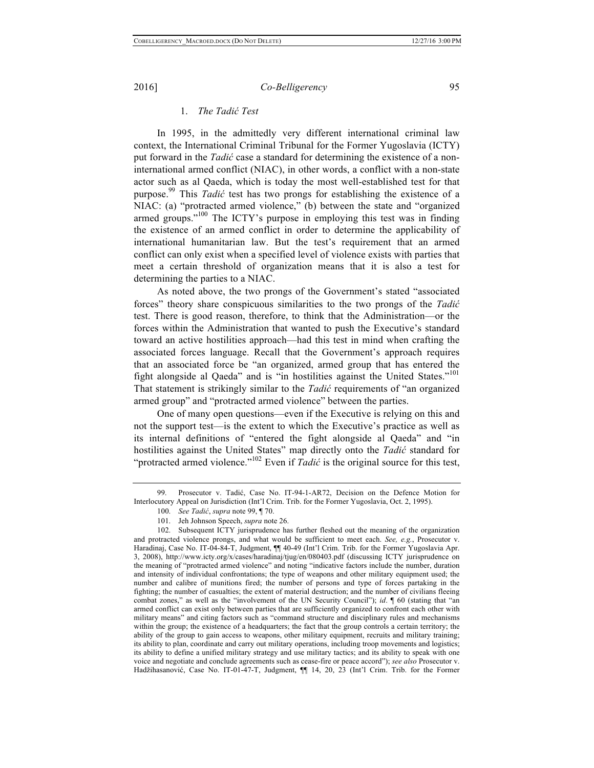### 1. *The Tadić Test*

In 1995, in the admittedly very different international criminal law context, the International Criminal Tribunal for the Former Yugoslavia (ICTY) put forward in the *Tadić* case a standard for determining the existence of a non-international armed conflict (NIAC), in other words, a conflict with a non-state actor such as al Qaeda, which is today the most well-established test for that purpose.[99] This *Tadić* test has two prongs for establishing the existence of a NIAC: (a) "protracted armed violence," (b) between the state and "organized armed groups."[100] The ICTY's purpose in employing this test was in finding the existence of an armed conflict in order to determine the applicability of international humanitarian law. But the test's requirement that an armed conflict can only exist when a specified level of violence exists with parties that meet a certain threshold of organization means that it is also a test for determining the parties to a NIAC.

As noted above, the two prongs of the Government's stated "associated forces" theory share conspicuous similarities to the two prongs of the *Tadić* test. There is good reason, therefore, to think that the Administration—or the forces within the Administration that wanted to push the Executive's standard toward an active hostilities approach—had this test in mind when crafting the associated forces language. Recall that the Government's approach requires that an associated force be "an organized, armed group that has entered the fight alongside al Qaeda" and is "in hostilities against the United States."[101] That statement is strikingly similar to the *Tadić* requirements of "an organized armed group" and "protracted armed violence" between the parties.

One of many open questions—even if the Executive is relying on this and not the support test—is the extent to which the Executive's practice as well as its internal definitions of "entered the fight alongside al Qaeda" and "in hostilities against the United States" map directly onto the *Tadić* standard for "protracted armed violence."[102] Even if *Tadić* is the original source for this test,

---

99. Prosecutor v. Tadić, Case No. IT-94-1-AR72, Decision on the Defence Motion for Interlocutory Appeal on Jurisdiction (Int'l Crim. Trib. for the Former Yugoslavia, Oct. 2, 1995).

100. *See Tadić*, *supra* note 99, ¶ 70.

101. Jeh Johnson Speech, *supra* note 26.

102. Subsequent ICTY jurisprudence has further fleshed out the meaning of the organization and protracted violence prongs, and what would be sufficient to meet each. *See, e.g.*, Prosecutor v. Haradinaj, Case No. IT-04-84-T, Judgment, ¶¶ 40-49 (Int'l Crim. Trib. for the Former Yugoslavia Apr. 3, 2008), http://www.icty.org/x/cases/haradinaj/tjug/en/080403.pdf (discussing ICTY jurisprudence on the meaning of "protracted armed violence" and noting "indicative factors include the number, duration and intensity of individual confrontations; the type of weapons and other military equipment used; the number and calibre of munitions fired; the number of persons and type of forces partaking in the fighting; the number of casualties; the extent of material destruction; and the number of civilians fleeing combat zones," as well as the "involvement of the UN Security Council"); *id*. ¶ 60 (stating that "an armed conflict can exist only between parties that are sufficiently organized to confront each other with military means" and citing factors such as "command structure and disciplinary rules and mechanisms within the group; the existence of a headquarters; the fact that the group controls a certain territory; the ability of the group to gain access to weapons, other military equipment, recruits and military training; its ability to plan, coordinate and carry out military operations, including troop movements and logistics; its ability to define a unified military strategy and use military tactics; and its ability to speak with one voice and negotiate and conclude agreements such as cease-fire or peace accord"); *see also* Prosecutor v. Hadžihasanović, Case No. IT-01-47-T, Judgment, ¶¶ 14, 20, 23 (Int'l Crim. Trib. for the Former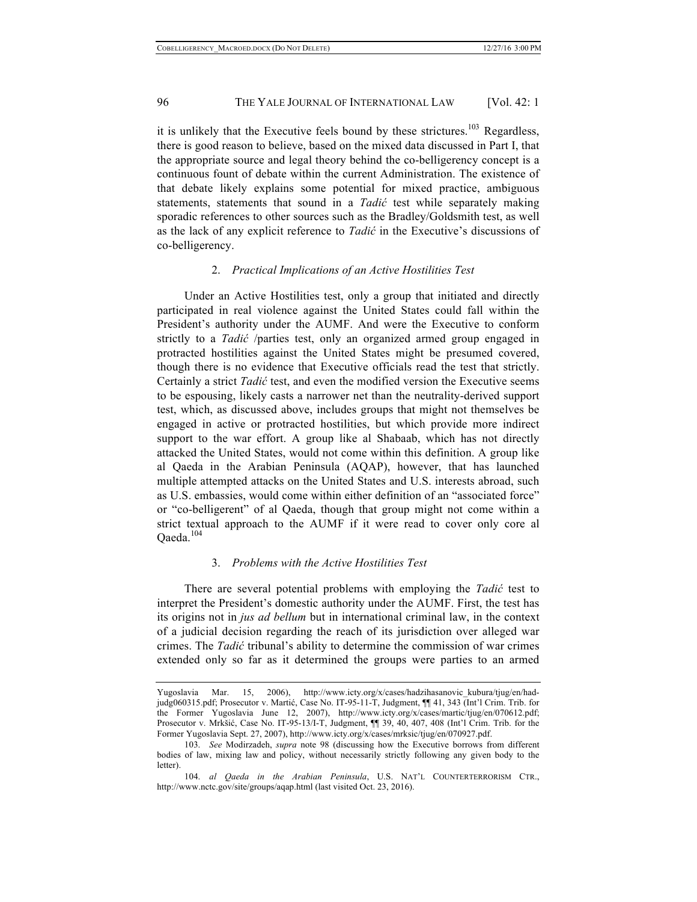it is unlikely that the Executive feels bound by these strictures.[103] Regardless, there is good reason to believe, based on the mixed data discussed in Part I, that the appropriate source and legal theory behind the co-belligerency concept is a continuous fount of debate within the current Administration. The existence of that debate likely explains some potential for mixed practice, ambiguous statements, statements that sound in a *Tadić* test while separately making sporadic references to other sources such as the Bradley/Goldsmith test, as well as the lack of any explicit reference to *Tadić* in the Executive's discussions of co-belligerency.

### 2. *Practical Implications of an Active Hostilities Test*

Under an Active Hostilities test, only a group that initiated and directly participated in real violence against the United States could fall within the President's authority under the AUMF. And were the Executive to conform strictly to a *Tadić* /parties test, only an organized armed group engaged in protracted hostilities against the United States might be presumed covered, though there is no evidence that Executive officials read the test that strictly. Certainly a strict *Tadić* test, and even the modified version the Executive seems to be espousing, likely casts a narrower net than the neutrality-derived support test, which, as discussed above, includes groups that might not themselves be engaged in active or protracted hostilities, but which provide more indirect support to the war effort. A group like al Shabaab, which has not directly attacked the United States, would not come within this definition. A group like al Qaeda in the Arabian Peninsula (AQAP), however, that has launched multiple attempted attacks on the United States and U.S. interests abroad, such as U.S. embassies, would come within either definition of an "associated force" or "co-belligerent" of al Qaeda, though that group might not come within a strict textual approach to the AUMF if it were read to cover only core al Qaeda.[104]

### 3. *Problems with the Active Hostilities Test*

There are several potential problems with employing the *Tadić* test to interpret the President's domestic authority under the AUMF. First, the test has its origins not in *jus ad bellum* but in international criminal law, in the context of a judicial decision regarding the reach of its jurisdiction over alleged war crimes. The *Tadić* tribunal's ability to determine the commission of war crimes extended only so far as it determined the groups were parties to an armed

---

Yugoslavia Mar. 15, 2006), http://www.icty.org/x/cases/hadzihasanovic_kubura/tjug/en/had-judg060315.pdf; Prosecutor v. Martić, Case No. IT-95-11-T, Judgment, ¶¶ 41, 343 (Int'l Crim. Trib. for the Former Yugoslavia June 12, 2007), http://www.icty.org/x/cases/martic/tjug/en/070612.pdf; Prosecutor v. Mrkšić, Case No. IT-95-13/I-T, Judgment, ¶¶ 39, 40, 407, 408 (Int'l Crim. Trib. for the Former Yugoslavia Sept. 27, 2007), http://www.icty.org/x/cases/mrksic/tjug/en/070927.pdf.

103. *See* Modirzadeh, *supra* note 98 (discussing how the Executive borrows from different bodies of law, mixing law and policy, without necessarily strictly following any given body to the letter).

104. *al Qaeda in the Arabian Peninsula*, U.S. NAT'L COUNTERTERRORISM CTR., http://www.nctc.gov/site/groups/aqap.html (last visited Oct. 23, 2016).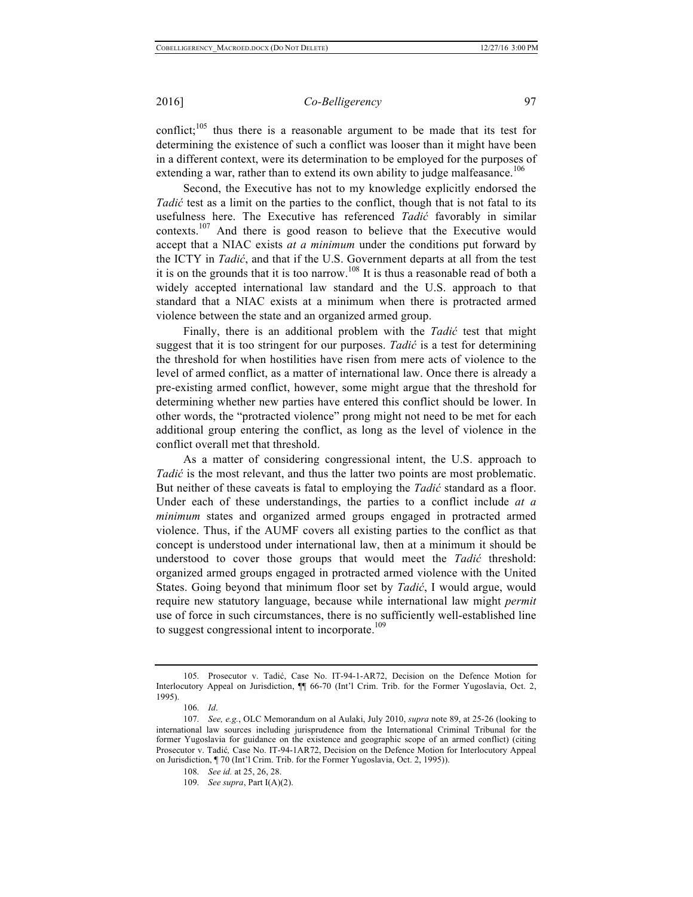conflict;[105] thus there is a reasonable argument to be made that its test for determining the existence of such a conflict was looser than it might have been in a different context, were its determination to be employed for the purposes of extending a war, rather than to extend its own ability to judge malfeasance.[106]

Second, the Executive has not to my knowledge explicitly endorsed the *Tadić* test as a limit on the parties to the conflict, though that is not fatal to its usefulness here. The Executive has referenced *Tadić* favorably in similar contexts.[107] And there is good reason to believe that the Executive would accept that a NIAC exists *at a minimum* under the conditions put forward by the ICTY in *Tadić*, and that if the U.S. Government departs at all from the test it is on the grounds that it is too narrow.[108] It is thus a reasonable read of both a widely accepted international law standard and the U.S. approach to that standard that a NIAC exists at a minimum when there is protracted armed violence between the state and an organized armed group.

Finally, there is an additional problem with the *Tadić* test that might suggest that it is too stringent for our purposes. *Tadić* is a test for determining the threshold for when hostilities have risen from mere acts of violence to the level of armed conflict, as a matter of international law. Once there is already a pre-existing armed conflict, however, some might argue that the threshold for determining whether new parties have entered this conflict should be lower. In other words, the "protracted violence" prong might not need to be met for each additional group entering the conflict, as long as the level of violence in the conflict overall met that threshold.

As a matter of considering congressional intent, the U.S. approach to *Tadić* is the most relevant, and thus the latter two points are most problematic. But neither of these caveats is fatal to employing the *Tadić* standard as a floor. Under each of these understandings, the parties to a conflict include *at a minimum* states and organized armed groups engaged in protracted armed violence. Thus, if the AUMF covers all existing parties to the conflict as that concept is understood under international law, then at a minimum it should be understood to cover those groups that would meet the *Tadić* threshold: organized armed groups engaged in protracted armed violence with the United States. Going beyond that minimum floor set by *Tadić*, I would argue, would require new statutory language, because while international law might *permit* use of force in such circumstances, there is no sufficiently well-established line to suggest congressional intent to incorporate.[109]

---

105. Prosecutor v. Tadić, Case No. IT-94-1-AR72, Decision on the Defence Motion for Interlocutory Appeal on Jurisdiction, ¶¶ 66-70 (Int'l Crim. Trib. for the Former Yugoslavia, Oct. 2, 1995).

106. *Id*.

107. *See, e.g.*, OLC Memorandum on al Aulaki, July 2010, *supra* note 89, at 25-26 (looking to international law sources including jurisprudence from the International Criminal Tribunal for the former Yugoslavia for guidance on the existence and geographic scope of an armed conflict) (citing Prosecutor v. Tadić*,* Case No. IT-94-1AR72, Decision on the Defence Motion for Interlocutory Appeal on Jurisdiction, ¶ 70 (Int'l Crim. Trib. for the Former Yugoslavia, Oct. 2, 1995)).

108. *See id.* at 25, 26, 28.

109. *See supra*, Part I(A)(2).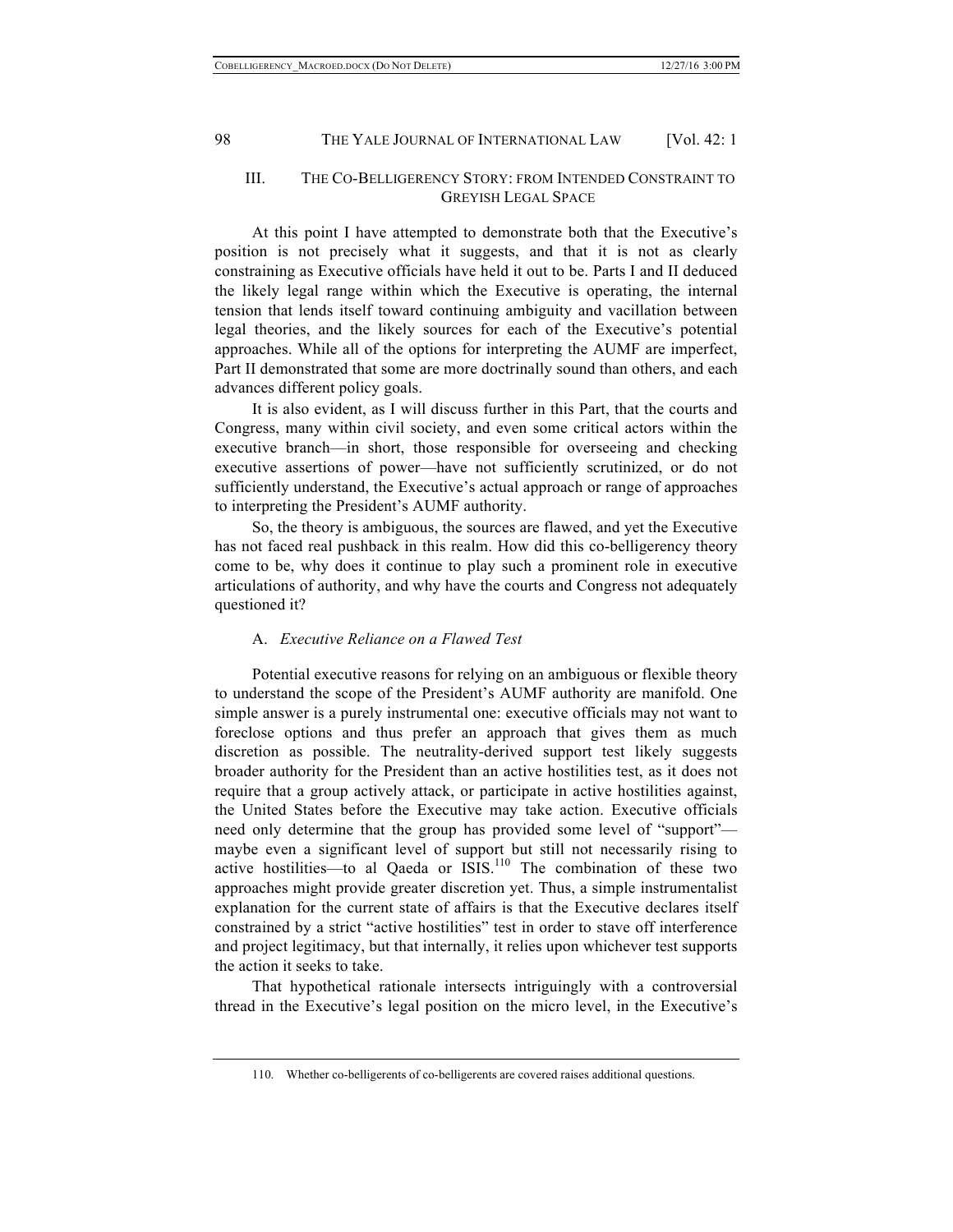## III. THE CO-BELLIGERENCY STORY: FROM INTENDED CONSTRAINT TO GREYISH LEGAL SPACE

At this point I have attempted to demonstrate both that the Executive's position is not precisely what it suggests, and that it is not as clearly constraining as Executive officials have held it out to be. Parts I and II deduced the likely legal range within which the Executive is operating, the internal tension that lends itself toward continuing ambiguity and vacillation between legal theories, and the likely sources for each of the Executive's potential approaches. While all of the options for interpreting the AUMF are imperfect, Part II demonstrated that some are more doctrinally sound than others, and each advances different policy goals.

It is also evident, as I will discuss further in this Part, that the courts and Congress, many within civil society, and even some critical actors within the executive branch—in short, those responsible for overseeing and checking executive assertions of power—have not sufficiently scrutinized, or do not sufficiently understand, the Executive's actual approach or range of approaches to interpreting the President's AUMF authority.

So, the theory is ambiguous, the sources are flawed, and yet the Executive has not faced real pushback in this realm. How did this co-belligerency theory come to be, why does it continue to play such a prominent role in executive articulations of authority, and why have the courts and Congress not adequately questioned it?

### A. *Executive Reliance on a Flawed Test*

Potential executive reasons for relying on an ambiguous or flexible theory to understand the scope of the President's AUMF authority are manifold. One simple answer is a purely instrumental one: executive officials may not want to foreclose options and thus prefer an approach that gives them as much discretion as possible. The neutrality-derived support test likely suggests broader authority for the President than an active hostilities test, as it does not require that a group actively attack, or participate in active hostilities against, the United States before the Executive may take action. Executive officials need only determine that the group has provided some level of "support"—maybe even a significant level of support but still not necessarily rising to active hostilities—to al Qaeda or ISIS.[110] The combination of these two approaches might provide greater discretion yet. Thus, a simple instrumentalist explanation for the current state of affairs is that the Executive declares itself constrained by a strict "active hostilities" test in order to stave off interference and project legitimacy, but that internally, it relies upon whichever test supports the action it seeks to take.

That hypothetical rationale intersects intriguingly with a controversial thread in the Executive's legal position on the micro level, in the Executive's

---

110. Whether co-belligerents of co-belligerents are covered raises additional questions.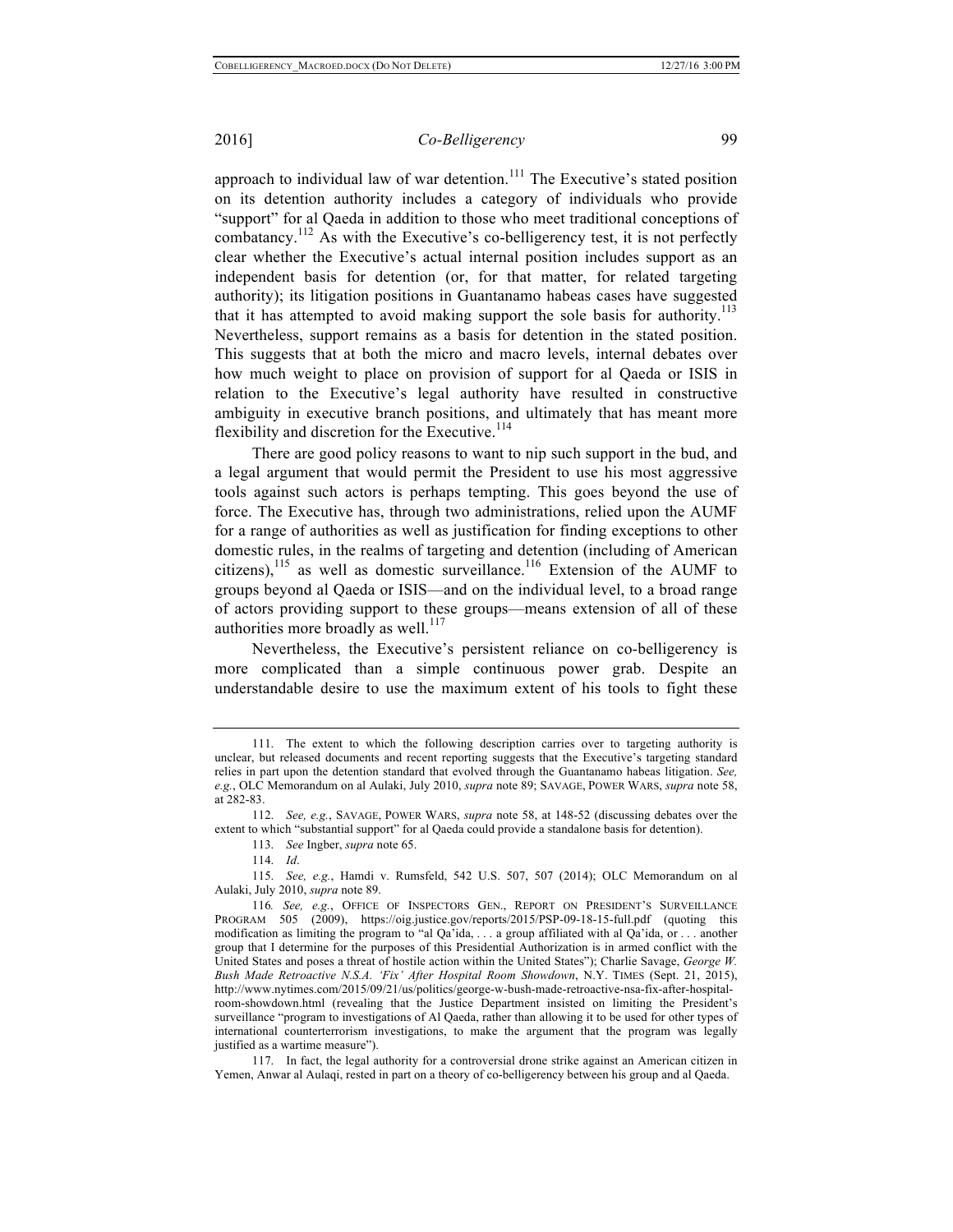approach to individual law of war detention.[111] The Executive's stated position on its detention authority includes a category of individuals who provide "support" for al Qaeda in addition to those who meet traditional conceptions of combatancy.[112] As with the Executive's co-belligerency test, it is not perfectly clear whether the Executive's actual internal position includes support as an independent basis for detention (or, for that matter, for related targeting authority); its litigation positions in Guantanamo habeas cases have suggested that it has attempted to avoid making support the sole basis for authority.[113] Nevertheless, support remains as a basis for detention in the stated position. This suggests that at both the micro and macro levels, internal debates over how much weight to place on provision of support for al Qaeda or ISIS in relation to the Executive's legal authority have resulted in constructive ambiguity in executive branch positions, and ultimately that has meant more flexibility and discretion for the Executive.[114]

There are good policy reasons to want to nip such support in the bud, and a legal argument that would permit the President to use his most aggressive tools against such actors is perhaps tempting. This goes beyond the use of force. The Executive has, through two administrations, relied upon the AUMF for a range of authorities as well as justification for finding exceptions to other domestic rules, in the realms of targeting and detention (including of American citizens),[115] as well as domestic surveillance.[116] Extension of the AUMF to groups beyond al Qaeda or ISIS—and on the individual level, to a broad range of actors providing support to these groups—means extension of all of these authorities more broadly as well.[117]

Nevertheless, the Executive's persistent reliance on co-belligerency is more complicated than a simple continuous power grab. Despite an understandable desire to use the maximum extent of his tools to fight these

---

111. The extent to which the following description carries over to targeting authority is unclear, but released documents and recent reporting suggests that the Executive's targeting standard relies in part upon the detention standard that evolved through the Guantanamo habeas litigation. *See, e.g.*, OLC Memorandum on al Aulaki, July 2010, *supra* note 89; SAVAGE, POWER WARS, *supra* note 58, at 282-83.

112. *See, e.g.*, SAVAGE, POWER WARS, *supra* note 58, at 148-52 (discussing debates over the extent to which "substantial support" for al Qaeda could provide a standalone basis for detention).

113. *See* Ingber, *supra* note 65.

114. *Id*.

115. *See, e.g.*, Hamdi v. Rumsfeld, 542 U.S. 507, 507 (2014); OLC Memorandum on al Aulaki, July 2010, *supra* note 89.

116. *See, e.g.*, OFFICE OF INSPECTORS GEN., REPORT ON PRESIDENT'S SURVEILLANCE PROGRAM 505 (2009), https://oig.justice.gov/reports/2015/PSP-09-18-15-full.pdf (quoting this modification as limiting the program to "al Qa'ida, . . . a group affiliated with al Qa'ida, or . . . another group that I determine for the purposes of this Presidential Authorization is in armed conflict with the United States and poses a threat of hostile action within the United States"); Charlie Savage, *George W. Bush Made Retroactive N.S.A. 'Fix' After Hospital Room Showdown*, N.Y. TIMES (Sept. 21, 2015), http://www.nytimes.com/2015/09/21/us/politics/george-w-bush-made-retroactive-nsa-fix-after-hospital-room-showdown.html (revealing that the Justice Department insisted on limiting the President's surveillance "program to investigations of Al Qaeda, rather than allowing it to be used for other types of international counterterrorism investigations, to make the argument that the program was legally justified as a wartime measure").

117. In fact, the legal authority for a controversial drone strike against an American citizen in Yemen, Anwar al Aulaqi, rested in part on a theory of co-belligerency between his group and al Qaeda.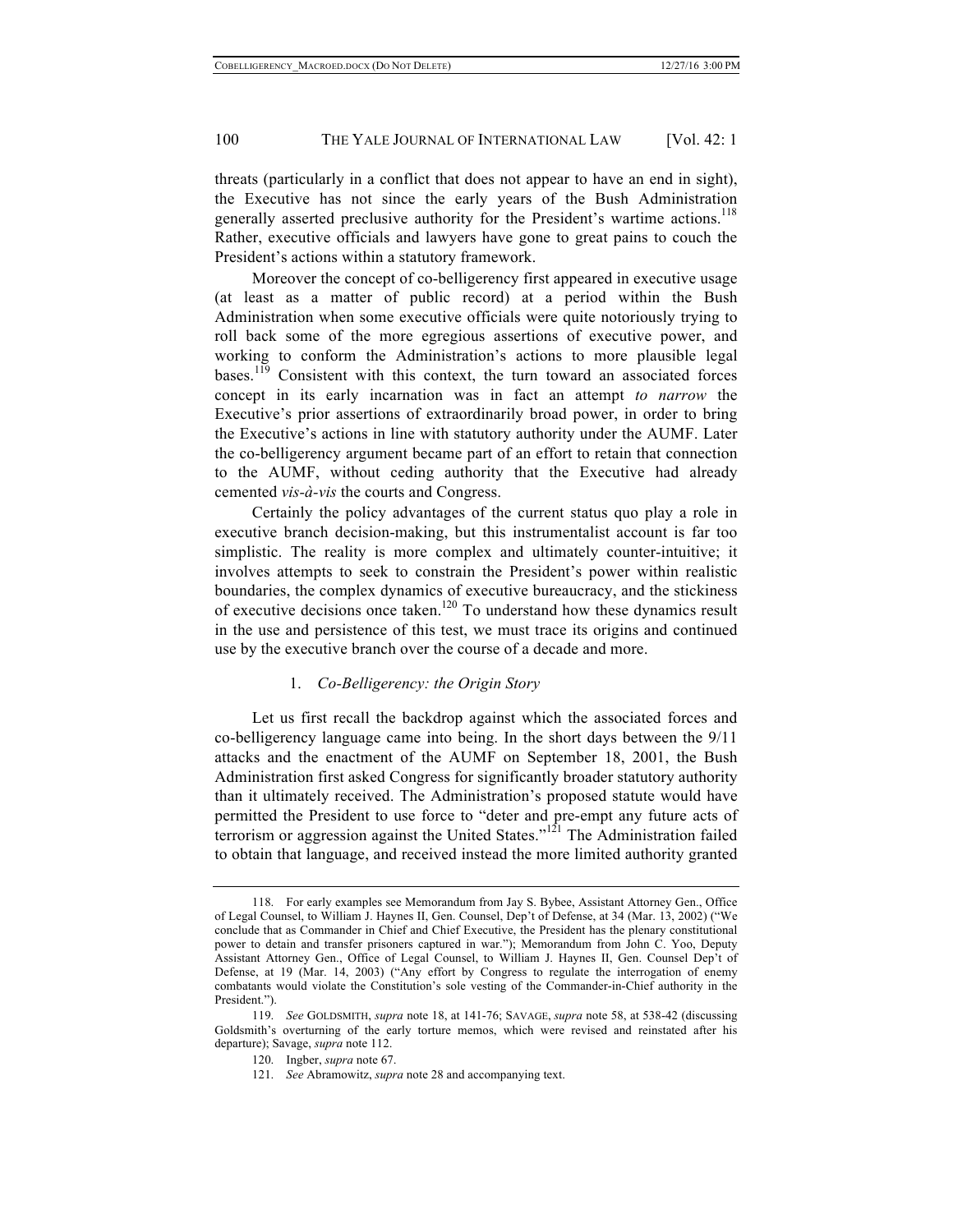threats (particularly in a conflict that does not appear to have an end in sight), the Executive has not since the early years of the Bush Administration generally asserted preclusive authority for the President's wartime actions.[118] Rather, executive officials and lawyers have gone to great pains to couch the President's actions within a statutory framework.

Moreover the concept of co-belligerency first appeared in executive usage (at least as a matter of public record) at a period within the Bush Administration when some executive officials were quite notoriously trying to roll back some of the more egregious assertions of executive power, and working to conform the Administration's actions to more plausible legal bases.[119] Consistent with this context, the turn toward an associated forces concept in its early incarnation was in fact an attempt *to narrow* the Executive's prior assertions of extraordinarily broad power, in order to bring the Executive's actions in line with statutory authority under the AUMF. Later the co-belligerency argument became part of an effort to retain that connection to the AUMF, without ceding authority that the Executive had already cemented *vis-à-vis* the courts and Congress.

Certainly the policy advantages of the current status quo play a role in executive branch decision-making, but this instrumentalist account is far too simplistic. The reality is more complex and ultimately counter-intuitive; it involves attempts to seek to constrain the President's power within realistic boundaries, the complex dynamics of executive bureaucracy, and the stickiness of executive decisions once taken.[120] To understand how these dynamics result in the use and persistence of this test, we must trace its origins and continued use by the executive branch over the course of a decade and more.

### 1. *Co-Belligerency: the Origin Story*

Let us first recall the backdrop against which the associated forces and co-belligerency language came into being. In the short days between the 9/11 attacks and the enactment of the AUMF on September 18, 2001, the Bush Administration first asked Congress for significantly broader statutory authority than it ultimately received. The Administration's proposed statute would have permitted the President to use force to "deter and pre-empt any future acts of terrorism or aggression against the United States."[121] The Administration failed to obtain that language, and received instead the more limited authority granted

---

118. For early examples see Memorandum from Jay S. Bybee, Assistant Attorney Gen., Office of Legal Counsel, to William J. Haynes II, Gen. Counsel, Dep't of Defense, at 34 (Mar. 13, 2002) ("We conclude that as Commander in Chief and Chief Executive, the President has the plenary constitutional power to detain and transfer prisoners captured in war."); Memorandum from John C. Yoo, Deputy Assistant Attorney Gen., Office of Legal Counsel, to William J. Haynes II, Gen. Counsel Dep't of Defense, at 19 (Mar. 14, 2003) ("Any effort by Congress to regulate the interrogation of enemy combatants would violate the Constitution's sole vesting of the Commander-in-Chief authority in the President.").

119. *See* GOLDSMITH, *supra* note 18, at 141-76; SAVAGE, *supra* note 58, at 538-42 (discussing Goldsmith's overturning of the early torture memos, which were revised and reinstated after his departure); Savage, *supra* note 112.

120. Ingber, *supra* note 67.

121. *See* Abramowitz, *supra* note 28 and accompanying text.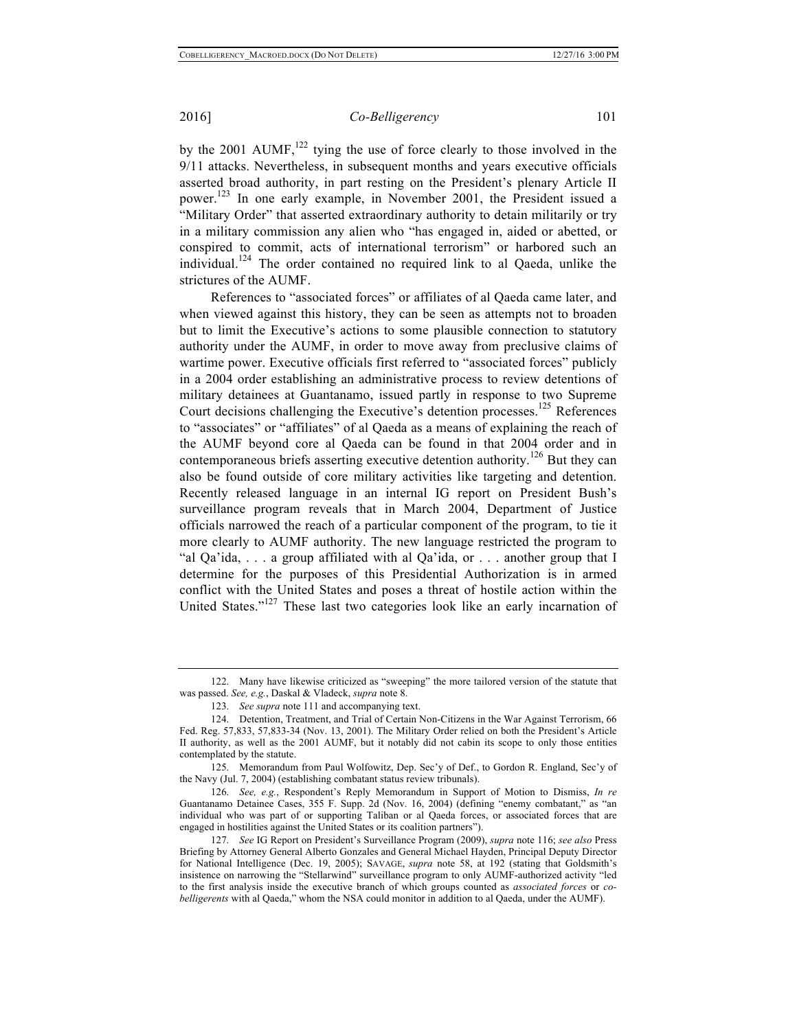by the 2001 AUMF,[122] tying the use of force clearly to those involved in the 9/11 attacks. Nevertheless, in subsequent months and years executive officials asserted broad authority, in part resting on the President's plenary Article II power.[123] In one early example, in November 2001, the President issued a "Military Order" that asserted extraordinary authority to detain militarily or try in a military commission any alien who "has engaged in, aided or abetted, or conspired to commit, acts of international terrorism" or harbored such an individual.[124] The order contained no required link to al Qaeda, unlike the strictures of the AUMF.

References to "associated forces" or affiliates of al Qaeda came later, and when viewed against this history, they can be seen as attempts not to broaden but to limit the Executive's actions to some plausible connection to statutory authority under the AUMF, in order to move away from preclusive claims of wartime power. Executive officials first referred to "associated forces" publicly in a 2004 order establishing an administrative process to review detentions of military detainees at Guantanamo, issued partly in response to two Supreme Court decisions challenging the Executive's detention processes.[125] References to "associates" or "affiliates" of al Qaeda as a means of explaining the reach of the AUMF beyond core al Qaeda can be found in that 2004 order and in contemporaneous briefs asserting executive detention authority.[126] But they can also be found outside of core military activities like targeting and detention. Recently released language in an internal IG report on President Bush's surveillance program reveals that in March 2004, Department of Justice officials narrowed the reach of a particular component of the program, to tie it more clearly to AUMF authority. The new language restricted the program to "al Qa'ida, . . . a group affiliated with al Qa'ida, or . . . another group that I determine for the purposes of this Presidential Authorization is in armed conflict with the United States and poses a threat of hostile action within the United States."[127] These last two categories look like an early incarnation of

---

122. Many have likewise criticized as "sweeping" the more tailored version of the statute that was passed. *See, e.g.*, Daskal & Vladeck, *supra* note 8.

123. *See supra* note 111 and accompanying text.

124. Detention, Treatment, and Trial of Certain Non-Citizens in the War Against Terrorism, 66 Fed. Reg. 57,833, 57,833-34 (Nov. 13, 2001). The Military Order relied on both the President's Article II authority, as well as the 2001 AUMF, but it notably did not cabin its scope to only those entities contemplated by the statute.

125. Memorandum from Paul Wolfowitz, Dep. Sec'y of Def., to Gordon R. England, Sec'y of the Navy (Jul. 7, 2004) (establishing combatant status review tribunals).

126. *See, e.g.*, Respondent's Reply Memorandum in Support of Motion to Dismiss, *In re* Guantanamo Detainee Cases, 355 F. Supp. 2d (Nov. 16, 2004) (defining "enemy combatant," as "an individual who was part of or supporting Taliban or al Qaeda forces, or associated forces that are engaged in hostilities against the United States or its coalition partners").

127. *See* IG Report on President's Surveillance Program (2009), *supra* note 116; *see also* Press Briefing by Attorney General Alberto Gonzales and General Michael Hayden, Principal Deputy Director for National Intelligence (Dec. 19, 2005); SAVAGE, *supra* note 58, at 192 (stating that Goldsmith's insistence on narrowing the "Stellarwind" surveillance program to only AUMF-authorized activity "led to the first analysis inside the executive branch of which groups counted as *associated forces* or *co-belligerents* with al Qaeda," whom the NSA could monitor in addition to al Qaeda, under the AUMF).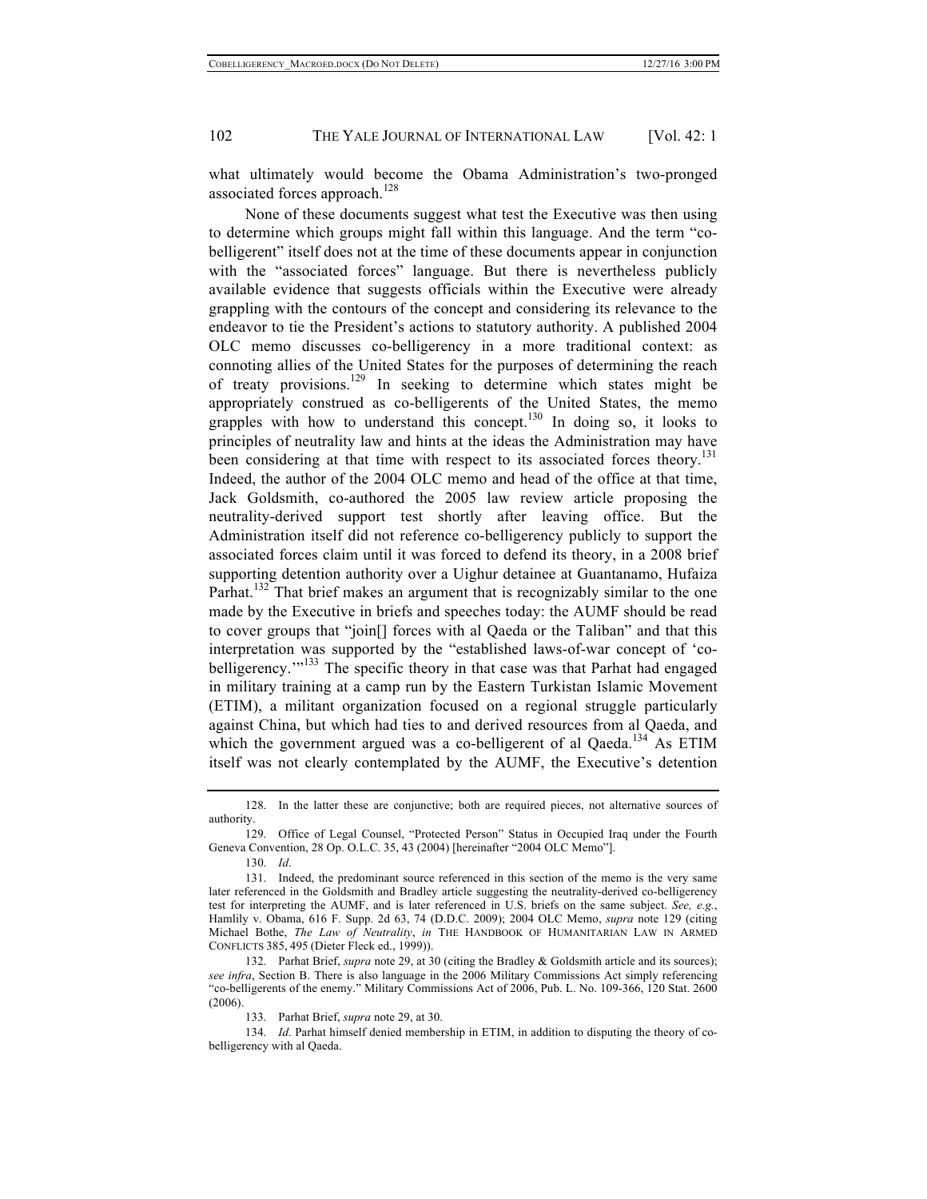what ultimately would become the Obama Administration's two-pronged associated forces approach.[128]

None of these documents suggest what test the Executive was then using to determine which groups might fall within this language. And the term "co-belligerent" itself does not at the time of these documents appear in conjunction with the "associated forces" language. But there is nevertheless publicly available evidence that suggests officials within the Executive were already grappling with the contours of the concept and considering its relevance to the endeavor to tie the President's actions to statutory authority. A published 2004 OLC memo discusses co-belligerency in a more traditional context: as connoting allies of the United States for the purposes of determining the reach of treaty provisions.[129] In seeking to determine which states might be appropriately construed as co-belligerents of the United States, the memo grapples with how to understand this concept.[130] In doing so, it looks to principles of neutrality law and hints at the ideas the Administration may have been considering at that time with respect to its associated forces theory.[131] Indeed, the author of the 2004 OLC memo and head of the office at that time, Jack Goldsmith, co-authored the 2005 law review article proposing the neutrality-derived support test shortly after leaving office. But the Administration itself did not reference co-belligerency publicly to support the associated forces claim until it was forced to defend its theory, in a 2008 brief supporting detention authority over a Uighur detainee at Guantanamo, Hufaiza Parhat.[132] That brief makes an argument that is recognizably similar to the one made by the Executive in briefs and speeches today: the AUMF should be read to cover groups that "join[] forces with al Qaeda or the Taliban" and that this interpretation was supported by the "established laws-of-war concept of 'co-belligerency.'"[133] The specific theory in that case was that Parhat had engaged in military training at a camp run by the Eastern Turkistan Islamic Movement (ETIM), a militant organization focused on a regional struggle particularly against China, but which had ties to and derived resources from al Qaeda, and which the government argued was a co-belligerent of al Qaeda.[134] As ETIM itself was not clearly contemplated by the AUMF, the Executive's detention

---

128. In the latter these are conjunctive; both are required pieces, not alternative sources of authority.

129. Office of Legal Counsel, "Protected Person" Status in Occupied Iraq under the Fourth Geneva Convention, 28 Op. O.L.C. 35, 43 (2004) [hereinafter "2004 OLC Memo"].

130. *Id*.

131. Indeed, the predominant source referenced in this section of the memo is the very same later referenced in the Goldsmith and Bradley article suggesting the neutrality-derived co-belligerency test for interpreting the AUMF, and is later referenced in U.S. briefs on the same subject. *See, e.g.*, Hamlily v. Obama, 616 F. Supp. 2d 63, 74 (D.D.C. 2009); 2004 OLC Memo, *supra* note 129 (citing Michael Bothe, *The Law of Neutrality*, *in* THE HANDBOOK OF HUMANITARIAN LAW IN ARMED CONFLICTS 385, 495 (Dieter Fleck ed., 1999)).

132. Parhat Brief, *supra* note 29, at 30 (citing the Bradley & Goldsmith article and its sources); *see infra*, Section B. There is also language in the 2006 Military Commissions Act simply referencing "co-belligerents of the enemy." Military Commissions Act of 2006, Pub. L. No. 109-366, 120 Stat. 2600 (2006).

133. Parhat Brief, *supra* note 29, at 30.

134. *Id*. Parhat himself denied membership in ETIM, in addition to disputing the theory of co-belligerency with al Qaeda.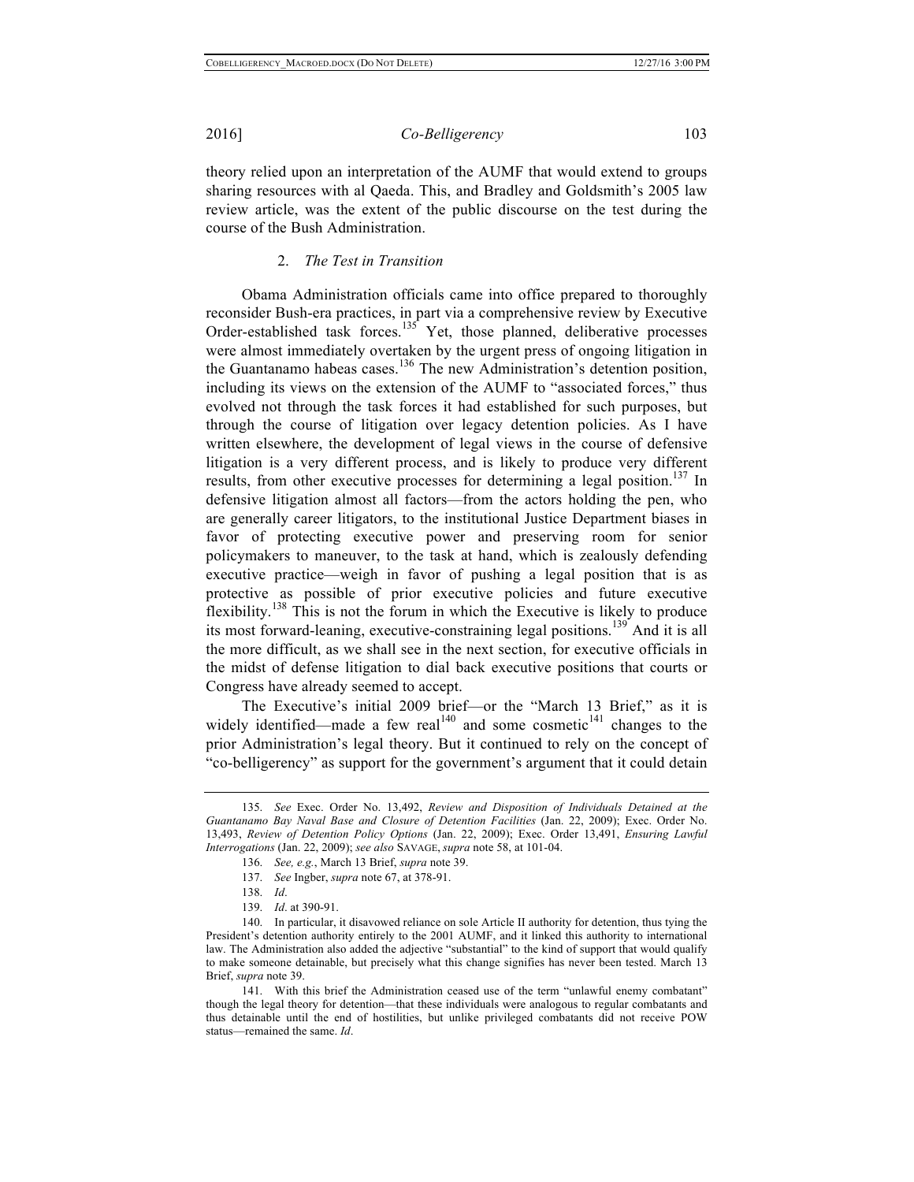theory relied upon an interpretation of the AUMF that would extend to groups sharing resources with al Qaeda. This, and Bradley and Goldsmith's 2005 law review article, was the extent of the public discourse on the test during the course of the Bush Administration.

### 2. *The Test in Transition*

Obama Administration officials came into office prepared to thoroughly reconsider Bush-era practices, in part via a comprehensive review by Executive Order-established task forces.[135] Yet, those planned, deliberative processes were almost immediately overtaken by the urgent press of ongoing litigation in the Guantanamo habeas cases.[136] The new Administration's detention position, including its views on the extension of the AUMF to "associated forces," thus evolved not through the task forces it had established for such purposes, but through the course of litigation over legacy detention policies. As I have written elsewhere, the development of legal views in the course of defensive litigation is a very different process, and is likely to produce very different results, from other executive processes for determining a legal position.[137] In defensive litigation almost all factors—from the actors holding the pen, who are generally career litigators, to the institutional Justice Department biases in favor of protecting executive power and preserving room for senior policymakers to maneuver, to the task at hand, which is zealously defending executive practice—weigh in favor of pushing a legal position that is as protective as possible of prior executive policies and future executive flexibility.[138] This is not the forum in which the Executive is likely to produce its most forward-leaning, executive-constraining legal positions.[139] And it is all the more difficult, as we shall see in the next section, for executive officials in the midst of defense litigation to dial back executive positions that courts or Congress have already seemed to accept.

The Executive's initial 2009 brief—or the "March 13 Brief," as it is widely identified—made a few real[140] and some cosmetic[141] changes to the prior Administration's legal theory. But it continued to rely on the concept of "co-belligerency" as support for the government's argument that it could detain

---

135. *See* Exec. Order No. 13,492, *Review and Disposition of Individuals Detained at the Guantanamo Bay Naval Base and Closure of Detention Facilities* (Jan. 22, 2009); Exec. Order No. 13,493, *Review of Detention Policy Options* (Jan. 22, 2009); Exec. Order 13,491, *Ensuring Lawful Interrogations* (Jan. 22, 2009); *see also* SAVAGE, *supra* note 58, at 101-04.

136. *See, e.g.*, March 13 Brief, *supra* note 39.

137. *See* Ingber, *supra* note 67, at 378-91.

138. *Id*.

139. *Id*. at 390-91.

140. In particular, it disavowed reliance on sole Article II authority for detention, thus tying the President's detention authority entirely to the 2001 AUMF, and it linked this authority to international law. The Administration also added the adjective "substantial" to the kind of support that would qualify to make someone detainable, but precisely what this change signifies has never been tested. March 13 Brief, *supra* note 39.

141. With this brief the Administration ceased use of the term "unlawful enemy combatant" though the legal theory for detention—that these individuals were analogous to regular combatants and thus detainable until the end of hostilities, but unlike privileged combatants did not receive POW status—remained the same. *Id*.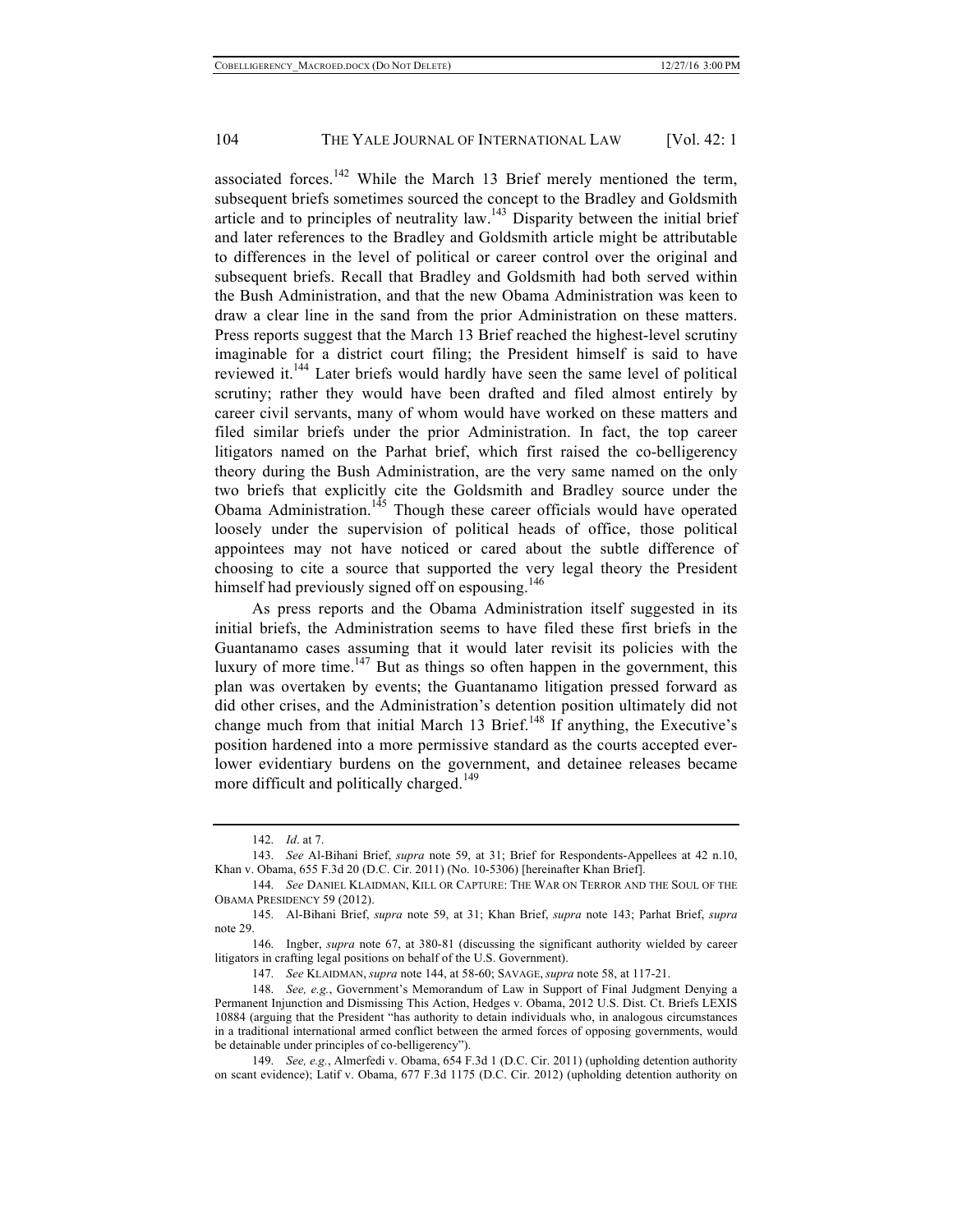associated forces.[142] While the March 13 Brief merely mentioned the term, subsequent briefs sometimes sourced the concept to the Bradley and Goldsmith article and to principles of neutrality law.[143] Disparity between the initial brief and later references to the Bradley and Goldsmith article might be attributable to differences in the level of political or career control over the original and subsequent briefs. Recall that Bradley and Goldsmith had both served within the Bush Administration, and that the new Obama Administration was keen to draw a clear line in the sand from the prior Administration on these matters. Press reports suggest that the March 13 Brief reached the highest-level scrutiny imaginable for a district court filing; the President himself is said to have reviewed it.[144] Later briefs would hardly have seen the same level of political scrutiny; rather they would have been drafted and filed almost entirely by career civil servants, many of whom would have worked on these matters and filed similar briefs under the prior Administration. In fact, the top career litigators named on the Parhat brief, which first raised the co-belligerency theory during the Bush Administration, are the very same named on the only two briefs that explicitly cite the Goldsmith and Bradley source under the Obama Administration.[145] Though these career officials would have operated loosely under the supervision of political heads of office, those political appointees may not have noticed or cared about the subtle difference of choosing to cite a source that supported the very legal theory the President himself had previously signed off on espousing.[146]

As press reports and the Obama Administration itself suggested in its initial briefs, the Administration seems to have filed these first briefs in the Guantanamo cases assuming that it would later revisit its policies with the luxury of more time.[147] But as things so often happen in the government, this plan was overtaken by events; the Guantanamo litigation pressed forward as did other crises, and the Administration's detention position ultimately did not change much from that initial March 13 Brief.[148] If anything, the Executive's position hardened into a more permissive standard as the courts accepted ever-lower evidentiary burdens on the government, and detainee releases became more difficult and politically charged.[149]

---

142. *Id*. at 7.

143. *See* Al-Bihani Brief, *supra* note 59, at 31; Brief for Respondents-Appellees at 42 n.10, Khan v. Obama, 655 F.3d 20 (D.C. Cir. 2011) (No. 10-5306) [hereinafter Khan Brief].

144. *See* DANIEL KLAIDMAN, KILL OR CAPTURE: THE WAR ON TERROR AND THE SOUL OF THE OBAMA PRESIDENCY 59 (2012).

145. Al-Bihani Brief, *supra* note 59, at 31; Khan Brief, *supra* note 143; Parhat Brief, *supra* note 29.

146. Ingber, *supra* note 67, at 380-81 (discussing the significant authority wielded by career litigators in crafting legal positions on behalf of the U.S. Government).

147. *See* KLAIDMAN, *supra* note 144, at 58-60; SAVAGE, *supra* note 58, at 117-21.

148. *See, e.g.*, Government's Memorandum of Law in Support of Final Judgment Denying a Permanent Injunction and Dismissing This Action, Hedges v. Obama, 2012 U.S. Dist. Ct. Briefs LEXIS 10884 (arguing that the President "has authority to detain individuals who, in analogous circumstances in a traditional international armed conflict between the armed forces of opposing governments, would be detainable under principles of co-belligerency").

149. *See, e.g.*, Almerfedi v. Obama, 654 F.3d 1 (D.C. Cir. 2011) (upholding detention authority on scant evidence); Latif v. Obama, 677 F.3d 1175 (D.C. Cir. 2012) (upholding detention authority on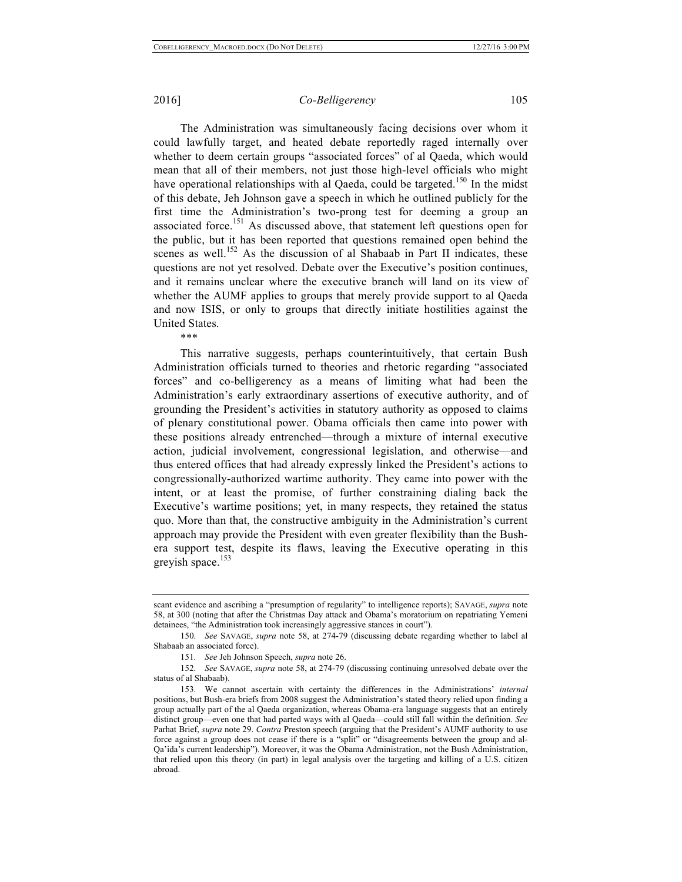The Administration was simultaneously facing decisions over whom it could lawfully target, and heated debate reportedly raged internally over whether to deem certain groups "associated forces" of al Qaeda, which would mean that all of their members, not just those high-level officials who might have operational relationships with al Qaeda, could be targeted.[150] In the midst of this debate, Jeh Johnson gave a speech in which he outlined publicly for the first time the Administration's two-prong test for deeming a group an associated force.[151] As discussed above, that statement left questions open for the public, but it has been reported that questions remained open behind the scenes as well.[152] As the discussion of al Shabaab in Part II indicates, these questions are not yet resolved. Debate over the Executive's position continues, and it remains unclear where the executive branch will land on its view of whether the AUMF applies to groups that merely provide support to al Qaeda and now ISIS, or only to groups that directly initiate hostilities against the United States.

***

This narrative suggests, perhaps counterintuitively, that certain Bush Administration officials turned to theories and rhetoric regarding "associated forces" and co-belligerency as a means of limiting what had been the Administration's early extraordinary assertions of executive authority, and of grounding the President's activities in statutory authority as opposed to claims of plenary constitutional power. Obama officials then came into power with these positions already entrenched—through a mixture of internal executive action, judicial involvement, congressional legislation, and otherwise—and thus entered offices that had already expressly linked the President's actions to congressionally-authorized wartime authority. They came into power with the intent, or at least the promise, of further constraining dialing back the Executive's wartime positions; yet, in many respects, they retained the status quo. More than that, the constructive ambiguity in the Administration's current approach may provide the President with even greater flexibility than the Bush-era support test, despite its flaws, leaving the Executive operating in this greyish space.[153]

---

scant evidence and ascribing a "presumption of regularity" to intelligence reports); SAVAGE, *supra* note 58, at 300 (noting that after the Christmas Day attack and Obama's moratorium on repatriating Yemeni detainees, "the Administration took increasingly aggressive stances in court").

150. *See* SAVAGE, *supra* note 58, at 274-79 (discussing debate regarding whether to label al Shabaab an associated force).

151. *See* Jeh Johnson Speech, *supra* note 26.

152. *See* SAVAGE, *supra* note 58, at 274-79 (discussing continuing unresolved debate over the status of al Shabaab).

153. We cannot ascertain with certainty the differences in the Administrations' *internal* positions, but Bush-era briefs from 2008 suggest the Administration's stated theory relied upon finding a group actually part of the al Qaeda organization, whereas Obama-era language suggests that an entirely distinct group—even one that had parted ways with al Qaeda—could still fall within the definition. *See* Parhat Brief, *supra* note 29. *Contra* Preston speech (arguing that the President's AUMF authority to use force against a group does not cease if there is a "split" or "disagreements between the group and al-Qa'ida's current leadership"). Moreover, it was the Obama Administration, not the Bush Administration, that relied upon this theory (in part) in legal analysis over the targeting and killing of a U.S. citizen abroad.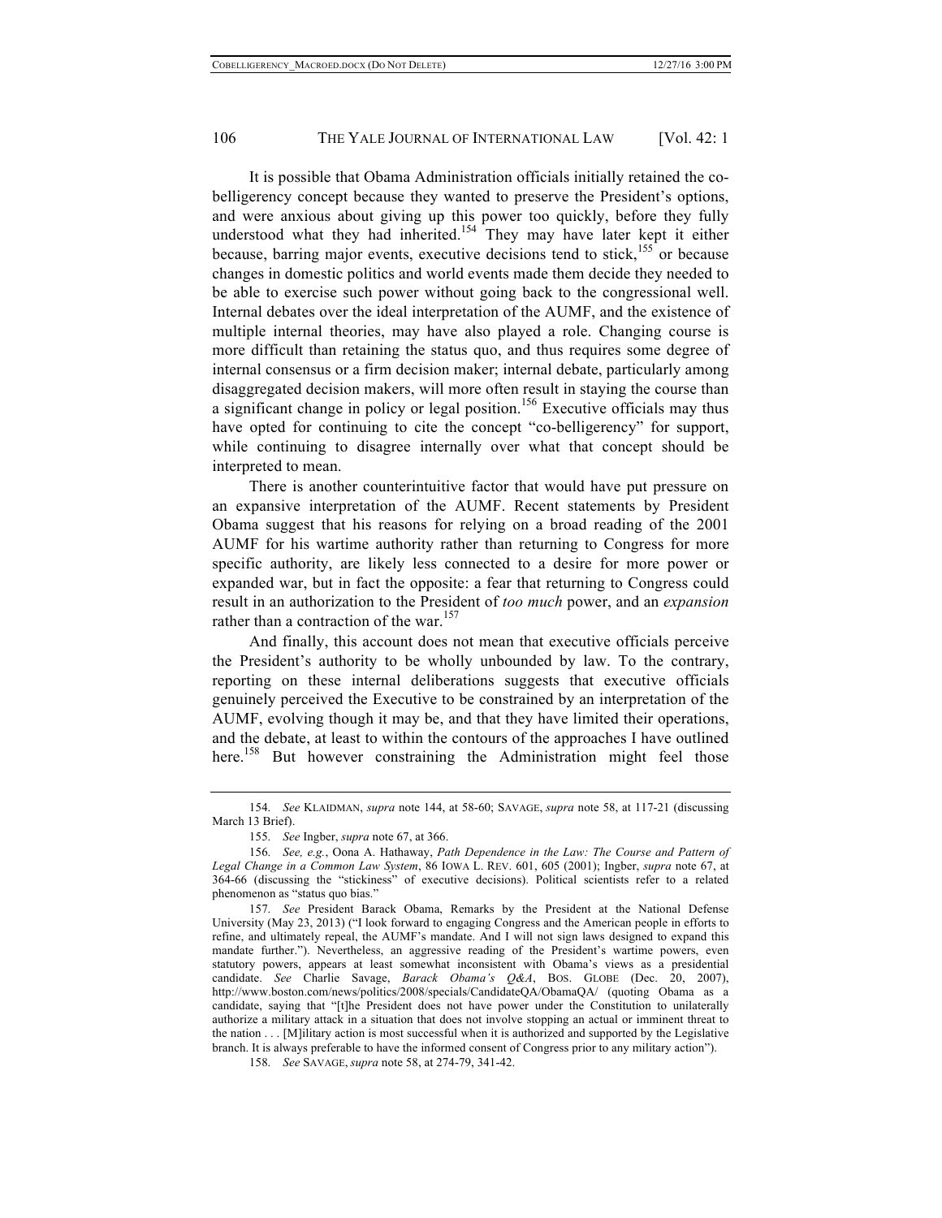It is possible that Obama Administration officials initially retained the co-belligerency concept because they wanted to preserve the President's options, and were anxious about giving up this power too quickly, before they fully understood what they had inherited.[154] They may have later kept it either because, barring major events, executive decisions tend to stick,[155] or because changes in domestic politics and world events made them decide they needed to be able to exercise such power without going back to the congressional well. Internal debates over the ideal interpretation of the AUMF, and the existence of multiple internal theories, may have also played a role. Changing course is more difficult than retaining the status quo, and thus requires some degree of internal consensus or a firm decision maker; internal debate, particularly among disaggregated decision makers, will more often result in staying the course than a significant change in policy or legal position.[156] Executive officials may thus have opted for continuing to cite the concept "co-belligerency" for support, while continuing to disagree internally over what that concept should be interpreted to mean.

There is another counterintuitive factor that would have put pressure on an expansive interpretation of the AUMF. Recent statements by President Obama suggest that his reasons for relying on a broad reading of the 2001 AUMF for his wartime authority rather than returning to Congress for more specific authority, are likely less connected to a desire for more power or expanded war, but in fact the opposite: a fear that returning to Congress could result in an authorization to the President of *too much* power, and an *expansion* rather than a contraction of the war.[157]

And finally, this account does not mean that executive officials perceive the President's authority to be wholly unbounded by law. To the contrary, reporting on these internal deliberations suggests that executive officials genuinely perceived the Executive to be constrained by an interpretation of the AUMF, evolving though it may be, and that they have limited their operations, and the debate, at least to within the contours of the approaches I have outlined here.[158] But however constraining the Administration might feel those

---

154. *See* KLAIDMAN, *supra* note 144, at 58-60; SAVAGE, *supra* note 58, at 117-21 (discussing March 13 Brief).

155. *See* Ingber, *supra* note 67, at 366.

156. *See, e.g.*, Oona A. Hathaway, *Path Dependence in the Law: The Course and Pattern of Legal Change in a Common Law System*, 86 IOWA L. REV. 601, 605 (2001); Ingber, *supra* note 67, at 364-66 (discussing the "stickiness" of executive decisions). Political scientists refer to a related phenomenon as "status quo bias."

157. *See* President Barack Obama, Remarks by the President at the National Defense University (May 23, 2013) ("I look forward to engaging Congress and the American people in efforts to refine, and ultimately repeal, the AUMF's mandate. And I will not sign laws designed to expand this mandate further."). Nevertheless, an aggressive reading of the President's wartime powers, even statutory powers, appears at least somewhat inconsistent with Obama's views as a presidential candidate. *See* Charlie Savage, *Barack Obama's Q&A*, BOS. GLOBE (Dec. 20, 2007), http://www.boston.com/news/politics/2008/specials/CandidateQA/ObamaQA/ (quoting Obama as a candidate, saying that "[t]he President does not have power under the Constitution to unilaterally authorize a military attack in a situation that does not involve stopping an actual or imminent threat to the nation . . . [M]ilitary action is most successful when it is authorized and supported by the Legislative branch. It is always preferable to have the informed consent of Congress prior to any military action").

158. *See* SAVAGE, *supra* note 58, at 274-79, 341-42.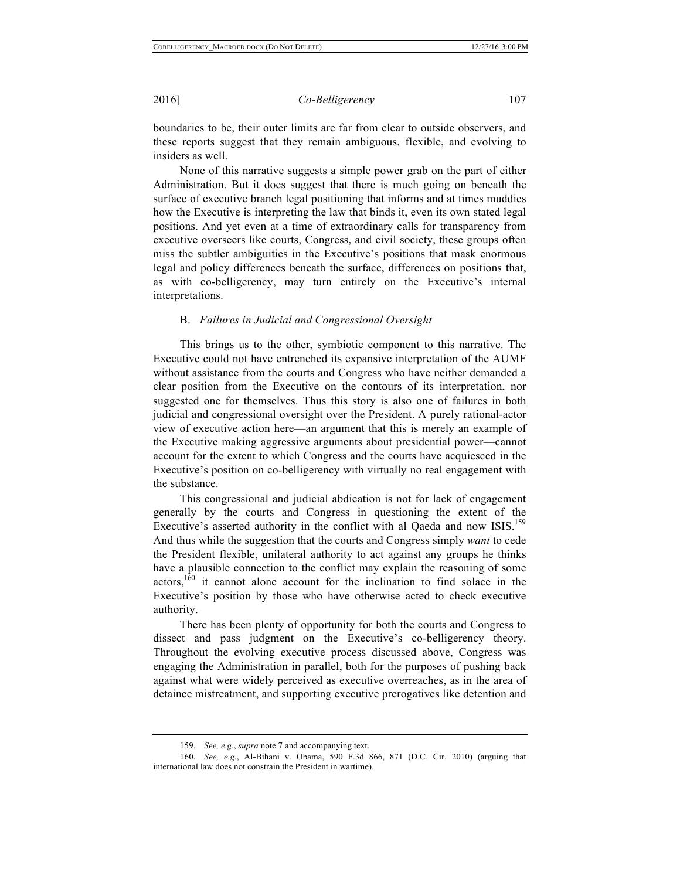boundaries to be, their outer limits are far from clear to outside observers, and these reports suggest that they remain ambiguous, flexible, and evolving to insiders as well.

None of this narrative suggests a simple power grab on the part of either Administration. But it does suggest that there is much going on beneath the surface of executive branch legal positioning that informs and at times muddies how the Executive is interpreting the law that binds it, even its own stated legal positions. And yet even at a time of extraordinary calls for transparency from executive overseers like courts, Congress, and civil society, these groups often miss the subtler ambiguities in the Executive's positions that mask enormous legal and policy differences beneath the surface, differences on positions that, as with co-belligerency, may turn entirely on the Executive's internal interpretations.

### B. *Failures in Judicial and Congressional Oversight*

This brings us to the other, symbiotic component to this narrative. The Executive could not have entrenched its expansive interpretation of the AUMF without assistance from the courts and Congress who have neither demanded a clear position from the Executive on the contours of its interpretation, nor suggested one for themselves. Thus this story is also one of failures in both judicial and congressional oversight over the President. A purely rational-actor view of executive action here—an argument that this is merely an example of the Executive making aggressive arguments about presidential power—cannot account for the extent to which Congress and the courts have acquiesced in the Executive's position on co-belligerency with virtually no real engagement with the substance.

This congressional and judicial abdication is not for lack of engagement generally by the courts and Congress in questioning the extent of the Executive's asserted authority in the conflict with al Qaeda and now ISIS.[159] And thus while the suggestion that the courts and Congress simply *want* to cede the President flexible, unilateral authority to act against any groups he thinks have a plausible connection to the conflict may explain the reasoning of some actors,[160] it cannot alone account for the inclination to find solace in the Executive's position by those who have otherwise acted to check executive authority.

There has been plenty of opportunity for both the courts and Congress to dissect and pass judgment on the Executive's co-belligerency theory. Throughout the evolving executive process discussed above, Congress was engaging the Administration in parallel, both for the purposes of pushing back against what were widely perceived as executive overreaches, as in the area of detainee mistreatment, and supporting executive prerogatives like detention and

---

159. *See, e.g.*, *supra* note 7 and accompanying text.

160. *See, e.g.*, Al-Bihani v. Obama, 590 F.3d 866, 871 (D.C. Cir. 2010) (arguing that international law does not constrain the President in wartime).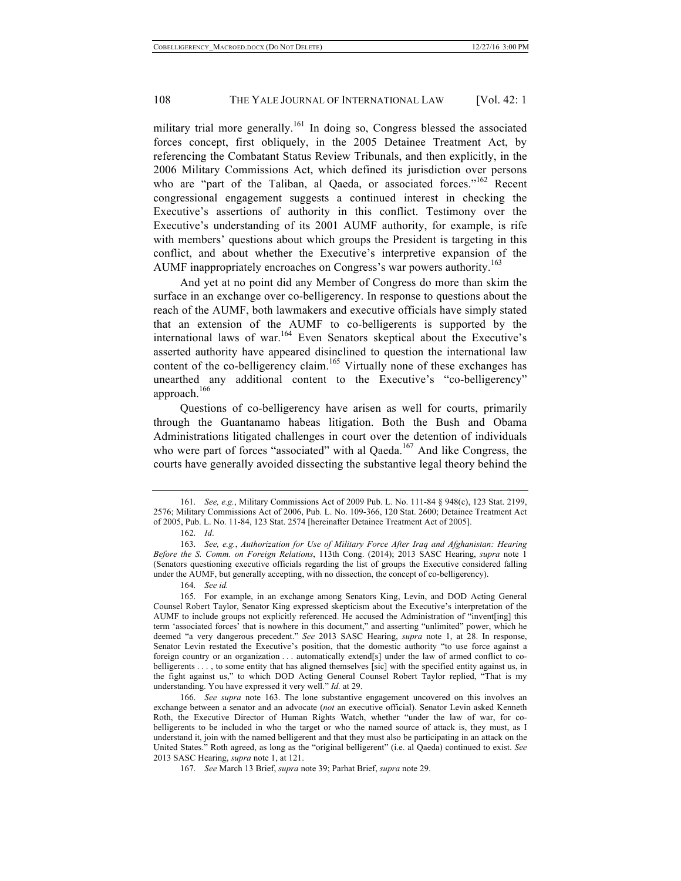military trial more generally.[161] In doing so, Congress blessed the associated forces concept, first obliquely, in the 2005 Detainee Treatment Act, by referencing the Combatant Status Review Tribunals, and then explicitly, in the 2006 Military Commissions Act, which defined its jurisdiction over persons who are "part of the Taliban, al Qaeda, or associated forces."[162] Recent congressional engagement suggests a continued interest in checking the Executive's assertions of authority in this conflict. Testimony over the Executive's understanding of its 2001 AUMF authority, for example, is rife with members' questions about which groups the President is targeting in this conflict, and about whether the Executive's interpretive expansion of the AUMF inappropriately encroaches on Congress's war powers authority.[163]

And yet at no point did any Member of Congress do more than skim the surface in an exchange over co-belligerency. In response to questions about the reach of the AUMF, both lawmakers and executive officials have simply stated that an extension of the AUMF to co-belligerents is supported by the international laws of war.[164] Even Senators skeptical about the Executive's asserted authority have appeared disinclined to question the international law content of the co-belligerency claim.[165] Virtually none of these exchanges has unearthed any additional content to the Executive's "co-belligerency" approach.[166]

Questions of co-belligerency have arisen as well for courts, primarily through the Guantanamo habeas litigation. Both the Bush and Obama Administrations litigated challenges in court over the detention of individuals who were part of forces "associated" with al Qaeda.[167] And like Congress, the courts have generally avoided dissecting the substantive legal theory behind the

---

161. *See, e.g.*, Military Commissions Act of 2009 Pub. L. No. 111-84 § 948(c), 123 Stat. 2199, 2576; Military Commissions Act of 2006, Pub. L. No. 109-366, 120 Stat. 2600; Detainee Treatment Act of 2005, Pub. L. No. 11-84, 123 Stat. 2574 [hereinafter Detainee Treatment Act of 2005].

162. *Id*.

163. *See, e.g.*, *Authorization for Use of Military Force After Iraq and Afghanistan: Hearing Before the S. Comm. on Foreign Relations*, 113th Cong. (2014); 2013 SASC Hearing, *supra* note 1 (Senators questioning executive officials regarding the list of groups the Executive considered falling under the AUMF, but generally accepting, with no dissection, the concept of co-belligerency).

164. *See id.*

165. For example, in an exchange among Senators King, Levin, and DOD Acting General Counsel Robert Taylor, Senator King expressed skepticism about the Executive's interpretation of the AUMF to include groups not explicitly referenced. He accused the Administration of "invent[ing] this term 'associated forces' that is nowhere in this document," and asserting "unlimited" power, which he deemed "a very dangerous precedent." *See* 2013 SASC Hearing, *supra* note 1, at 28. In response, Senator Levin restated the Executive's position, that the domestic authority "to use force against a foreign country or an organization . . . automatically extend[s] under the law of armed conflict to co-belligerents . . . , to some entity that has aligned themselves [sic] with the specified entity against us, in the fight against us," to which DOD Acting General Counsel Robert Taylor replied, "That is my understanding. You have expressed it very well." *Id.* at 29.

166. *See supra* note 163. The lone substantive engagement uncovered on this involves an exchange between a senator and an advocate (*not* an executive official). Senator Levin asked Kenneth Roth, the Executive Director of Human Rights Watch, whether "under the law of war, for co-belligerents to be included in who the target or who the named source of attack is, they must, as I understand it, join with the named belligerent and that they must also be participating in an attack on the United States." Roth agreed, as long as the "original belligerent" (i.e. al Qaeda) continued to exist. *See* 2013 SASC Hearing, *supra* note 1, at 121.

167. *See* March 13 Brief, *supra* note 39; Parhat Brief, *supra* note 29.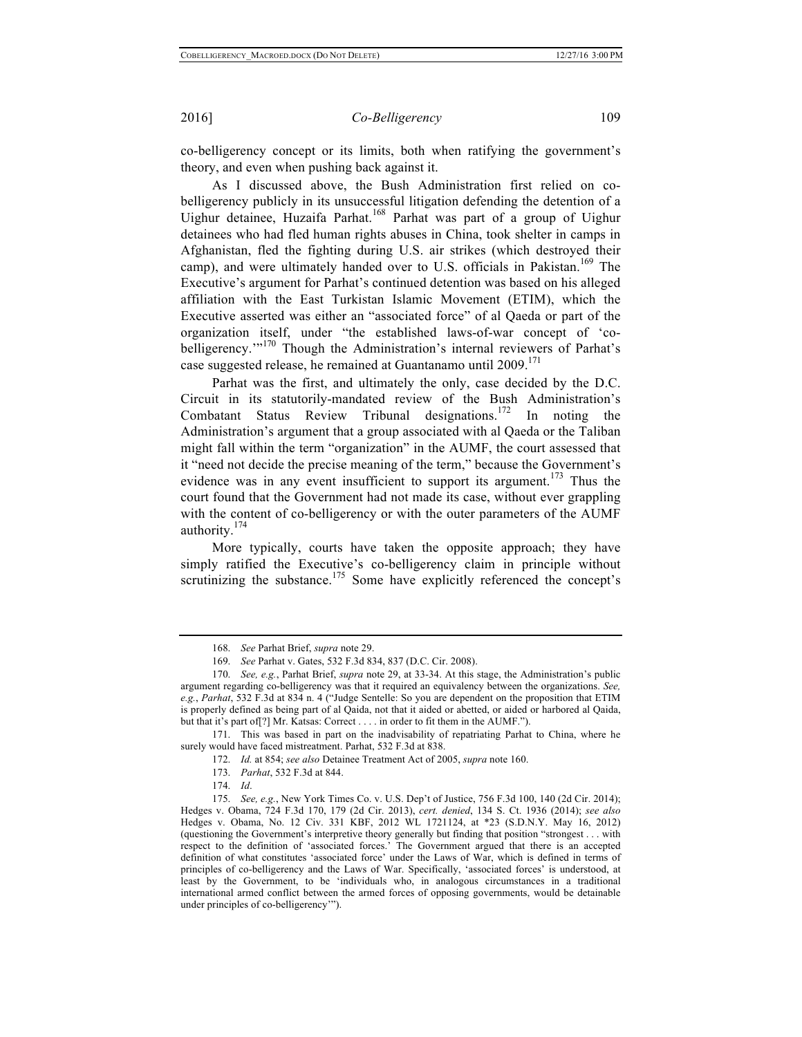co-belligerency concept or its limits, both when ratifying the government's theory, and even when pushing back against it.

As I discussed above, the Bush Administration first relied on co-belligerency publicly in its unsuccessful litigation defending the detention of a Uighur detainee, Huzaifa Parhat.[168] Parhat was part of a group of Uighur detainees who had fled human rights abuses in China, took shelter in camps in Afghanistan, fled the fighting during U.S. air strikes (which destroyed their camp), and were ultimately handed over to U.S. officials in Pakistan.[169] The Executive's argument for Parhat's continued detention was based on his alleged affiliation with the East Turkistan Islamic Movement (ETIM), which the Executive asserted was either an "associated force" of al Qaeda or part of the organization itself, under "the established laws-of-war concept of 'co-belligerency.'"[170] Though the Administration's internal reviewers of Parhat's case suggested release, he remained at Guantanamo until 2009.[171]

Parhat was the first, and ultimately the only, case decided by the D.C. Circuit in its statutorily-mandated review of the Bush Administration's Combatant Status Review Tribunal designations.[172] In noting the Administration's argument that a group associated with al Qaeda or the Taliban might fall within the term "organization" in the AUMF, the court assessed that it "need not decide the precise meaning of the term," because the Government's evidence was in any event insufficient to support its argument.[173] Thus the court found that the Government had not made its case, without ever grappling with the content of co-belligerency or with the outer parameters of the AUMF authority.[174]

More typically, courts have taken the opposite approach; they have simply ratified the Executive's co-belligerency claim in principle without scrutinizing the substance.[175] Some have explicitly referenced the concept's

---

168. *See* Parhat Brief, *supra* note 29.

169. *See* Parhat v. Gates, 532 F.3d 834, 837 (D.C. Cir. 2008).

170. *See, e.g.*, Parhat Brief, *supra* note 29, at 33-34. At this stage, the Administration's public argument regarding co-belligerency was that it required an equivalency between the organizations. *See, e.g.*, *Parhat*, 532 F.3d at 834 n. 4 ("Judge Sentelle: So you are dependent on the proposition that ETIM is properly defined as being part of al Qaida, not that it aided or abetted, or aided or harbored al Qaida, but that it's part of[?] Mr. Katsas: Correct . . . . in order to fit them in the AUMF.").

171. This was based in part on the inadvisability of repatriating Parhat to China, where he surely would have faced mistreatment. Parhat, 532 F.3d at 838.

172. *Id.* at 854; *see also* Detainee Treatment Act of 2005, *supra* note 160.

173. *Parhat*, 532 F.3d at 844.

174. *Id*.

175. *See, e.g.*, New York Times Co. v. U.S. Dep't of Justice, 756 F.3d 100, 140 (2d Cir. 2014); Hedges v. Obama, 724 F.3d 170, 179 (2d Cir. 2013), *cert. denied*, 134 S. Ct. 1936 (2014); *see also* Hedges v. Obama, No. 12 Civ. 331 KBF, 2012 WL 1721124, at *23 (S.D.N.Y. May 16, 2012) (questioning the Government's interpretive theory generally but finding that position "strongest . . . with respect to the definition of 'associated forces.' The Government argued that there is an accepted definition of what constitutes 'associated force' under the Laws of War, which is defined in terms of principles of co-belligerency and the Laws of War. Specifically, 'associated forces' is understood, at least by the Government, to be 'individuals who, in analogous circumstances in a traditional international armed conflict between the armed forces of opposing governments, would be detainable under principles of co-belligerency'").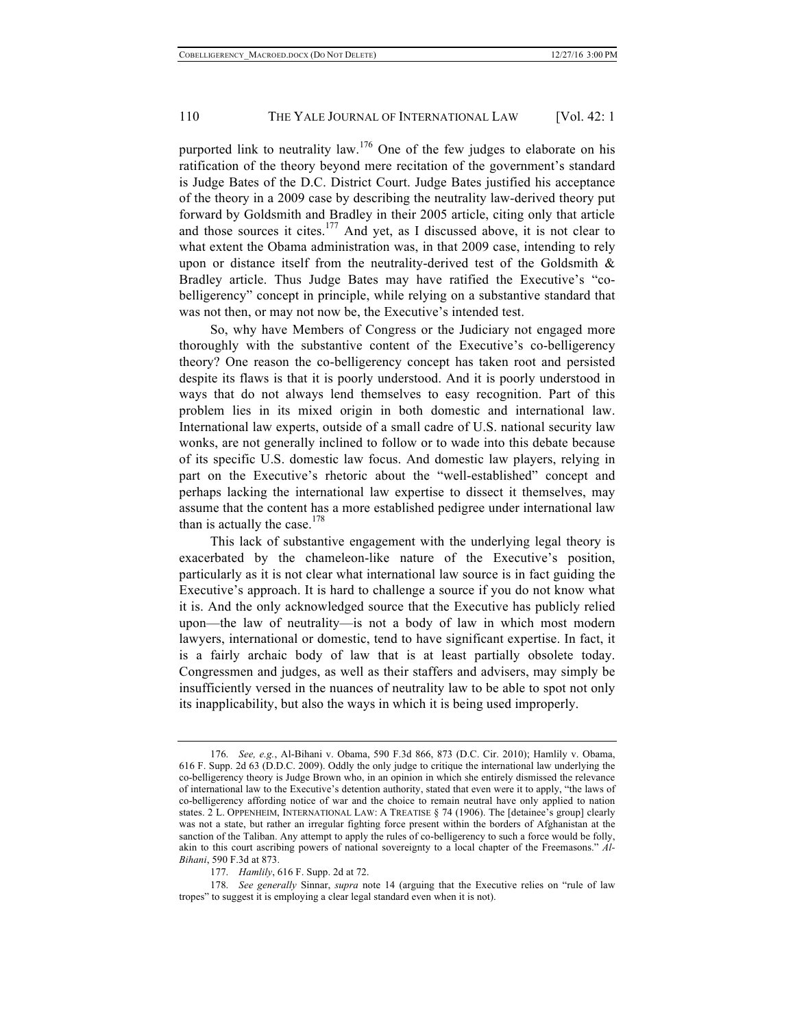purported link to neutrality law.[176] One of the few judges to elaborate on his ratification of the theory beyond mere recitation of the government's standard is Judge Bates of the D.C. District Court. Judge Bates justified his acceptance of the theory in a 2009 case by describing the neutrality law-derived theory put forward by Goldsmith and Bradley in their 2005 article, citing only that article and those sources it cites.[177] And yet, as I discussed above, it is not clear to what extent the Obama administration was, in that 2009 case, intending to rely upon or distance itself from the neutrality-derived test of the Goldsmith & Bradley article. Thus Judge Bates may have ratified the Executive's "co-belligerency" concept in principle, while relying on a substantive standard that was not then, or may not now be, the Executive's intended test.

So, why have Members of Congress or the Judiciary not engaged more thoroughly with the substantive content of the Executive's co-belligerency theory? One reason the co-belligerency concept has taken root and persisted despite its flaws is that it is poorly understood. And it is poorly understood in ways that do not always lend themselves to easy recognition. Part of this problem lies in its mixed origin in both domestic and international law. International law experts, outside of a small cadre of U.S. national security law wonks, are not generally inclined to follow or to wade into this debate because of its specific U.S. domestic law focus. And domestic law players, relying in part on the Executive's rhetoric about the "well-established" concept and perhaps lacking the international law expertise to dissect it themselves, may assume that the content has a more established pedigree under international law than is actually the case.[178]

This lack of substantive engagement with the underlying legal theory is exacerbated by the chameleon-like nature of the Executive's position, particularly as it is not clear what international law source is in fact guiding the Executive's approach. It is hard to challenge a source if you do not know what it is. And the only acknowledged source that the Executive has publicly relied upon—the law of neutrality—is not a body of law in which most modern lawyers, international or domestic, tend to have significant expertise. In fact, it is a fairly archaic body of law that is at least partially obsolete today. Congressmen and judges, as well as their staffers and advisers, may simply be insufficiently versed in the nuances of neutrality law to be able to spot not only its inapplicability, but also the ways in which it is being used improperly.

---

176. *See, e.g.*, Al-Bihani v. Obama, 590 F.3d 866, 873 (D.C. Cir. 2010); Hamlily v. Obama, 616 F. Supp. 2d 63 (D.D.C. 2009). Oddly the only judge to critique the international law underlying the co-belligerency theory is Judge Brown who, in an opinion in which she entirely dismissed the relevance of international law to the Executive's detention authority, stated that even were it to apply, "the laws of co-belligerency affording notice of war and the choice to remain neutral have only applied to nation states. 2 L. OPPENHEIM, INTERNATIONAL LAW: A TREATISE § 74 (1906). The [detainee's group] clearly was not a state, but rather an irregular fighting force present within the borders of Afghanistan at the sanction of the Taliban. Any attempt to apply the rules of co-belligerency to such a force would be folly, akin to this court ascribing powers of national sovereignty to a local chapter of the Freemasons." *Al-Bihani*, 590 F.3d at 873.

177. *Hamlily*, 616 F. Supp. 2d at 72.

178. *See generally* Sinnar, *supra* note 14 (arguing that the Executive relies on "rule of law tropes" to suggest it is employing a clear legal standard even when it is not).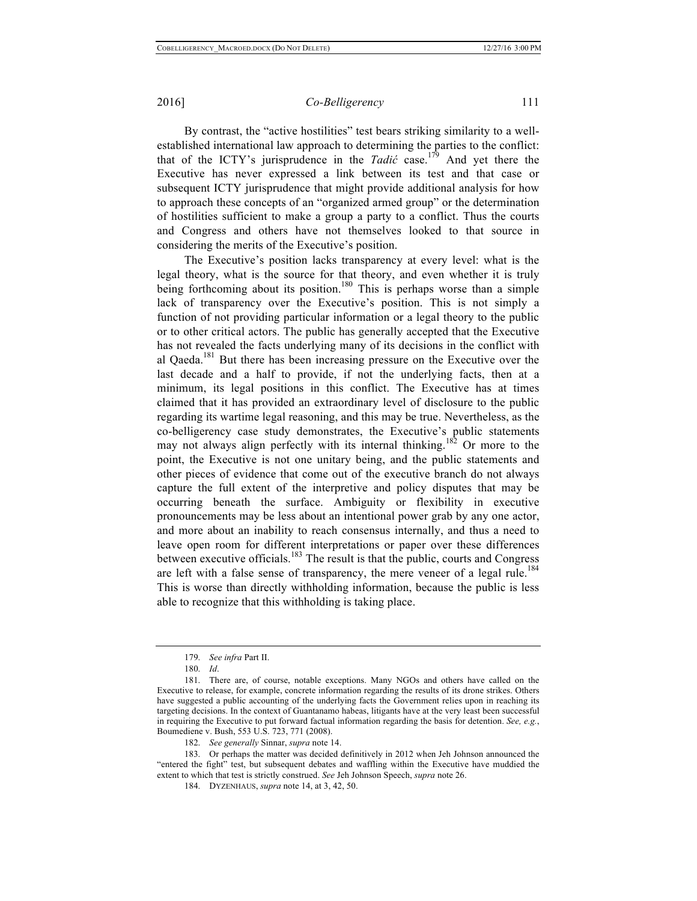By contrast, the "active hostilities" test bears striking similarity to a well-established international law approach to determining the parties to the conflict: that of the ICTY's jurisprudence in the *Tadić* case.[179] And yet there the Executive has never expressed a link between its test and that case or subsequent ICTY jurisprudence that might provide additional analysis for how to approach these concepts of an "organized armed group" or the determination of hostilities sufficient to make a group a party to a conflict. Thus the courts and Congress and others have not themselves looked to that source in considering the merits of the Executive's position.

The Executive's position lacks transparency at every level: what is the legal theory, what is the source for that theory, and even whether it is truly being forthcoming about its position.[180] This is perhaps worse than a simple lack of transparency over the Executive's position. This is not simply a function of not providing particular information or a legal theory to the public or to other critical actors. The public has generally accepted that the Executive has not revealed the facts underlying many of its decisions in the conflict with al Qaeda.[181] But there has been increasing pressure on the Executive over the last decade and a half to provide, if not the underlying facts, then at a minimum, its legal positions in this conflict. The Executive has at times claimed that it has provided an extraordinary level of disclosure to the public regarding its wartime legal reasoning, and this may be true. Nevertheless, as the co-belligerency case study demonstrates, the Executive's public statements may not always align perfectly with its internal thinking.[182] Or more to the point, the Executive is not one unitary being, and the public statements and other pieces of evidence that come out of the executive branch do not always capture the full extent of the interpretive and policy disputes that may be occurring beneath the surface. Ambiguity or flexibility in executive pronouncements may be less about an intentional power grab by any one actor, and more about an inability to reach consensus internally, and thus a need to leave open room for different interpretations or paper over these differences between executive officials.[183] The result is that the public, courts and Congress are left with a false sense of transparency, the mere veneer of a legal rule.[184] This is worse than directly withholding information, because the public is less able to recognize that this withholding is taking place.

---

179. *See infra* Part II.

180. *Id*.

181. There are, of course, notable exceptions. Many NGOs and others have called on the Executive to release, for example, concrete information regarding the results of its drone strikes. Others have suggested a public accounting of the underlying facts the Government relies upon in reaching its targeting decisions. In the context of Guantanamo habeas, litigants have at the very least been successful in requiring the Executive to put forward factual information regarding the basis for detention. *See, e.g.*, Boumediene v. Bush, 553 U.S. 723, 771 (2008).

182. *See generally* Sinnar, *supra* note 14.

183. Or perhaps the matter was decided definitively in 2012 when Jeh Johnson announced the "entered the fight" test, but subsequent debates and waffling within the Executive have muddied the extent to which that test is strictly construed. *See* Jeh Johnson Speech, *supra* note 26.

184. DYZENHAUS, *supra* note 14, at 3, 42, 50.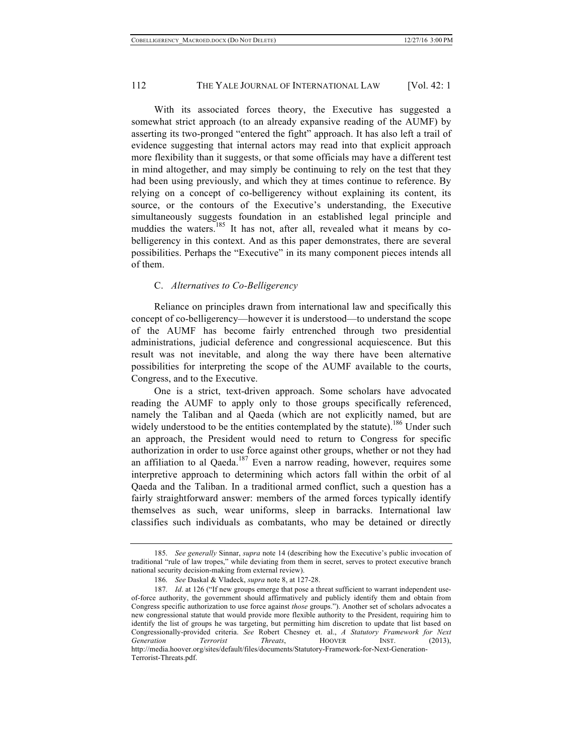With its associated forces theory, the Executive has suggested a somewhat strict approach (to an already expansive reading of the AUMF) by asserting its two-pronged "entered the fight" approach. It has also left a trail of evidence suggesting that internal actors may read into that explicit approach more flexibility than it suggests, or that some officials may have a different test in mind altogether, and may simply be continuing to rely on the test that they had been using previously, and which they at times continue to reference. By relying on a concept of co-belligerency without explaining its content, its source, or the contours of the Executive's understanding, the Executive simultaneously suggests foundation in an established legal principle and muddies the waters.[185] It has not, after all, revealed what it means by co-belligerency in this context. And as this paper demonstrates, there are several possibilities. Perhaps the "Executive" in its many component pieces intends all of them.

### C. *Alternatives to Co-Belligerency*

Reliance on principles drawn from international law and specifically this concept of co-belligerency—however it is understood—to understand the scope of the AUMF has become fairly entrenched through two presidential administrations, judicial deference and congressional acquiescence. But this result was not inevitable, and along the way there have been alternative possibilities for interpreting the scope of the AUMF available to the courts, Congress, and to the Executive.

One is a strict, text-driven approach. Some scholars have advocated reading the AUMF to apply only to those groups specifically referenced, namely the Taliban and al Qaeda (which are not explicitly named, but are widely understood to be the entities contemplated by the statute).[186] Under such an approach, the President would need to return to Congress for specific authorization in order to use force against other groups, whether or not they had an affiliation to al Qaeda.[187] Even a narrow reading, however, requires some interpretive approach to determining which actors fall within the orbit of al Qaeda and the Taliban. In a traditional armed conflict, such a question has a fairly straightforward answer: members of the armed forces typically identify themselves as such, wear uniforms, sleep in barracks. International law classifies such individuals as combatants, who may be detained or directly

---

185. *See generally* Sinnar, *supra* note 14 (describing how the Executive's public invocation of traditional "rule of law tropes," while deviating from them in secret, serves to protect executive branch national security decision-making from external review).

186. *See* Daskal & Vladeck, *supra* note 8, at 127-28.

187. *Id*. at 126 ("If new groups emerge that pose a threat sufficient to warrant independent use-of-force authority, the government should affirmatively and publicly identify them and obtain from Congress specific authorization to use force against *those* groups."). Another set of scholars advocates a new congressional statute that would provide more flexible authority to the President, requiring him to identify the list of groups he was targeting, but permitting him discretion to update that list based on Congressionally-provided criteria. *See* Robert Chesney et. al., *A Statutory Framework for Next Generation Terrorist Threats*, HOOVER INST. (2013), http://media.hoover.org/sites/default/files/documents/Statutory-Framework-for-Next-Generation-Terrorist-Threats.pdf.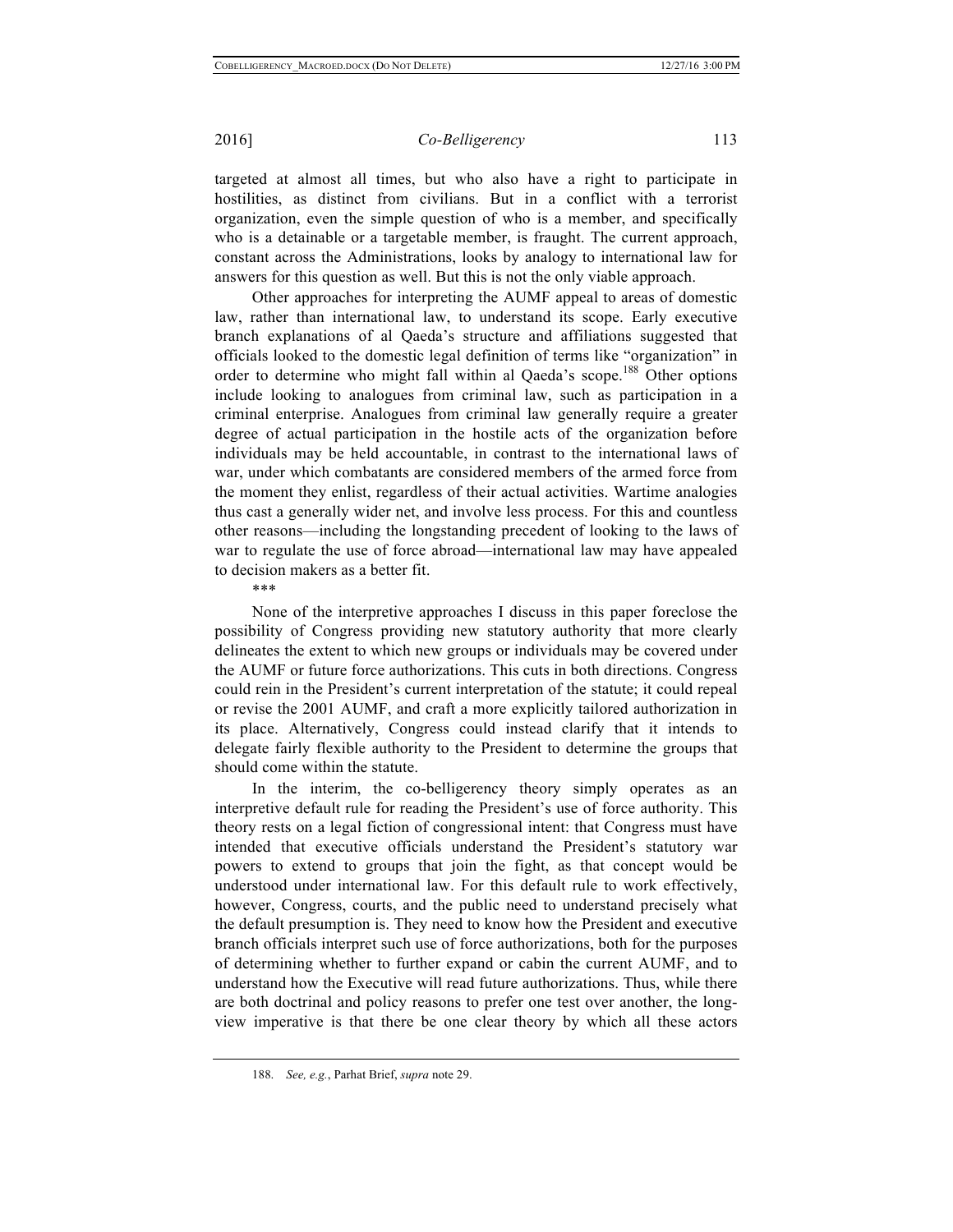targeted at almost all times, but who also have a right to participate in hostilities, as distinct from civilians. But in a conflict with a terrorist organization, even the simple question of who is a member, and specifically who is a detainable or a targetable member, is fraught. The current approach, constant across the Administrations, looks by analogy to international law for answers for this question as well. But this is not the only viable approach.

Other approaches for interpreting the AUMF appeal to areas of domestic law, rather than international law, to understand its scope. Early executive branch explanations of al Qaeda's structure and affiliations suggested that officials looked to the domestic legal definition of terms like "organization" in order to determine who might fall within al Qaeda's scope.[188] Other options include looking to analogues from criminal law, such as participation in a criminal enterprise. Analogues from criminal law generally require a greater degree of actual participation in the hostile acts of the organization before individuals may be held accountable, in contrast to the international laws of war, under which combatants are considered members of the armed force from the moment they enlist, regardless of their actual activities. Wartime analogies thus cast a generally wider net, and involve less process. For this and countless other reasons—including the longstanding precedent of looking to the laws of war to regulate the use of force abroad—international law may have appealed to decision makers as a better fit.

\*\*\*

None of the interpretive approaches I discuss in this paper foreclose the possibility of Congress providing new statutory authority that more clearly delineates the extent to which new groups or individuals may be covered under the AUMF or future force authorizations. This cuts in both directions. Congress could rein in the President's current interpretation of the statute; it could repeal or revise the 2001 AUMF, and craft a more explicitly tailored authorization in its place. Alternatively, Congress could instead clarify that it intends to delegate fairly flexible authority to the President to determine the groups that should come within the statute.

In the interim, the co-belligerency theory simply operates as an interpretive default rule for reading the President's use of force authority. This theory rests on a legal fiction of congressional intent: that Congress must have intended that executive officials understand the President's statutory war powers to extend to groups that join the fight, as that concept would be understood under international law. For this default rule to work effectively, however, Congress, courts, and the public need to understand precisely what the default presumption is. They need to know how the President and executive branch officials interpret such use of force authorizations, both for the purposes of determining whether to further expand or cabin the current AUMF, and to understand how the Executive will read future authorizations. Thus, while there are both doctrinal and policy reasons to prefer one test over another, the long-view imperative is that there be one clear theory by which all these actors

188. *See, e.g.*, Parhat Brief, *supra* note 29.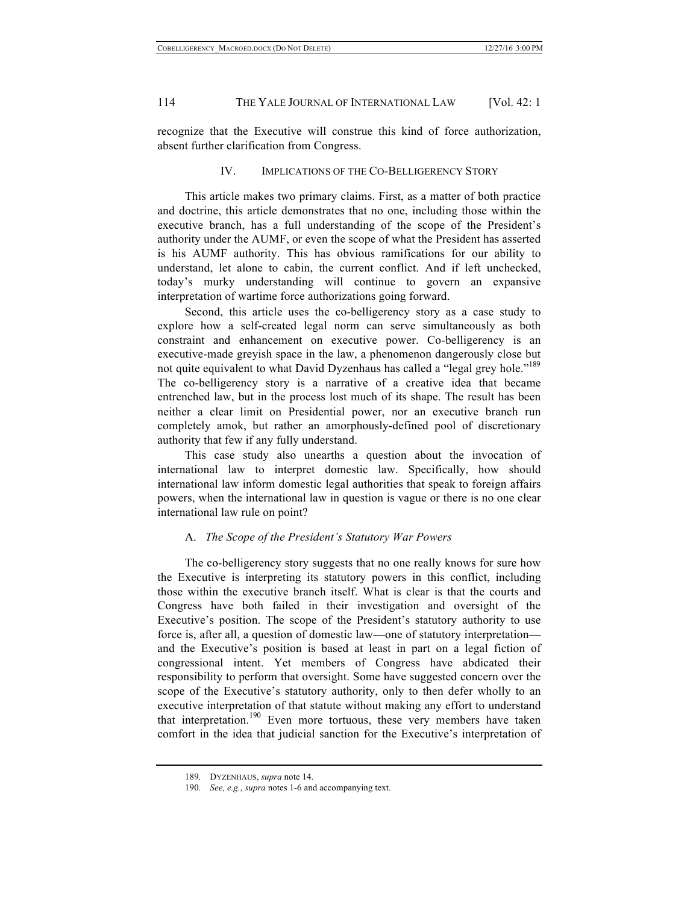recognize that the Executive will construe this kind of force authorization, absent further clarification from Congress.

## IV. IMPLICATIONS OF THE CO-BELLIGERENCY STORY

This article makes two primary claims. First, as a matter of both practice and doctrine, this article demonstrates that no one, including those within the executive branch, has a full understanding of the scope of the President's authority under the AUMF, or even the scope of what the President has asserted is his AUMF authority. This has obvious ramifications for our ability to understand, let alone to cabin, the current conflict. And if left unchecked, today's murky understanding will continue to govern an expansive interpretation of wartime force authorizations going forward.

Second, this article uses the co-belligerency story as a case study to explore how a self-created legal norm can serve simultaneously as both constraint and enhancement on executive power. Co-belligerency is an executive-made greyish space in the law, a phenomenon dangerously close but not quite equivalent to what David Dyzenhaus has called a "legal grey hole."[189] The co-belligerency story is a narrative of a creative idea that became entrenched law, but in the process lost much of its shape. The result has been neither a clear limit on Presidential power, nor an executive branch run completely amok, but rather an amorphously-defined pool of discretionary authority that few if any fully understand.

This case study also unearths a question about the invocation of international law to interpret domestic law. Specifically, how should international law inform domestic legal authorities that speak to foreign affairs powers, when the international law in question is vague or there is no one clear international law rule on point?

### A. *The Scope of the President's Statutory War Powers*

The co-belligerency story suggests that no one really knows for sure how the Executive is interpreting its statutory powers in this conflict, including those within the executive branch itself. What is clear is that the courts and Congress have both failed in their investigation and oversight of the Executive's position. The scope of the President's statutory authority to use force is, after all, a question of domestic law—one of statutory interpretation—and the Executive's position is based at least in part on a legal fiction of congressional intent. Yet members of Congress have abdicated their responsibility to perform that oversight. Some have suggested concern over the scope of the Executive's statutory authority, only to then defer wholly to an executive interpretation of that statute without making any effort to understand that interpretation.[190] Even more tortuous, these very members have taken comfort in the idea that judicial sanction for the Executive's interpretation of

189. DYZENHAUS, *supra* note 14.

190. *See, e.g.*, *supra* notes 1-6 and accompanying text.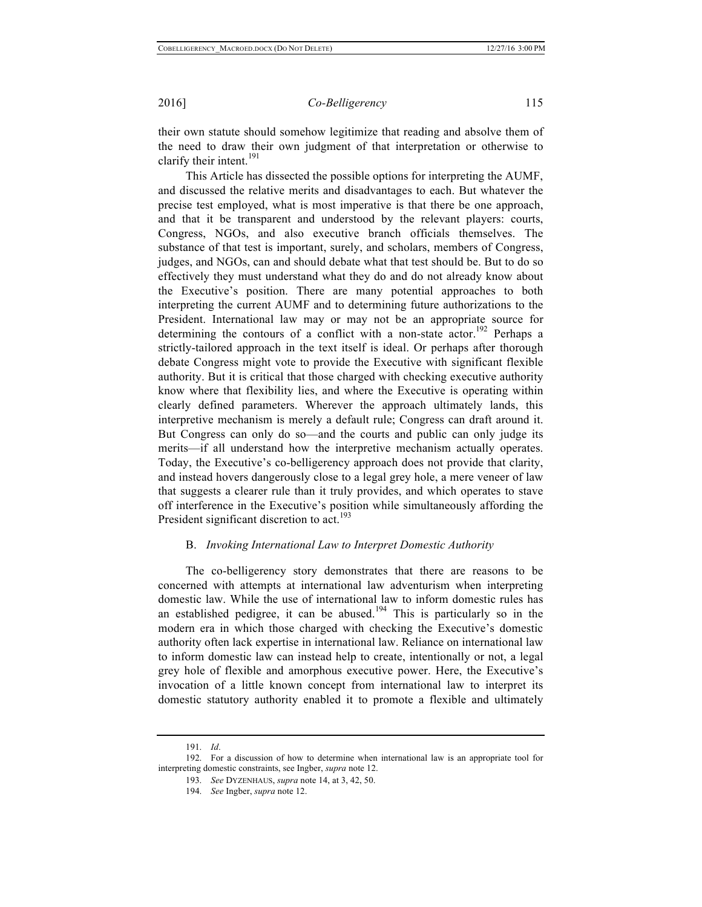their own statute should somehow legitimize that reading and absolve them of the need to draw their own judgment of that interpretation or otherwise to clarify their intent.[191]

This Article has dissected the possible options for interpreting the AUMF, and discussed the relative merits and disadvantages to each. But whatever the precise test employed, what is most imperative is that there be one approach, and that it be transparent and understood by the relevant players: courts, Congress, NGOs, and also executive branch officials themselves. The substance of that test is important, surely, and scholars, members of Congress, judges, and NGOs, can and should debate what that test should be. But to do so effectively they must understand what they do and do not already know about the Executive's position. There are many potential approaches to both interpreting the current AUMF and to determining future authorizations to the President. International law may or may not be an appropriate source for determining the contours of a conflict with a non-state actor.[192] Perhaps a strictly-tailored approach in the text itself is ideal. Or perhaps after thorough debate Congress might vote to provide the Executive with significant flexible authority. But it is critical that those charged with checking executive authority know where that flexibility lies, and where the Executive is operating within clearly defined parameters. Wherever the approach ultimately lands, this interpretive mechanism is merely a default rule; Congress can draft around it. But Congress can only do so—and the courts and public can only judge its merits—if all understand how the interpretive mechanism actually operates. Today, the Executive's co-belligerency approach does not provide that clarity, and instead hovers dangerously close to a legal grey hole, a mere veneer of law that suggests a clearer rule than it truly provides, and which operates to stave off interference in the Executive's position while simultaneously affording the President significant discretion to act.[193]

### B. *Invoking International Law to Interpret Domestic Authority*

The co-belligerency story demonstrates that there are reasons to be concerned with attempts at international law adventurism when interpreting domestic law. While the use of international law to inform domestic rules has an established pedigree, it can be abused.[194] This is particularly so in the modern era in which those charged with checking the Executive's domestic authority often lack expertise in international law. Reliance on international law to inform domestic law can instead help to create, intentionally or not, a legal grey hole of flexible and amorphous executive power. Here, the Executive's invocation of a little known concept from international law to interpret its domestic statutory authority enabled it to promote a flexible and ultimately

---

191. *Id*.

192. For a discussion of how to determine when international law is an appropriate tool for interpreting domestic constraints, see Ingber, *supra* note 12.

193. *See* DYZENHAUS, *supra* note 14, at 3, 42, 50.

194. *See* Ingber, *supra* note 12.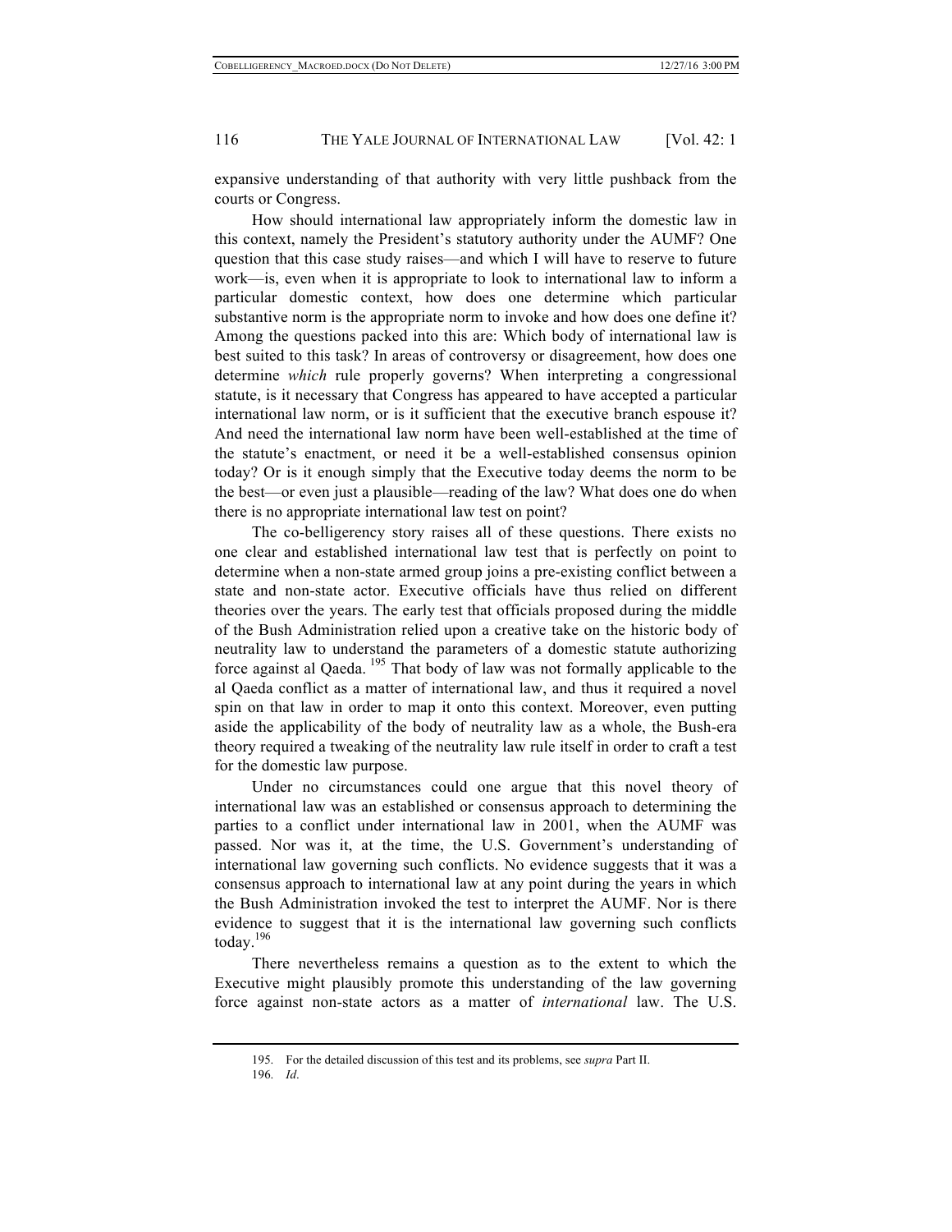expansive understanding of that authority with very little pushback from the courts or Congress.

How should international law appropriately inform the domestic law in this context, namely the President's statutory authority under the AUMF? One question that this case study raises—and which I will have to reserve to future work—is, even when it is appropriate to look to international law to inform a particular domestic context, how does one determine which particular substantive norm is the appropriate norm to invoke and how does one define it? Among the questions packed into this are: Which body of international law is best suited to this task? In areas of controversy or disagreement, how does one determine *which* rule properly governs? When interpreting a congressional statute, is it necessary that Congress has appeared to have accepted a particular international law norm, or is it sufficient that the executive branch espouse it? And need the international law norm have been well-established at the time of the statute's enactment, or need it be a well-established consensus opinion today? Or is it enough simply that the Executive today deems the norm to be the best—or even just a plausible—reading of the law? What does one do when there is no appropriate international law test on point?

The co-belligerency story raises all of these questions. There exists no one clear and established international law test that is perfectly on point to determine when a non-state armed group joins a pre-existing conflict between a state and non-state actor. Executive officials have thus relied on different theories over the years. The early test that officials proposed during the middle of the Bush Administration relied upon a creative take on the historic body of neutrality law to understand the parameters of a domestic statute authorizing force against al Qaeda.[195] That body of law was not formally applicable to the al Qaeda conflict as a matter of international law, and thus it required a novel spin on that law in order to map it onto this context. Moreover, even putting aside the applicability of the body of neutrality law as a whole, the Bush-era theory required a tweaking of the neutrality law rule itself in order to craft a test for the domestic law purpose.

Under no circumstances could one argue that this novel theory of international law was an established or consensus approach to determining the parties to a conflict under international law in 2001, when the AUMF was passed. Nor was it, at the time, the U.S. Government's understanding of international law governing such conflicts. No evidence suggests that it was a consensus approach to international law at any point during the years in which the Bush Administration invoked the test to interpret the AUMF. Nor is there evidence to suggest that it is the international law governing such conflicts today.[196]

There nevertheless remains a question as to the extent to which the Executive might plausibly promote this understanding of the law governing force against non-state actors as a matter of *international* law. The U.S.

195. For the detailed discussion of this test and its problems, see *supra* Part II.

196. *Id*.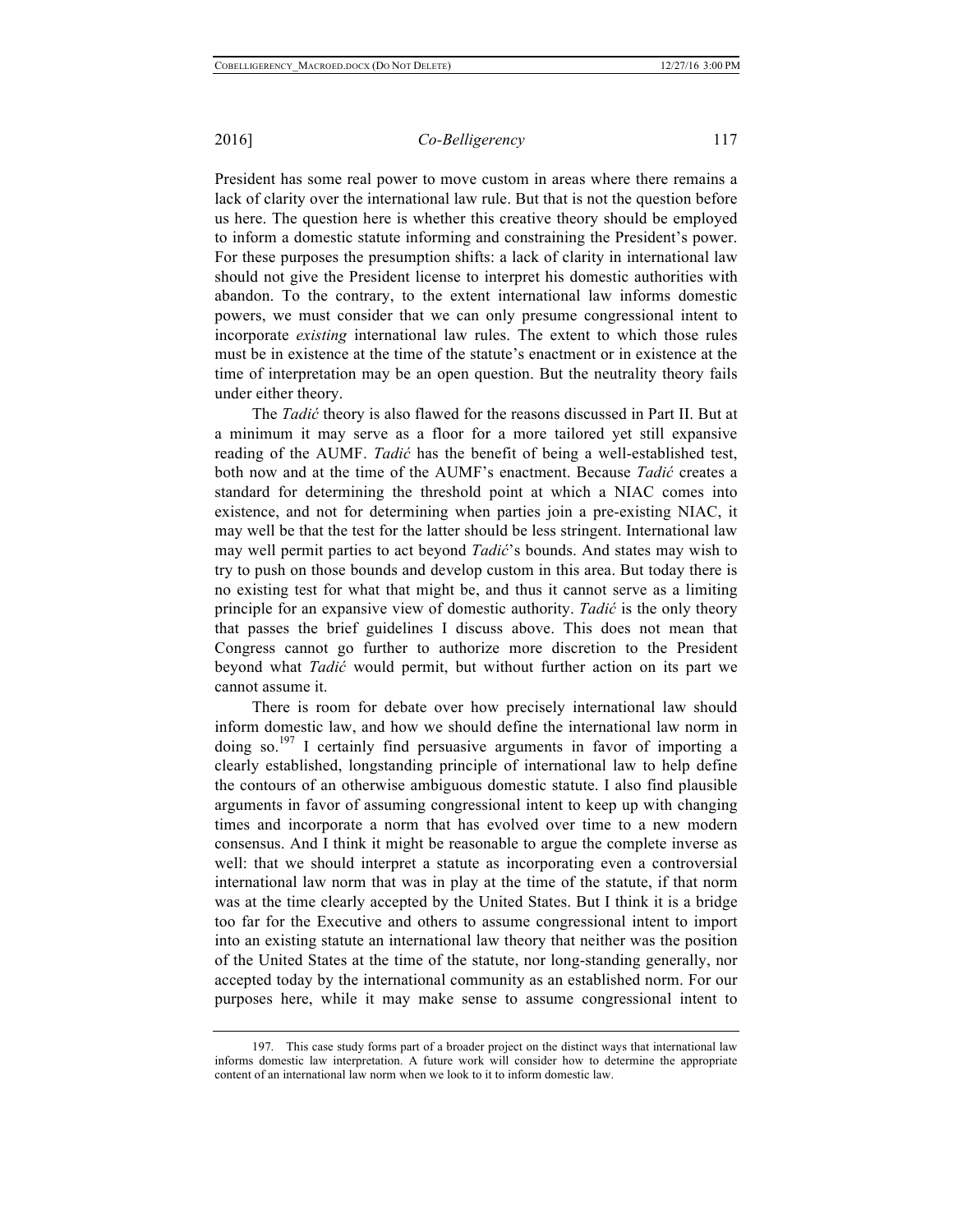President has some real power to move custom in areas where there remains a lack of clarity over the international law rule. But that is not the question before us here. The question here is whether this creative theory should be employed to inform a domestic statute informing and constraining the President's power. For these purposes the presumption shifts: a lack of clarity in international law should not give the President license to interpret his domestic authorities with abandon. To the contrary, to the extent international law informs domestic powers, we must consider that we can only presume congressional intent to incorporate *existing* international law rules. The extent to which those rules must be in existence at the time of the statute's enactment or in existence at the time of interpretation may be an open question. But the neutrality theory fails under either theory.

The *Tadić* theory is also flawed for the reasons discussed in Part II. But at a minimum it may serve as a floor for a more tailored yet still expansive reading of the AUMF. *Tadić* has the benefit of being a well-established test, both now and at the time of the AUMF's enactment. Because *Tadić* creates a standard for determining the threshold point at which a NIAC comes into existence, and not for determining when parties join a pre-existing NIAC, it may well be that the test for the latter should be less stringent. International law may well permit parties to act beyond *Tadić*'s bounds. And states may wish to try to push on those bounds and develop custom in this area. But today there is no existing test for what that might be, and thus it cannot serve as a limiting principle for an expansive view of domestic authority. *Tadić* is the only theory that passes the brief guidelines I discuss above. This does not mean that Congress cannot go further to authorize more discretion to the President beyond what *Tadić* would permit, but without further action on its part we cannot assume it.

There is room for debate over how precisely international law should inform domestic law, and how we should define the international law norm in doing so.[197] I certainly find persuasive arguments in favor of importing a clearly established, longstanding principle of international law to help define the contours of an otherwise ambiguous domestic statute. I also find plausible arguments in favor of assuming congressional intent to keep up with changing times and incorporate a norm that has evolved over time to a new modern consensus. And I think it might be reasonable to argue the complete inverse as well: that we should interpret a statute as incorporating even a controversial international law norm that was in play at the time of the statute, if that norm was at the time clearly accepted by the United States. But I think it is a bridge too far for the Executive and others to assume congressional intent to import into an existing statute an international law theory that neither was the position of the United States at the time of the statute, nor long-standing generally, nor accepted today by the international community as an established norm. For our purposes here, while it may make sense to assume congressional intent to

---

197. This case study forms part of a broader project on the distinct ways that international law informs domestic law interpretation. A future work will consider how to determine the appropriate content of an international law norm when we look to it to inform domestic law.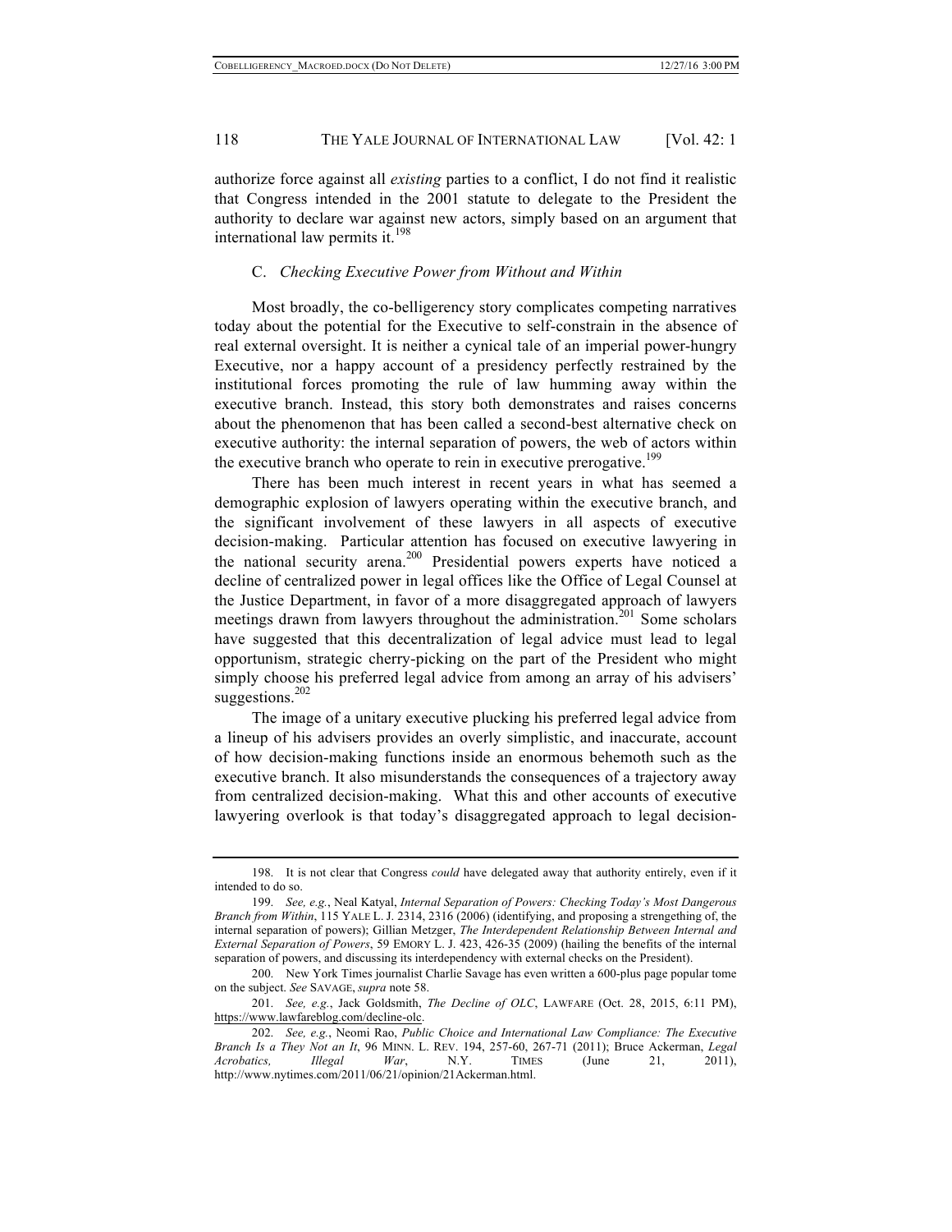authorize force against all *existing* parties to a conflict, I do not find it realistic that Congress intended in the 2001 statute to delegate to the President the authority to declare war against new actors, simply based on an argument that international law permits it.[198]

### C. *Checking Executive Power from Without and Within*

Most broadly, the co-belligerency story complicates competing narratives today about the potential for the Executive to self-constrain in the absence of real external oversight. It is neither a cynical tale of an imperial power-hungry Executive, nor a happy account of a presidency perfectly restrained by the institutional forces promoting the rule of law humming away within the executive branch. Instead, this story both demonstrates and raises concerns about the phenomenon that has been called a second-best alternative check on executive authority: the internal separation of powers, the web of actors within the executive branch who operate to rein in executive prerogative.[199]

There has been much interest in recent years in what has seemed a demographic explosion of lawyers operating within the executive branch, and the significant involvement of these lawyers in all aspects of executive decision-making. Particular attention has focused on executive lawyering in the national security arena.[200] Presidential powers experts have noticed a decline of centralized power in legal offices like the Office of Legal Counsel at the Justice Department, in favor of a more disaggregated approach of lawyers meetings drawn from lawyers throughout the administration.[201] Some scholars have suggested that this decentralization of legal advice must lead to legal opportunism, strategic cherry-picking on the part of the President who might simply choose his preferred legal advice from among an array of his advisers' suggestions.[202]

The image of a unitary executive plucking his preferred legal advice from a lineup of his advisers provides an overly simplistic, and inaccurate, account of how decision-making functions inside an enormous behemoth such as the executive branch. It also misunderstands the consequences of a trajectory away from centralized decision-making. What this and other accounts of executive lawyering overlook is that today's disaggregated approach to legal decision-

---

198. It is not clear that Congress *could* have delegated away that authority entirely, even if it intended to do so.

199. *See, e.g.*, Neal Katyal, *Internal Separation of Powers: Checking Today's Most Dangerous Branch from Within*, 115 YALE L. J. 2314, 2316 (2006) (identifying, and proposing a strengething of, the internal separation of powers); Gillian Metzger, *The Interdependent Relationship Between Internal and External Separation of Powers*, 59 EMORY L. J. 423, 426-35 (2009) (hailing the benefits of the internal separation of powers, and discussing its interdependency with external checks on the President).

200. New York Times journalist Charlie Savage has even written a 600-plus page popular tome on the subject. *See* SAVAGE, *supra* note 58.

201. *See, e.g.*, Jack Goldsmith, *The Decline of OLC*, LAWFARE (Oct. 28, 2015, 6:11 PM), https://www.lawfareblog.com/decline-olc.

202. *See, e.g.*, Neomi Rao, *Public Choice and International Law Compliance: The Executive Branch Is a They Not an It*, 96 MINN. L. REV. 194, 257-60, 267-71 (2011); Bruce Ackerman, *Legal Acrobatics, Illegal War*, N.Y. TIMES (June 21, 2011), http://www.nytimes.com/2011/06/21/opinion/21Ackerman.html.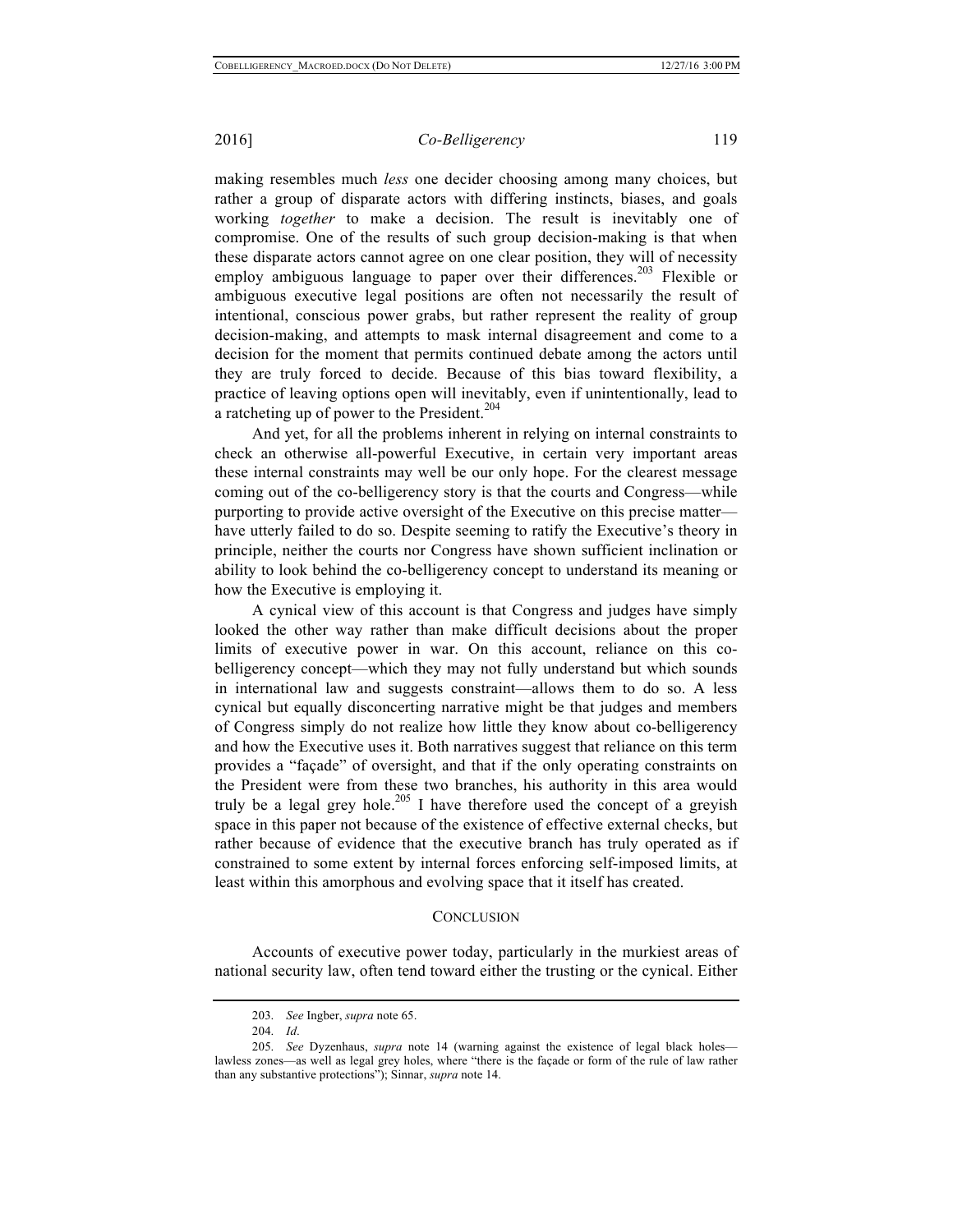making resembles much *less* one decider choosing among many choices, but rather a group of disparate actors with differing instincts, biases, and goals working *together* to make a decision. The result is inevitably one of compromise. One of the results of such group decision-making is that when these disparate actors cannot agree on one clear position, they will of necessity employ ambiguous language to paper over their differences.[203] Flexible or ambiguous executive legal positions are often not necessarily the result of intentional, conscious power grabs, but rather represent the reality of group decision-making, and attempts to mask internal disagreement and come to a decision for the moment that permits continued debate among the actors until they are truly forced to decide. Because of this bias toward flexibility, a practice of leaving options open will inevitably, even if unintentionally, lead to a ratcheting up of power to the President.[204]

And yet, for all the problems inherent in relying on internal constraints to check an otherwise all-powerful Executive, in certain very important areas these internal constraints may well be our only hope. For the clearest message coming out of the co-belligerency story is that the courts and Congress—while purporting to provide active oversight of the Executive on this precise matter—have utterly failed to do so. Despite seeming to ratify the Executive's theory in principle, neither the courts nor Congress have shown sufficient inclination or ability to look behind the co-belligerency concept to understand its meaning or how the Executive is employing it.

A cynical view of this account is that Congress and judges have simply looked the other way rather than make difficult decisions about the proper limits of executive power in war. On this account, reliance on this co-belligerency concept—which they may not fully understand but which sounds in international law and suggests constraint—allows them to do so. A less cynical but equally disconcerting narrative might be that judges and members of Congress simply do not realize how little they know about co-belligerency and how the Executive uses it. Both narratives suggest that reliance on this term provides a "façade" of oversight, and that if the only operating constraints on the President were from these two branches, his authority in this area would truly be a legal grey hole.[205] I have therefore used the concept of a greyish space in this paper not because of the existence of effective external checks, but rather because of evidence that the executive branch has truly operated as if constrained to some extent by internal forces enforcing self-imposed limits, at least within this amorphous and evolving space that it itself has created.

## Conclusion

Accounts of executive power today, particularly in the murkiest areas of national security law, often tend toward either the trusting or the cynical. Either

---

203. *See* Ingber, *supra* note 65.

204. *Id*.

205. *See* Dyzenhaus, *supra* note 14 (warning against the existence of legal black holes—lawless zones—as well as legal grey holes, where "there is the façade or form of the rule of law rather than any substantive protections"); Sinnar, *supra* note 14.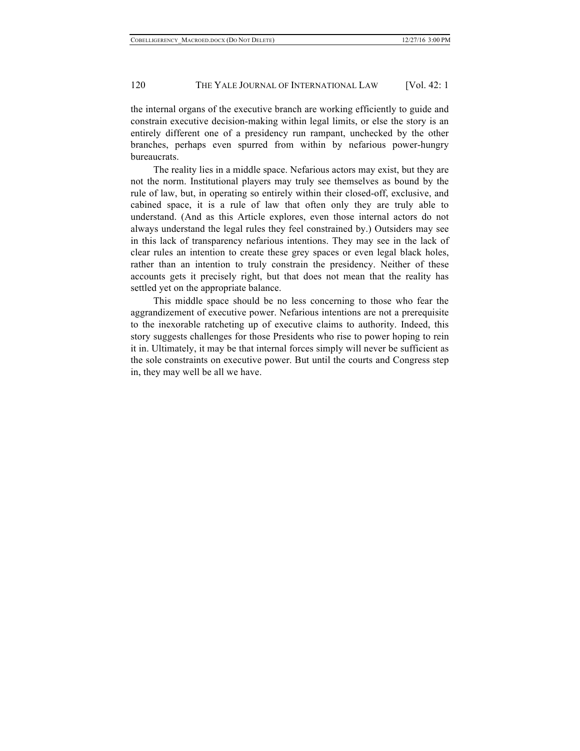the internal organs of the executive branch are working efficiently to guide and constrain executive decision-making within legal limits, or else the story is an entirely different one of a presidency run rampant, unchecked by the other branches, perhaps even spurred from within by nefarious power-hungry bureaucrats.

The reality lies in a middle space. Nefarious actors may exist, but they are not the norm. Institutional players may truly see themselves as bound by the rule of law, but, in operating so entirely within their closed-off, exclusive, and cabined space, it is a rule of law that often only they are truly able to understand. (And as this Article explores, even those internal actors do not always understand the legal rules they feel constrained by.) Outsiders may see in this lack of transparency nefarious intentions. They may see in the lack of clear rules an intention to create these grey spaces or even legal black holes, rather than an intention to truly constrain the presidency. Neither of these accounts gets it precisely right, but that does not mean that the reality has settled yet on the appropriate balance.

This middle space should be no less concerning to those who fear the aggrandizement of executive power. Nefarious intentions are not a prerequisite to the inexorable ratcheting up of executive claims to authority. Indeed, this story suggests challenges for those Presidents who rise to power hoping to rein it in. Ultimately, it may be that internal forces simply will never be sufficient as the sole constraints on executive power. But until the courts and Congress step in, they may well be all we have.